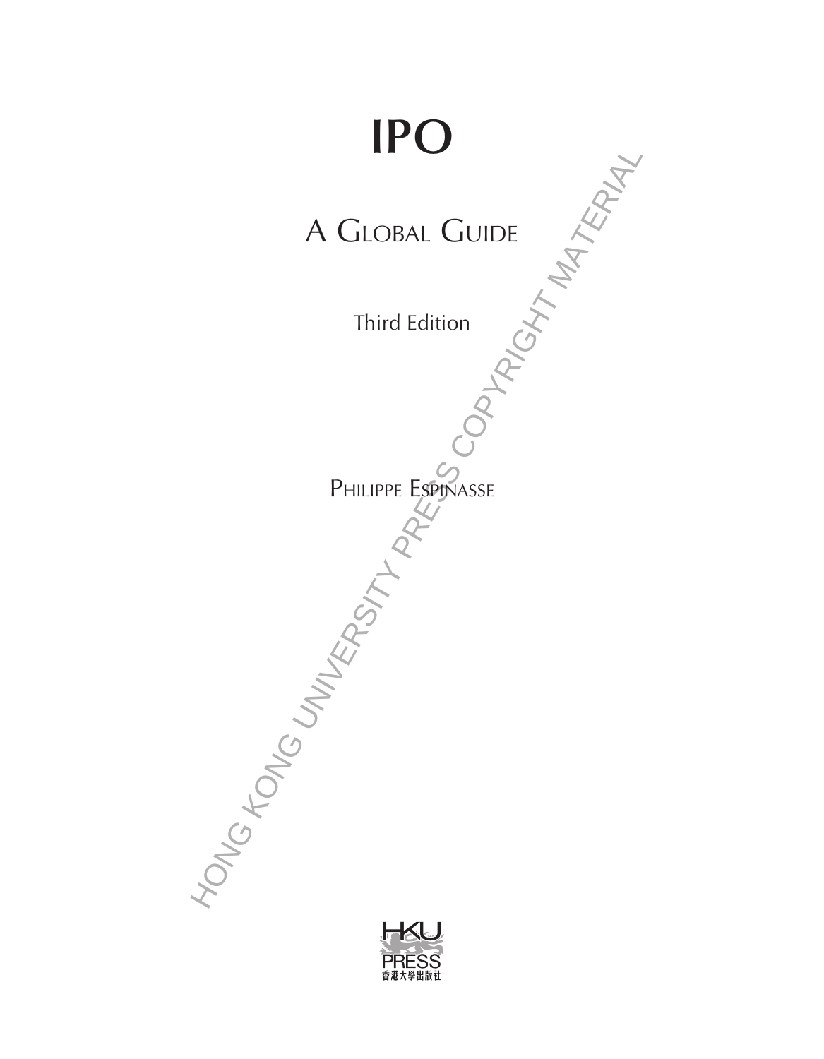# IPO

## A Global Guide

Third Edition

Philippe Espinasse

HKU PRESS
香港大學出版社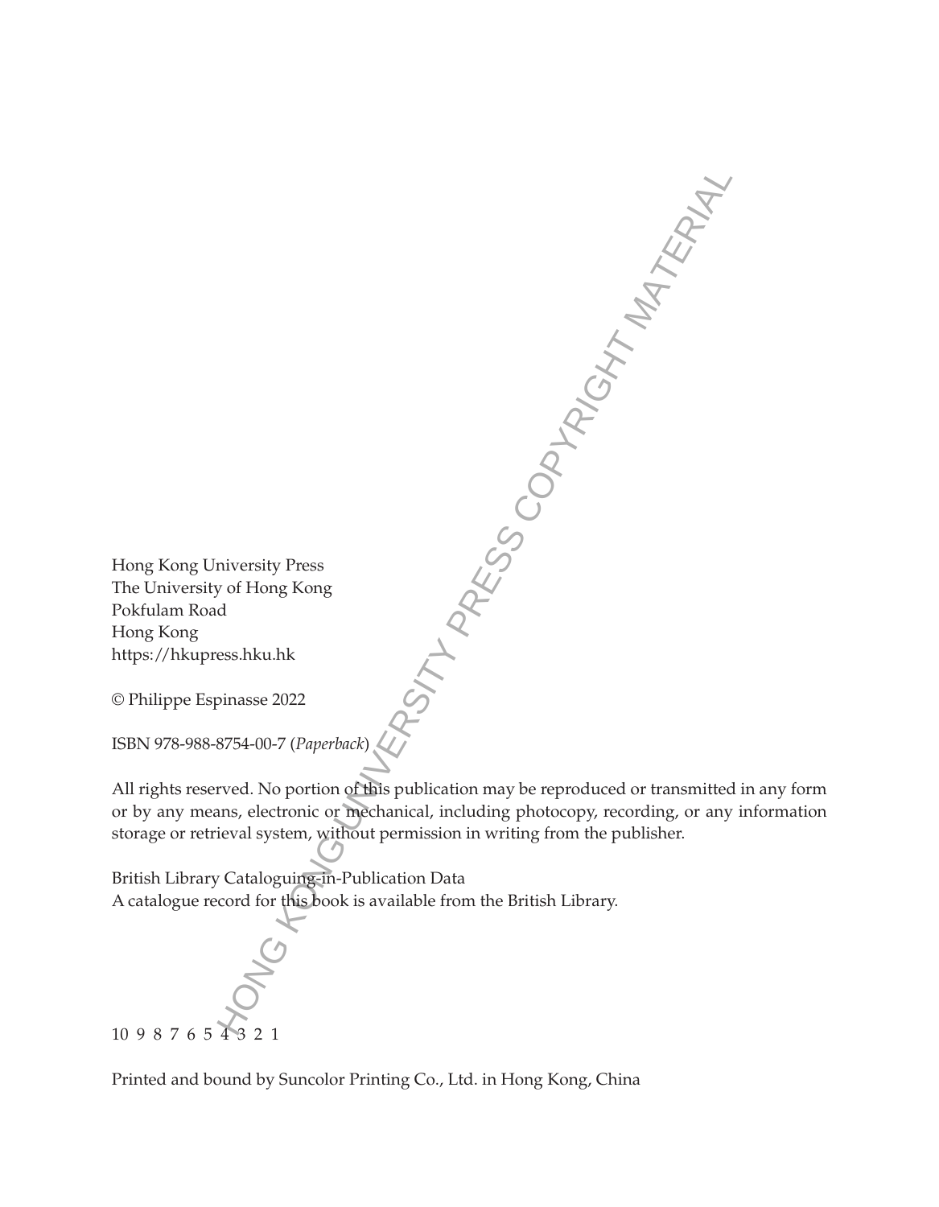Hong Kong University Press
The University of Hong Kong
Pokfulam Road
Hong Kong
https://hkupress.hku.hk

© Philippe Espinasse 2022

ISBN 978-988-8754-00-7 (*Paperback*)

All rights reserved. No portion of this publication may be reproduced or transmitted in any form or by any means, electronic or mechanical, including photocopy, recording, or any information storage or retrieval system, without permission in writing from the publisher.

British Library Cataloguing-in-Publication Data
A catalogue record for this book is available from the British Library.

10 9 8 7 6 5 4 3 2 1

Printed and bound by Suncolor Printing Co., Ltd. in Hong Kong, China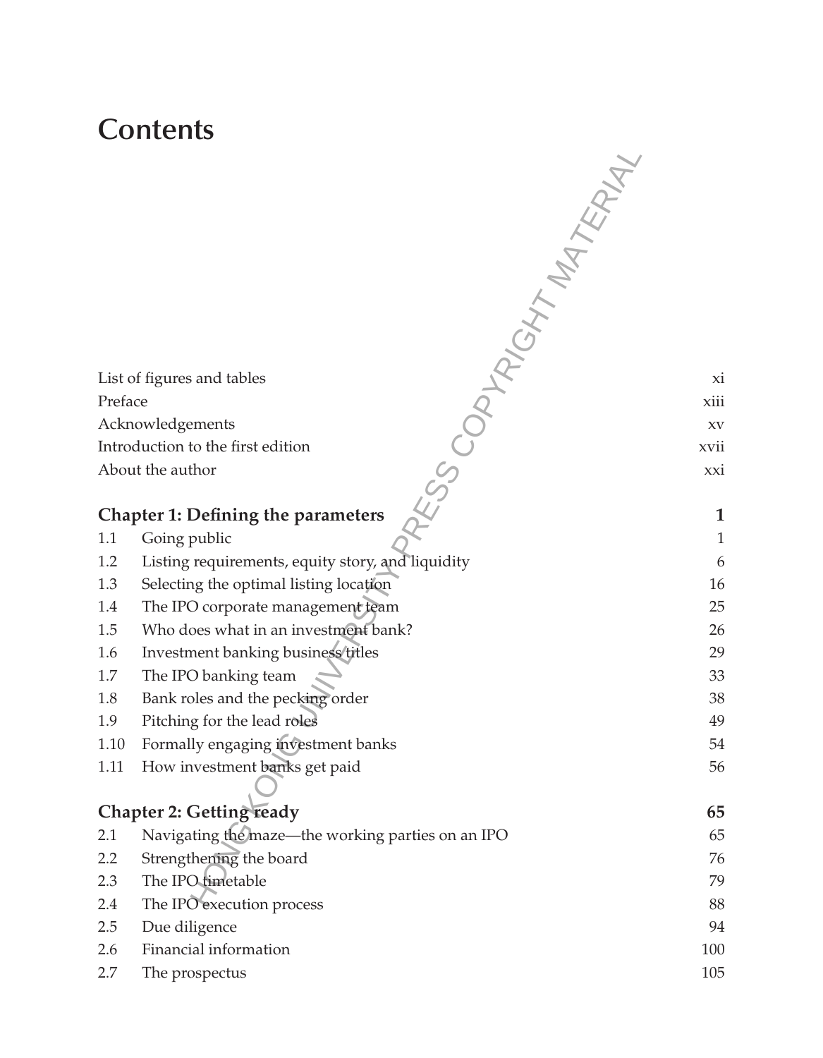# Contents

| | |
|---|---|
| List of figures and tables | xi |
| Preface | xiii |
| Acknowledgements | xv |
| Introduction to the first edition | xvii |
| About the author | xxi |

| | | |
|---|---|---|
| **Chapter 1: Defining the parameters** | | **1** |
| 1.1 | Going public | 1 |
| 1.2 | Listing requirements, equity story, and liquidity | 6 |
| 1.3 | Selecting the optimal listing location | 16 |
| 1.4 | The IPO corporate management team | 25 |
| 1.5 | Who does what in an investment bank? | 26 |
| 1.6 | Investment banking business titles | 29 |
| 1.7 | The IPO banking team | 33 |
| 1.8 | Bank roles and the pecking order | 38 |
| 1.9 | Pitching for the lead roles | 49 |
| 1.10 | Formally engaging investment banks | 54 |
| 1.11 | How investment banks get paid | 56 |

| | | |
|---|---|---|
| **Chapter 2: Getting ready** | | **65** |
| 2.1 | Navigating the maze—the working parties on an IPO | 65 |
| 2.2 | Strengthening the board | 76 |
| 2.3 | The IPO timetable | 79 |
| 2.4 | The IPO execution process | 88 |
| 2.5 | Due diligence | 94 |
| 2.6 | Financial information | 100 |
| 2.7 | The prospectus | 105 |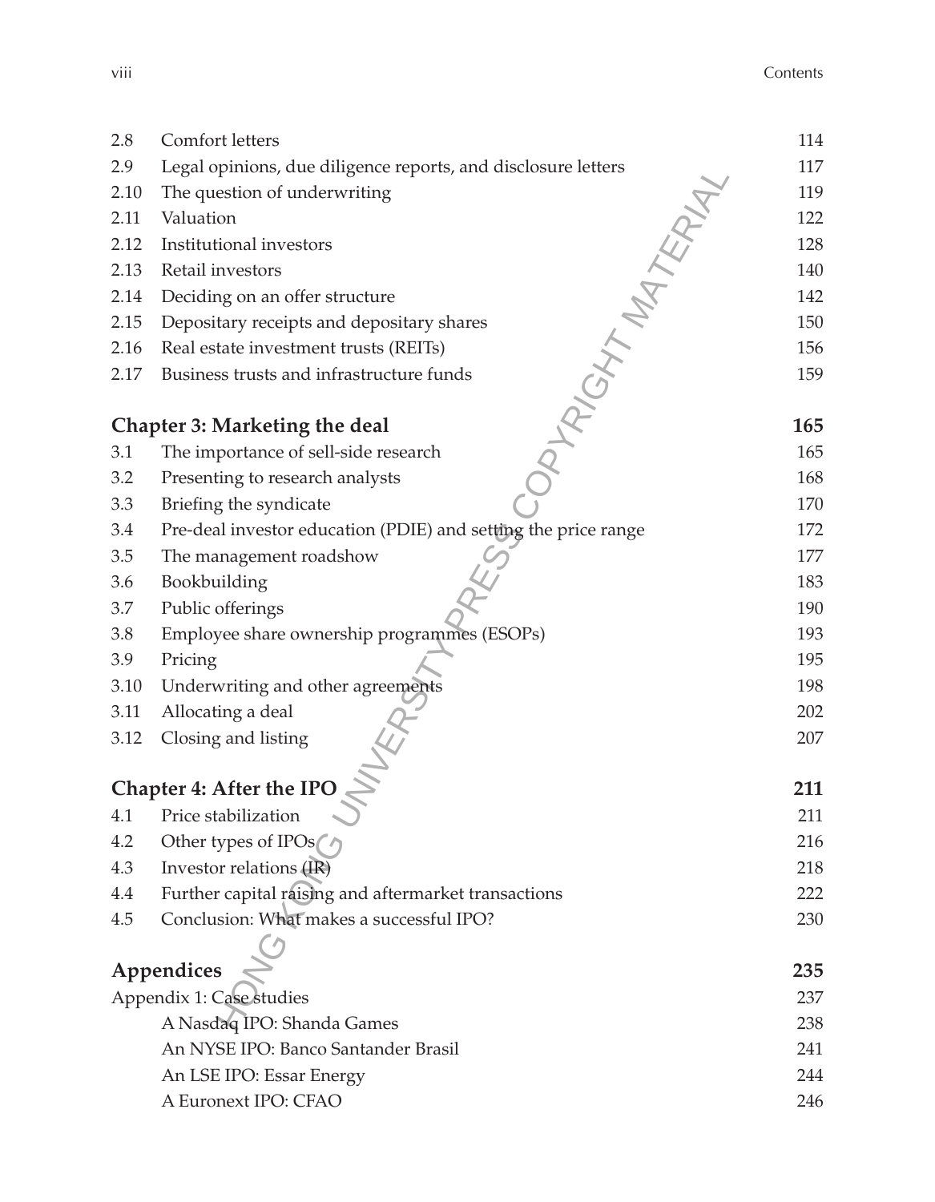| | | |
|---|---|---|
| 2.8 | Comfort letters | 114 |
| 2.9 | Legal opinions, due diligence reports, and disclosure letters | 117 |
| 2.10 | The question of underwriting | 119 |
| 2.11 | Valuation | 122 |
| 2.12 | Institutional investors | 128 |
| 2.13 | Retail investors | 140 |
| 2.14 | Deciding on an offer structure | 142 |
| 2.15 | Depositary receipts and depositary shares | 150 |
| 2.16 | Real estate investment trusts (REITs) | 156 |
| 2.17 | Business trusts and infrastructure funds | 159 |

**Chapter 3: Marketing the deal** **165**

| | | |
|---|---|---|
| 3.1 | The importance of sell-side research | 165 |
| 3.2 | Presenting to research analysts | 168 |
| 3.3 | Briefing the syndicate | 170 |
| 3.4 | Pre-deal investor education (PDIE) and setting the price range | 172 |
| 3.5 | The management roadshow | 177 |
| 3.6 | Bookbuilding | 183 |
| 3.7 | Public offerings | 190 |
| 3.8 | Employee share ownership programmes (ESOPs) | 193 |
| 3.9 | Pricing | 195 |
| 3.10 | Underwriting and other agreements | 198 |
| 3.11 | Allocating a deal | 202 |
| 3.12 | Closing and listing | 207 |

**Chapter 4: After the IPO** **211**

| | | |
|---|---|---|
| 4.1 | Price stabilization | 211 |
| 4.2 | Other types of IPOs | 216 |
| 4.3 | Investor relations (IR) | 218 |
| 4.4 | Further capital raising and aftermarket transactions | 222 |
| 4.5 | Conclusion: What makes a successful IPO? | 230 |

**Appendices** **235**

| | |
|---|---|
| Appendix 1: Case studies | 237 |
| A Nasdaq IPO: Shanda Games | 238 |
| An NYSE IPO: Banco Santander Brasil | 241 |
| An LSE IPO: Essar Energy | 244 |
| A Euronext IPO: CFAO | 246 |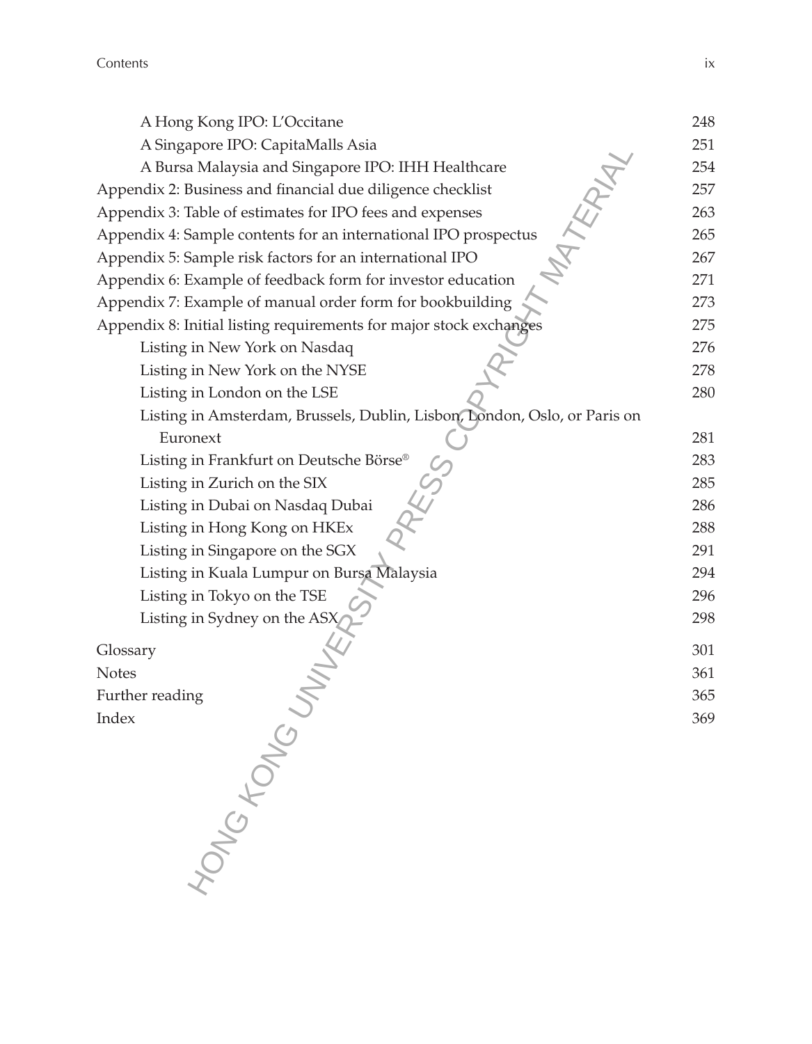| | |
|---|---|
| A Hong Kong IPO: L'Occitane | 248 |
| A Singapore IPO: CapitaMalls Asia | 251 |
| A Bursa Malaysia and Singapore IPO: IHH Healthcare | 254 |
| Appendix 2: Business and financial due diligence checklist | 257 |
| Appendix 3: Table of estimates for IPO fees and expenses | 263 |
| Appendix 4: Sample contents for an international IPO prospectus | 265 |
| Appendix 5: Sample risk factors for an international IPO | 267 |
| Appendix 6: Example of feedback form for investor education | 271 |
| Appendix 7: Example of manual order form for bookbuilding | 273 |
| Appendix 8: Initial listing requirements for major stock exchanges | 275 |
| Listing in New York on Nasdaq | 276 |
| Listing in New York on the NYSE | 278 |
| Listing in London on the LSE | 280 |
| Listing in Amsterdam, Brussels, Dublin, Lisbon, London, Oslo, or Paris on Euronext | 281 |
| Listing in Frankfurt on Deutsche Börse® | 283 |
| Listing in Zurich on the SIX | 285 |
| Listing in Dubai on Nasdaq Dubai | 286 |
| Listing in Hong Kong on HKEx | 288 |
| Listing in Singapore on the SGX | 291 |
| Listing in Kuala Lumpur on Bursa Malaysia | 294 |
| Listing in Tokyo on the TSE | 296 |
| Listing in Sydney on the ASX | 298 |
| Glossary | 301 |
| Notes | 361 |
| Further reading | 365 |
| Index | 369 |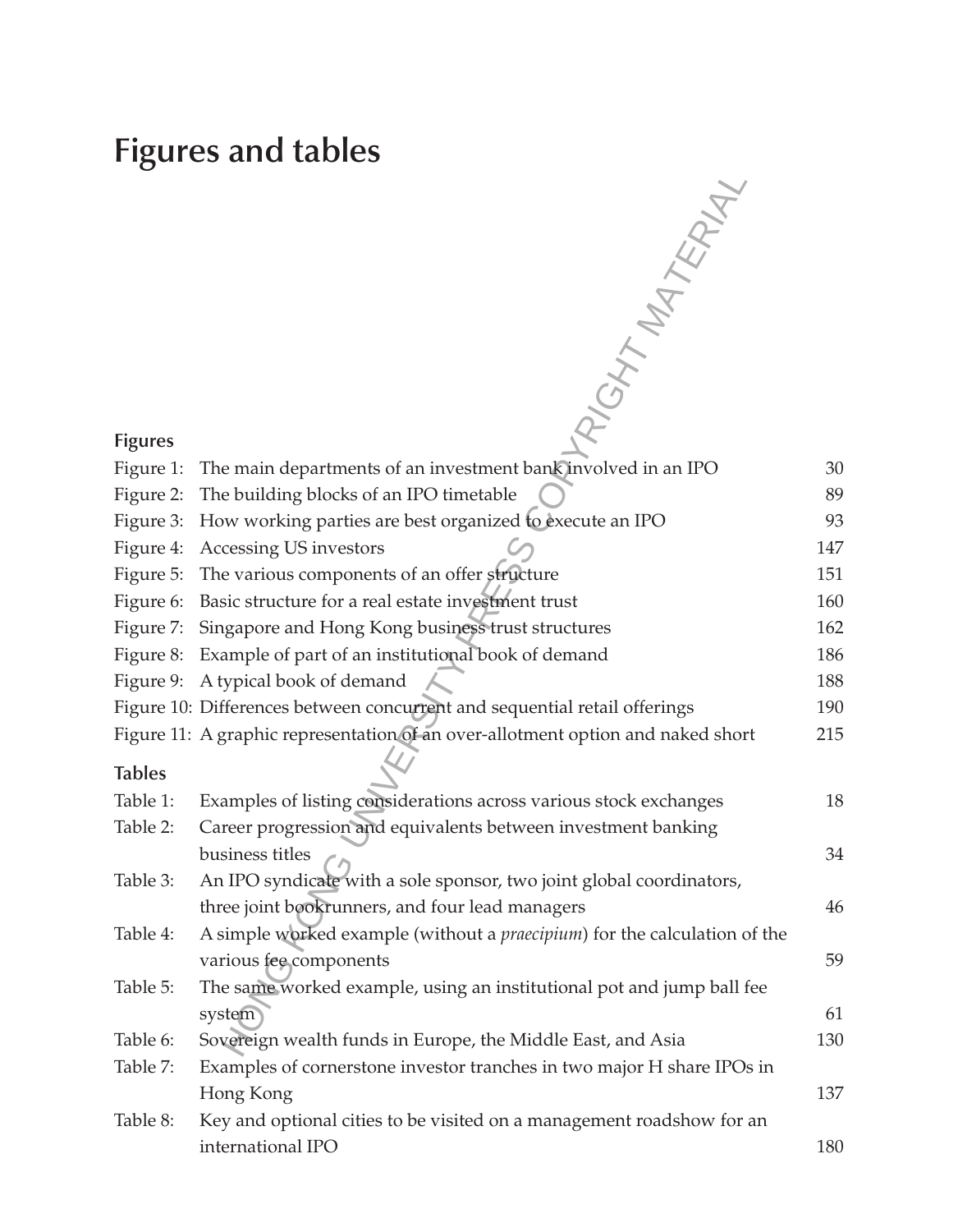# Figures and tables

## Figures

| | | |
|---|---|---|
| Figure 1: | The main departments of an investment bank involved in an IPO | 30 |
| Figure 2: | The building blocks of an IPO timetable | 89 |
| Figure 3: | How working parties are best organized to execute an IPO | 93 |
| Figure 4: | Accessing US investors | 147 |
| Figure 5: | The various components of an offer structure | 151 |
| Figure 6: | Basic structure for a real estate investment trust | 160 |
| Figure 7: | Singapore and Hong Kong business trust structures | 162 |
| Figure 8: | Example of part of an institutional book of demand | 186 |
| Figure 9: | A typical book of demand | 188 |
| Figure 10: | Differences between concurrent and sequential retail offerings | 190 |
| Figure 11: | A graphic representation of an over-allotment option and naked short | 215 |

## Tables

| | | |
|---|---|---|
| Table 1: | Examples of listing considerations across various stock exchanges | 18 |
| Table 2: | Career progression and equivalents between investment banking business titles | 34 |
| Table 3: | An IPO syndicate with a sole sponsor, two joint global coordinators, three joint bookrunners, and four lead managers | 46 |
| Table 4: | A simple worked example (without a *praecipium*) for the calculation of the various fee components | 59 |
| Table 5: | The same worked example, using an institutional pot and jump ball fee system | 61 |
| Table 6: | Sovereign wealth funds in Europe, the Middle East, and Asia | 130 |
| Table 7: | Examples of cornerstone investor tranches in two major H share IPOs in Hong Kong | 137 |
| Table 8: | Key and optional cities to be visited on a management roadshow for an international IPO | 180 |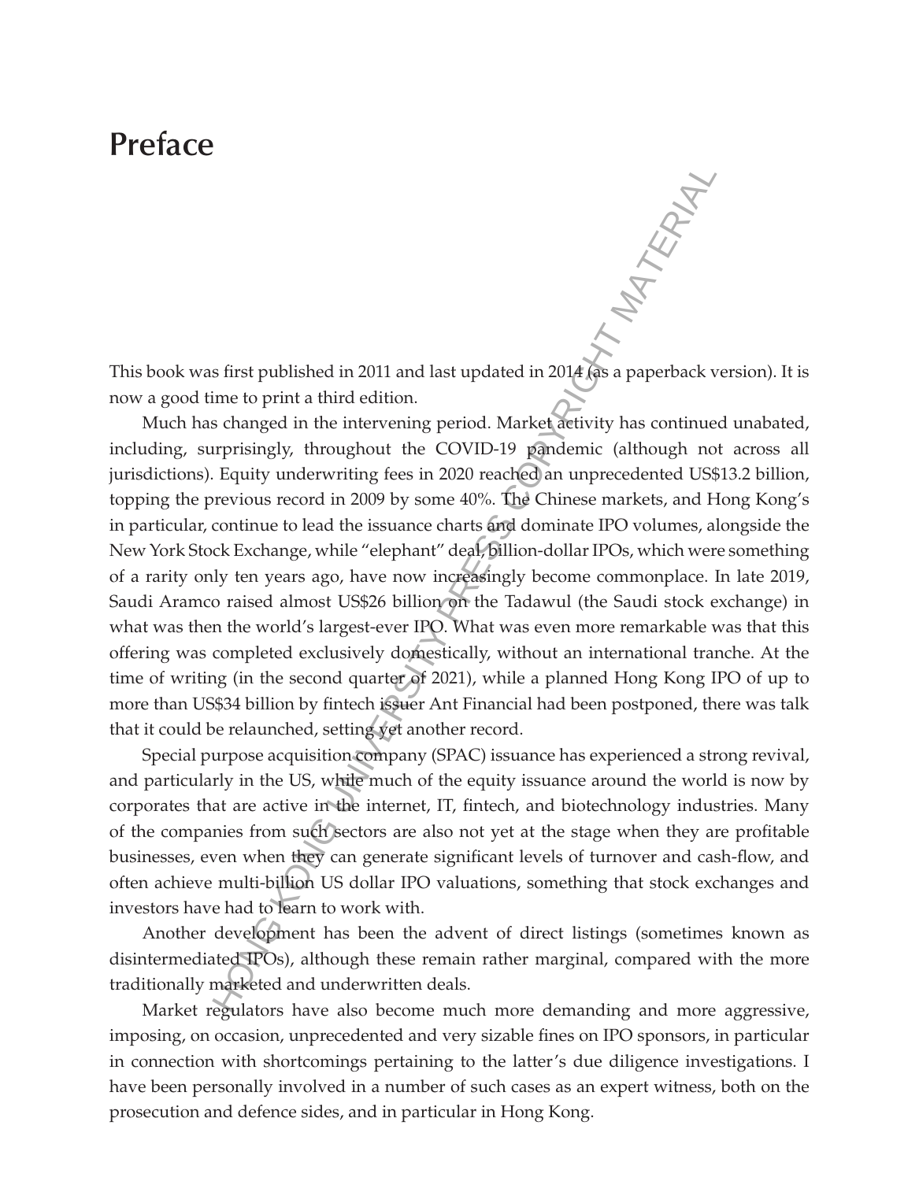# Preface

This book was first published in 2011 and last updated in 2014 (as a paperback version). It is now a good time to print a third edition.

Much has changed in the intervening period. Market activity has continued unabated, including, surprisingly, throughout the COVID-19 pandemic (although not across all jurisdictions). Equity underwriting fees in 2020 reached an unprecedented US$13.2 billion, topping the previous record in 2009 by some 40%. The Chinese markets, and Hong Kong's in particular, continue to lead the issuance charts and dominate IPO volumes, alongside the New York Stock Exchange, while "elephant" deal, billion-dollar IPOs, which were something of a rarity only ten years ago, have now increasingly become commonplace. In late 2019, Saudi Aramco raised almost US$26 billion on the Tadawul (the Saudi stock exchange) in what was then the world's largest-ever IPO. What was even more remarkable was that this offering was completed exclusively domestically, without an international tranche. At the time of writing (in the second quarter of 2021), while a planned Hong Kong IPO of up to more than US$34 billion by fintech issuer Ant Financial had been postponed, there was talk that it could be relaunched, setting yet another record.

Special purpose acquisition company (SPAC) issuance has experienced a strong revival, and particularly in the US, while much of the equity issuance around the world is now by corporates that are active in the internet, IT, fintech, and biotechnology industries. Many of the companies from such sectors are also not yet at the stage when they are profitable businesses, even when they can generate significant levels of turnover and cash-flow, and often achieve multi-billion US dollar IPO valuations, something that stock exchanges and investors have had to learn to work with.

Another development has been the advent of direct listings (sometimes known as disintermediated IPOs), although these remain rather marginal, compared with the more traditionally marketed and underwritten deals.

Market regulators have also become much more demanding and more aggressive, imposing, on occasion, unprecedented and very sizable fines on IPO sponsors, in particular in connection with shortcomings pertaining to the latter's due diligence investigations. I have been personally involved in a number of such cases as an expert witness, both on the prosecution and defence sides, and in particular in Hong Kong.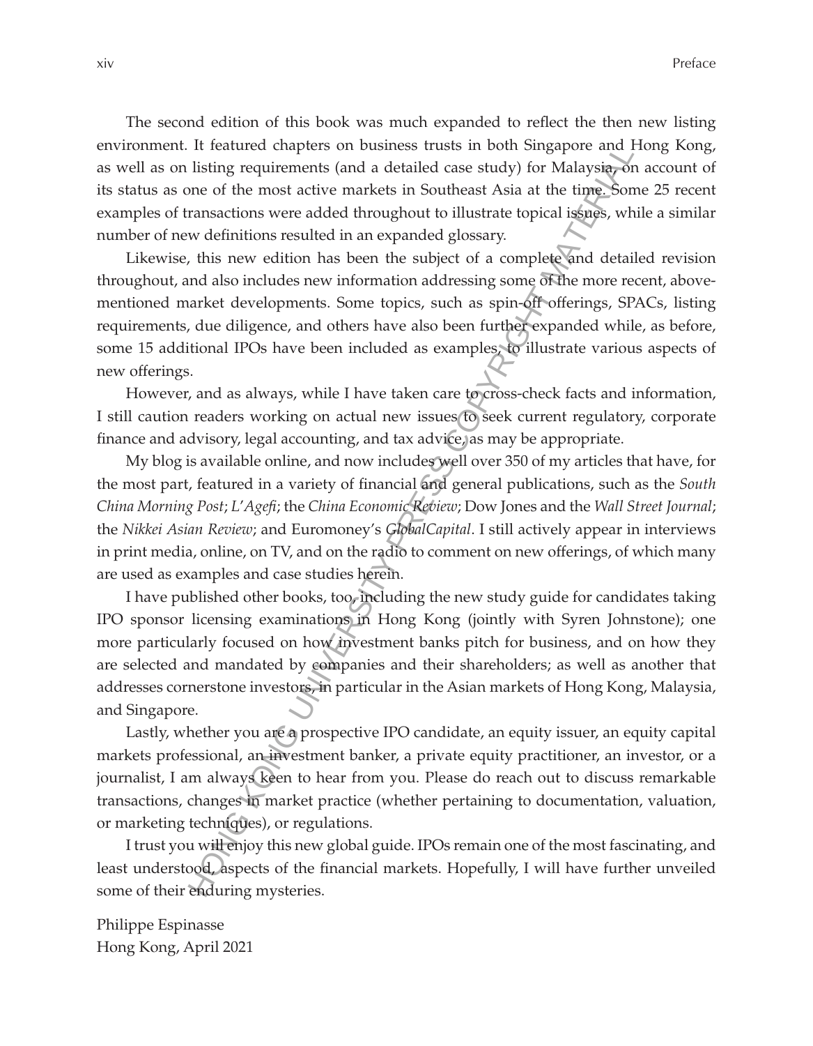The second edition of this book was much expanded to reflect the then new listing environment. It featured chapters on business trusts in both Singapore and Hong Kong, as well as on listing requirements (and a detailed case study) for Malaysia, on account of its status as one of the most active markets in Southeast Asia at the time. Some 25 recent examples of transactions were added throughout to illustrate topical issues, while a similar number of new definitions resulted in an expanded glossary.

Likewise, this new edition has been the subject of a complete and detailed revision throughout, and also includes new information addressing some of the more recent, above-mentioned market developments. Some topics, such as spin-off offerings, SPACs, listing requirements, due diligence, and others have also been further expanded while, as before, some 15 additional IPOs have been included as examples, to illustrate various aspects of new offerings.

However, and as always, while I have taken care to cross-check facts and information, I still caution readers working on actual new issues to seek current regulatory, corporate finance and advisory, legal accounting, and tax advice, as may be appropriate.

My blog is available online, and now includes well over 350 of my articles that have, for the most part, featured in a variety of financial and general publications, such as the *South China Morning Post*; *L'Agefi*; the *China Economic Review*; Dow Jones and the *Wall Street Journal*; the *Nikkei Asian Review*; and Euromoney's *GlobalCapital*. I still actively appear in interviews in print media, online, on TV, and on the radio to comment on new offerings, of which many are used as examples and case studies herein.

I have published other books, too, including the new study guide for candidates taking IPO sponsor licensing examinations in Hong Kong (jointly with Syren Johnstone); one more particularly focused on how investment banks pitch for business, and on how they are selected and mandated by companies and their shareholders; as well as another that addresses cornerstone investors, in particular in the Asian markets of Hong Kong, Malaysia, and Singapore.

Lastly, whether you are a prospective IPO candidate, an equity issuer, an equity capital markets professional, an investment banker, a private equity practitioner, an investor, or a journalist, I am always keen to hear from you. Please do reach out to discuss remarkable transactions, changes in market practice (whether pertaining to documentation, valuation, or marketing techniques), or regulations.

I trust you will enjoy this new global guide. IPOs remain one of the most fascinating, and least understood, aspects of the financial markets. Hopefully, I will have further unveiled some of their enduring mysteries.

Philippe Espinasse
Hong Kong, April 2021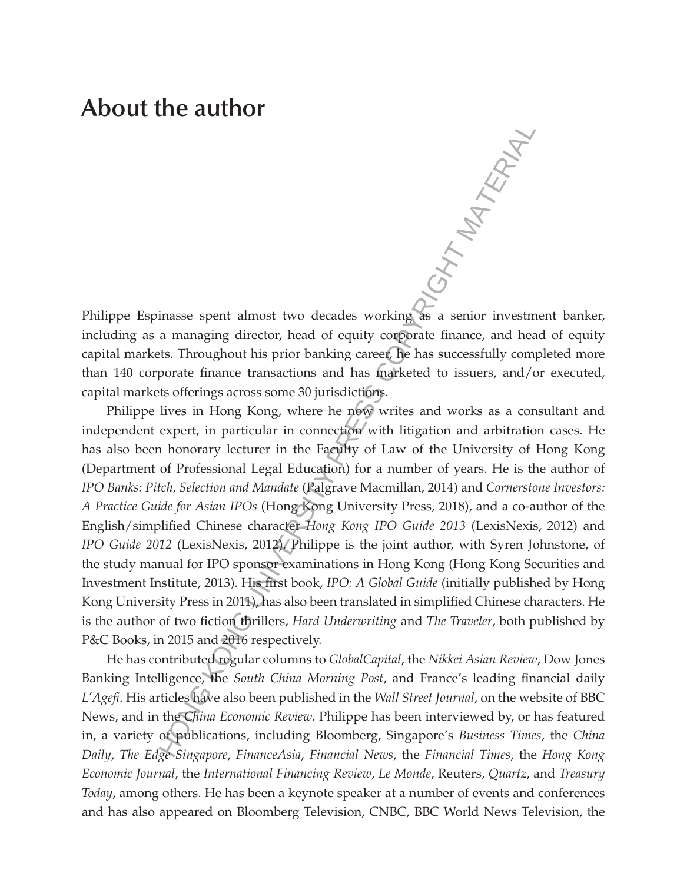# About the author

Philippe Espinasse spent almost two decades working as a senior investment banker, including as a managing director, head of equity corporate finance, and head of equity capital markets. Throughout his prior banking career, he has successfully completed more than 140 corporate finance transactions and has marketed to issuers, and/or executed, capital markets offerings across some 30 jurisdictions.

Philippe lives in Hong Kong, where he now writes and works as a consultant and independent expert, in particular in connection with litigation and arbitration cases. He has also been honorary lecturer in the Faculty of Law of the University of Hong Kong (Department of Professional Legal Education) for a number of years. He is the author of *IPO Banks: Pitch, Selection and Mandate* (Palgrave Macmillan, 2014) and *Cornerstone Investors: A Practice Guide for Asian IPOs* (Hong Kong University Press, 2018), and a co-author of the English/simplified Chinese character *Hong Kong IPO Guide 2013* (LexisNexis, 2012) and *IPO Guide 2012* (LexisNexis, 2012). Philippe is the joint author, with Syren Johnstone, of the study manual for IPO sponsor examinations in Hong Kong (Hong Kong Securities and Investment Institute, 2013). His first book, *IPO: A Global Guide* (initially published by Hong Kong University Press in 2011), has also been translated in simplified Chinese characters. He is the author of two fiction thrillers, *Hard Underwriting* and *The Traveler*, both published by P&C Books, in 2015 and 2016 respectively.

He has contributed regular columns to *GlobalCapital*, the *Nikkei Asian Review*, Dow Jones Banking Intelligence, the *South China Morning Post*, and France's leading financial daily *L'Agefi*. His articles have also been published in the *Wall Street Journal*, on the website of BBC News, and in the *China Economic Review*. Philippe has been interviewed by, or has featured in, a variety of publications, including Bloomberg, Singapore's *Business Times*, the *China Daily*, *The Edge Singapore*, *FinanceAsia*, *Financial News*, the *Financial Times*, the *Hong Kong Economic Journal*, the *International Financing Review*, *Le Monde*, Reuters, *Quartz*, and *Treasury Today*, among others. He has been a keynote speaker at a number of events and conferences and has also appeared on Bloomberg Television, CNBC, BBC World News Television, the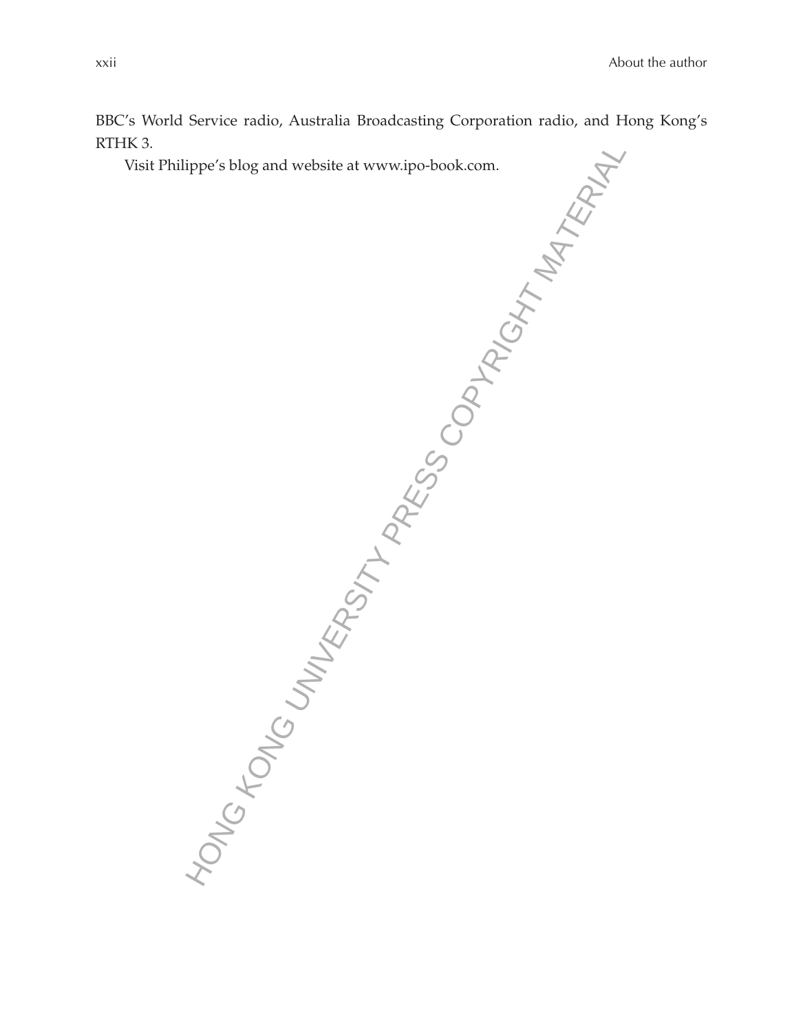BBC's World Service radio, Australia Broadcasting Corporation radio, and Hong Kong's RTHK 3.

Visit Philippe's blog and website at www.ipo-book.com.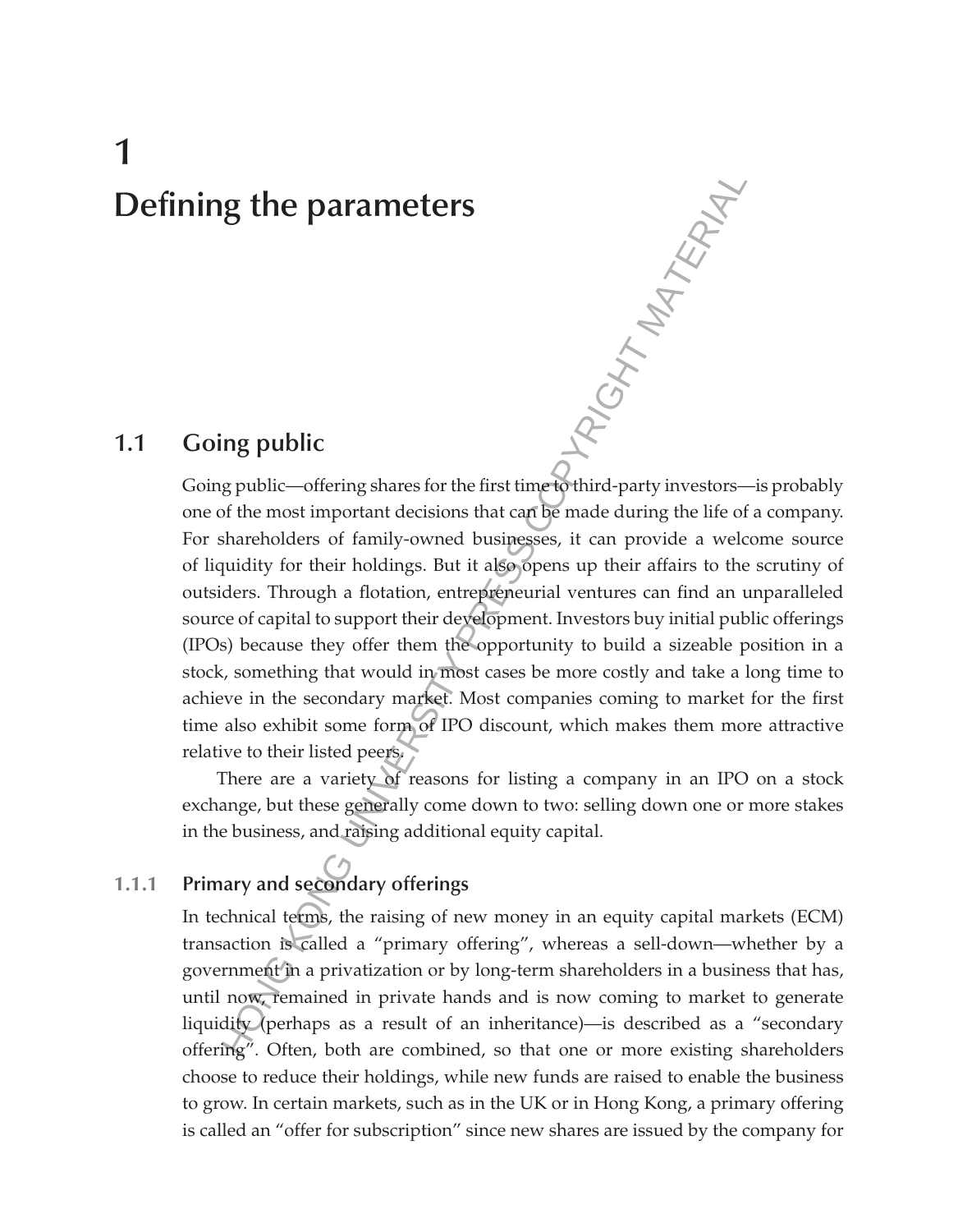# 1 Defining the parameters

## 1.1 Going public

Going public—offering shares for the first time to third-party investors—is probably one of the most important decisions that can be made during the life of a company. For shareholders of family-owned businesses, it can provide a welcome source of liquidity for their holdings. But it also opens up their affairs to the scrutiny of outsiders. Through a flotation, entrepreneurial ventures can find an unparalleled source of capital to support their development. Investors buy initial public offerings (IPOs) because they offer them the opportunity to build a sizeable position in a stock, something that would in most cases be more costly and take a long time to achieve in the secondary market. Most companies coming to market for the first time also exhibit some form of IPO discount, which makes them more attractive relative to their listed peers.

There are a variety of reasons for listing a company in an IPO on a stock exchange, but these generally come down to two: selling down one or more stakes in the business, and raising additional equity capital.

### 1.1.1 Primary and secondary offerings

In technical terms, the raising of new money in an equity capital markets (ECM) transaction is called a "primary offering", whereas a sell-down—whether by a government in a privatization or by long-term shareholders in a business that has, until now, remained in private hands and is now coming to market to generate liquidity (perhaps as a result of an inheritance)—is described as a "secondary offering". Often, both are combined, so that one or more existing shareholders choose to reduce their holdings, while new funds are raised to enable the business to grow. In certain markets, such as in the UK or in Hong Kong, a primary offering is called an "offer for subscription" since new shares are issued by the company for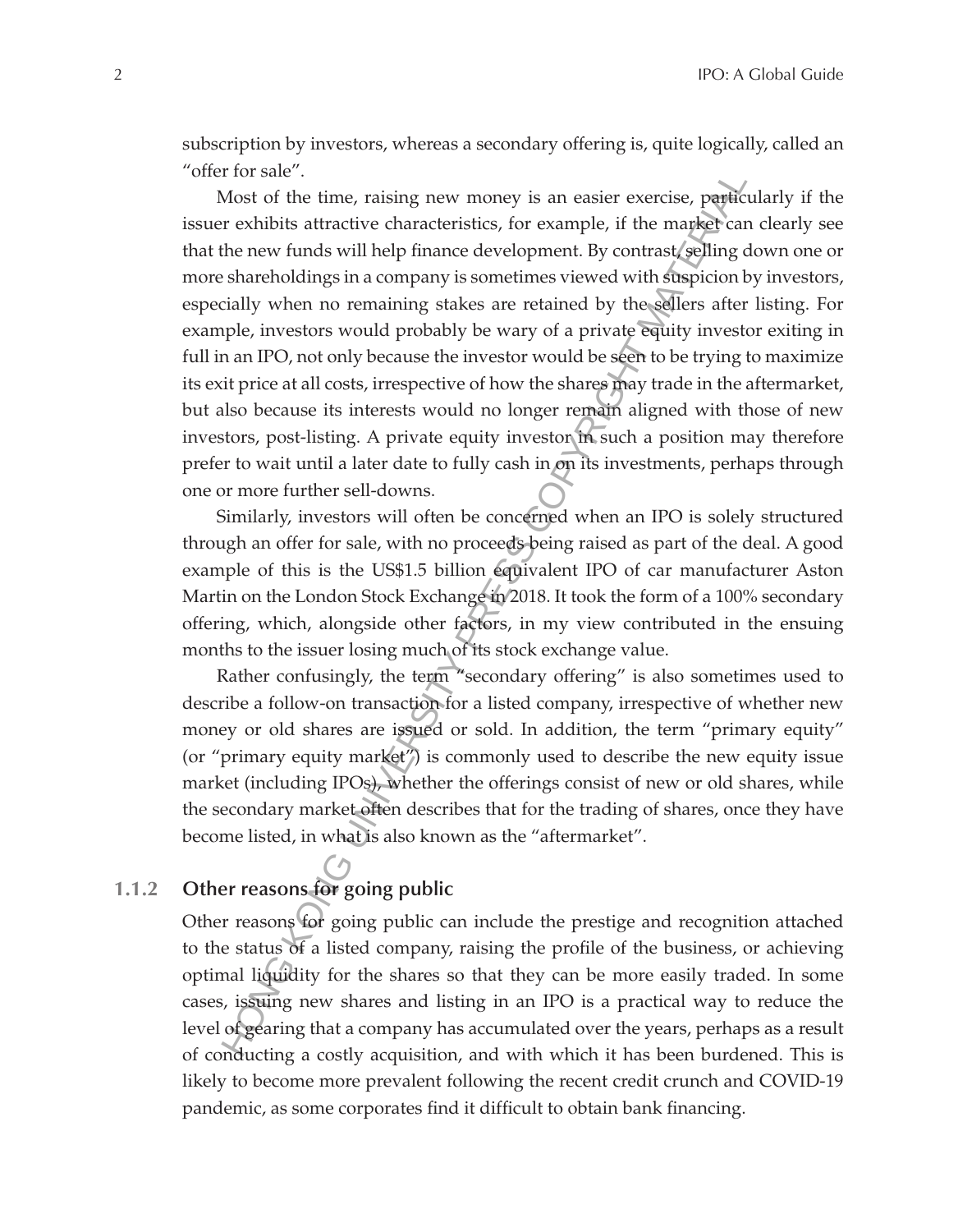subscription by investors, whereas a secondary offering is, quite logically, called an "offer for sale".

Most of the time, raising new money is an easier exercise, particularly if the issuer exhibits attractive characteristics, for example, if the market can clearly see that the new funds will help finance development. By contrast, selling down one or more shareholdings in a company is sometimes viewed with suspicion by investors, especially when no remaining stakes are retained by the sellers after listing. For example, investors would probably be wary of a private equity investor exiting in full in an IPO, not only because the investor would be seen to be trying to maximize its exit price at all costs, irrespective of how the shares may trade in the aftermarket, but also because its interests would no longer remain aligned with those of new investors, post-listing. A private equity investor in such a position may therefore prefer to wait until a later date to fully cash in on its investments, perhaps through one or more further sell-downs.

Similarly, investors will often be concerned when an IPO is solely structured through an offer for sale, with no proceeds being raised as part of the deal. A good example of this is the US$1.5 billion equivalent IPO of car manufacturer Aston Martin on the London Stock Exchange in 2018. It took the form of a 100% secondary offering, which, alongside other factors, in my view contributed in the ensuing months to the issuer losing much of its stock exchange value.

Rather confusingly, the term "secondary offering" is also sometimes used to describe a follow-on transaction for a listed company, irrespective of whether new money or old shares are issued or sold. In addition, the term "primary equity" (or "primary equity market") is commonly used to describe the new equity issue market (including IPOs), whether the offerings consist of new or old shares, while the secondary market often describes that for the trading of shares, once they have become listed, in what is also known as the "aftermarket".

### 1.1.2 Other reasons for going public

Other reasons for going public can include the prestige and recognition attached to the status of a listed company, raising the profile of the business, or achieving optimal liquidity for the shares so that they can be more easily traded. In some cases, issuing new shares and listing in an IPO is a practical way to reduce the level of gearing that a company has accumulated over the years, perhaps as a result of conducting a costly acquisition, and with which it has been burdened. This is likely to become more prevalent following the recent credit crunch and COVID-19 pandemic, as some corporates find it difficult to obtain bank financing.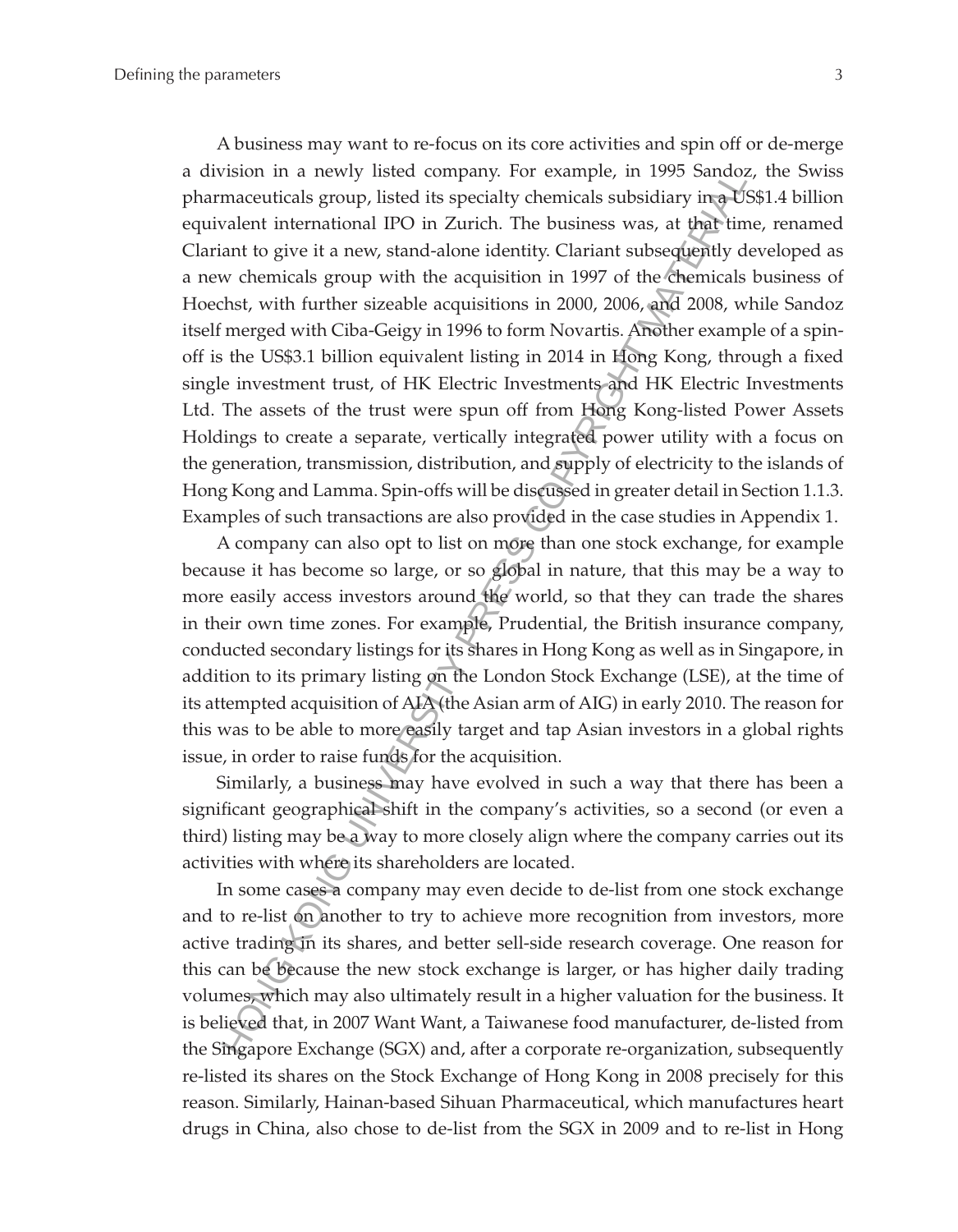A business may want to re-focus on its core activities and spin off or de-merge a division in a newly listed company. For example, in 1995 Sandoz, the Swiss pharmaceuticals group, listed its specialty chemicals subsidiary in a US$1.4 billion equivalent international IPO in Zurich. The business was, at that time, renamed Clariant to give it a new, stand-alone identity. Clariant subsequently developed as a new chemicals group with the acquisition in 1997 of the chemicals business of Hoechst, with further sizeable acquisitions in 2000, 2006, and 2008, while Sandoz itself merged with Ciba-Geigy in 1996 to form Novartis. Another example of a spin-off is the US$3.1 billion equivalent listing in 2014 in Hong Kong, through a fixed single investment trust, of HK Electric Investments and HK Electric Investments Ltd. The assets of the trust were spun off from Hong Kong-listed Power Assets Holdings to create a separate, vertically integrated power utility with a focus on the generation, transmission, distribution, and supply of electricity to the islands of Hong Kong and Lamma. Spin-offs will be discussed in greater detail in Section 1.1.3. Examples of such transactions are also provided in the case studies in Appendix 1.

A company can also opt to list on more than one stock exchange, for example because it has become so large, or so global in nature, that this may be a way to more easily access investors around the world, so that they can trade the shares in their own time zones. For example, Prudential, the British insurance company, conducted secondary listings for its shares in Hong Kong as well as in Singapore, in addition to its primary listing on the London Stock Exchange (LSE), at the time of its attempted acquisition of AIA (the Asian arm of AIG) in early 2010. The reason for this was to be able to more easily target and tap Asian investors in a global rights issue, in order to raise funds for the acquisition.

Similarly, a business may have evolved in such a way that there has been a significant geographical shift in the company's activities, so a second (or even a third) listing may be a way to more closely align where the company carries out its activities with where its shareholders are located.

In some cases a company may even decide to de-list from one stock exchange and to re-list on another to try to achieve more recognition from investors, more active trading in its shares, and better sell-side research coverage. One reason for this can be because the new stock exchange is larger, or has higher daily trading volumes, which may also ultimately result in a higher valuation for the business. It is believed that, in 2007 Want Want, a Taiwanese food manufacturer, de-listed from the Singapore Exchange (SGX) and, after a corporate re-organization, subsequently re-listed its shares on the Stock Exchange of Hong Kong in 2008 precisely for this reason. Similarly, Hainan-based Sihuan Pharmaceutical, which manufactures heart drugs in China, also chose to de-list from the SGX in 2009 and to re-list in Hong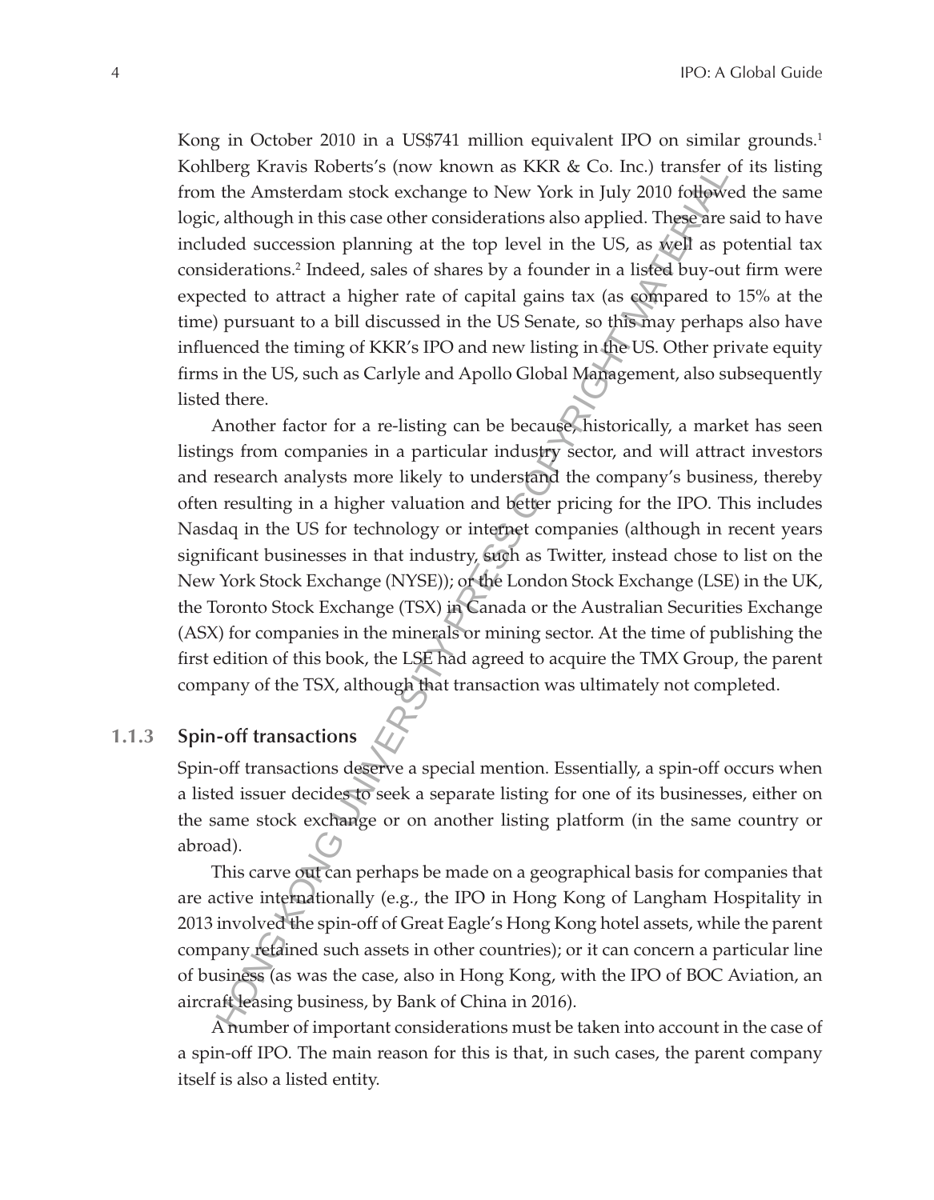Kong in October 2010 in a US$741 million equivalent IPO on similar grounds.[1] Kohlberg Kravis Roberts's (now known as KKR & Co. Inc.) transfer of its listing from the Amsterdam stock exchange to New York in July 2010 followed the same logic, although in this case other considerations also applied. These are said to have included succession planning at the top level in the US, as well as potential tax considerations.[2] Indeed, sales of shares by a founder in a listed buy-out firm were expected to attract a higher rate of capital gains tax (as compared to 15% at the time) pursuant to a bill discussed in the US Senate, so this may perhaps also have influenced the timing of KKR's IPO and new listing in the US. Other private equity firms in the US, such as Carlyle and Apollo Global Management, also subsequently listed there.

Another factor for a re-listing can be because, historically, a market has seen listings from companies in a particular industry sector, and will attract investors and research analysts more likely to understand the company's business, thereby often resulting in a higher valuation and better pricing for the IPO. This includes Nasdaq in the US for technology or internet companies (although in recent years significant businesses in that industry, such as Twitter, instead chose to list on the New York Stock Exchange (NYSE)); or the London Stock Exchange (LSE) in the UK, the Toronto Stock Exchange (TSX) in Canada or the Australian Securities Exchange (ASX) for companies in the minerals or mining sector. At the time of publishing the first edition of this book, the LSE had agreed to acquire the TMX Group, the parent company of the TSX, although that transaction was ultimately not completed.

### 1.1.3 Spin-off transactions

Spin-off transactions deserve a special mention. Essentially, a spin-off occurs when a listed issuer decides to seek a separate listing for one of its businesses, either on the same stock exchange or on another listing platform (in the same country or abroad).

This carve out can perhaps be made on a geographical basis for companies that are active internationally (e.g., the IPO in Hong Kong of Langham Hospitality in 2013 involved the spin-off of Great Eagle's Hong Kong hotel assets, while the parent company retained such assets in other countries); or it can concern a particular line of business (as was the case, also in Hong Kong, with the IPO of BOC Aviation, an aircraft leasing business, by Bank of China in 2016).

A number of important considerations must be taken into account in the case of a spin-off IPO. The main reason for this is that, in such cases, the parent company itself is also a listed entity.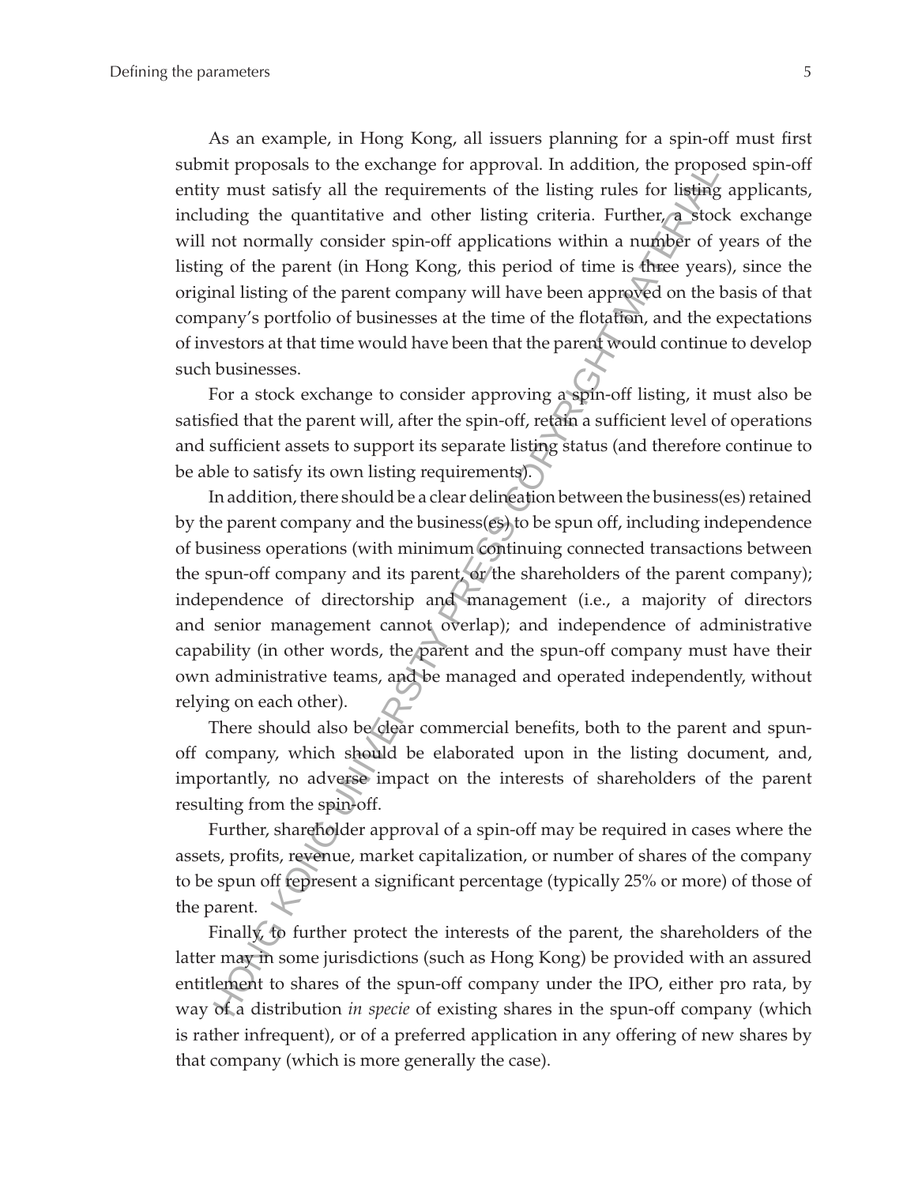As an example, in Hong Kong, all issuers planning for a spin-off must first submit proposals to the exchange for approval. In addition, the proposed spin-off entity must satisfy all the requirements of the listing rules for listing applicants, including the quantitative and other listing criteria. Further, a stock exchange will not normally consider spin-off applications within a number of years of the listing of the parent (in Hong Kong, this period of time is three years), since the original listing of the parent company will have been approved on the basis of that company's portfolio of businesses at the time of the flotation, and the expectations of investors at that time would have been that the parent would continue to develop such businesses.

For a stock exchange to consider approving a spin-off listing, it must also be satisfied that the parent will, after the spin-off, retain a sufficient level of operations and sufficient assets to support its separate listing status (and therefore continue to be able to satisfy its own listing requirements).

In addition, there should be a clear delineation between the business(es) retained by the parent company and the business(es) to be spun off, including independence of business operations (with minimum continuing connected transactions between the spun-off company and its parent, or the shareholders of the parent company); independence of directorship and management (i.e., a majority of directors and senior management cannot overlap); and independence of administrative capability (in other words, the parent and the spun-off company must have their own administrative teams, and be managed and operated independently, without relying on each other).

There should also be clear commercial benefits, both to the parent and spun-off company, which should be elaborated upon in the listing document, and, importantly, no adverse impact on the interests of shareholders of the parent resulting from the spin-off.

Further, shareholder approval of a spin-off may be required in cases where the assets, profits, revenue, market capitalization, or number of shares of the company to be spun off represent a significant percentage (typically 25% or more) of those of the parent.

Finally, to further protect the interests of the parent, the shareholders of the latter may in some jurisdictions (such as Hong Kong) be provided with an assured entitlement to shares of the spun-off company under the IPO, either pro rata, by way of a distribution *in specie* of existing shares in the spun-off company (which is rather infrequent), or of a preferred application in any offering of new shares by that company (which is more generally the case).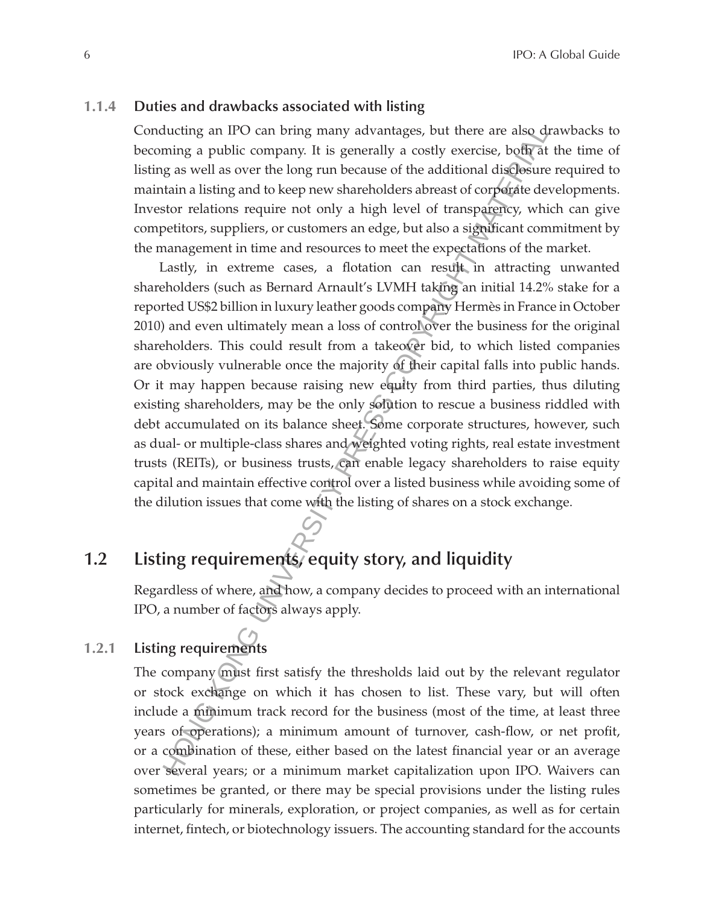### 1.1.4 Duties and drawbacks associated with listing

Conducting an IPO can bring many advantages, but there are also drawbacks to becoming a public company. It is generally a costly exercise, both at the time of listing as well as over the long run because of the additional disclosure required to maintain a listing and to keep new shareholders abreast of corporate developments. Investor relations require not only a high level of transparency, which can give competitors, suppliers, or customers an edge, but also a significant commitment by the management in time and resources to meet the expectations of the market.

Lastly, in extreme cases, a flotation can result in attracting unwanted shareholders (such as Bernard Arnault's LVMH taking an initial 14.2% stake for a reported US$2 billion in luxury leather goods company Hermès in France in October 2010) and even ultimately mean a loss of control over the business for the original shareholders. This could result from a takeover bid, to which listed companies are obviously vulnerable once the majority of their capital falls into public hands. Or it may happen because raising new equity from third parties, thus diluting existing shareholders, may be the only solution to rescue a business riddled with debt accumulated on its balance sheet. Some corporate structures, however, such as dual- or multiple-class shares and weighted voting rights, real estate investment trusts (REITs), or business trusts, can enable legacy shareholders to raise equity capital and maintain effective control over a listed business while avoiding some of the dilution issues that come with the listing of shares on a stock exchange.

## 1.2 Listing requirements, equity story, and liquidity

Regardless of where, and how, a company decides to proceed with an international IPO, a number of factors always apply.

### 1.2.1 Listing requirements

The company must first satisfy the thresholds laid out by the relevant regulator or stock exchange on which it has chosen to list. These vary, but will often include a minimum track record for the business (most of the time, at least three years of operations); a minimum amount of turnover, cash-flow, or net profit, or a combination of these, either based on the latest financial year or an average over several years; or a minimum market capitalization upon IPO. Waivers can sometimes be granted, or there may be special provisions under the listing rules particularly for minerals, exploration, or project companies, as well as for certain internet, fintech, or biotechnology issuers. The accounting standard for the accounts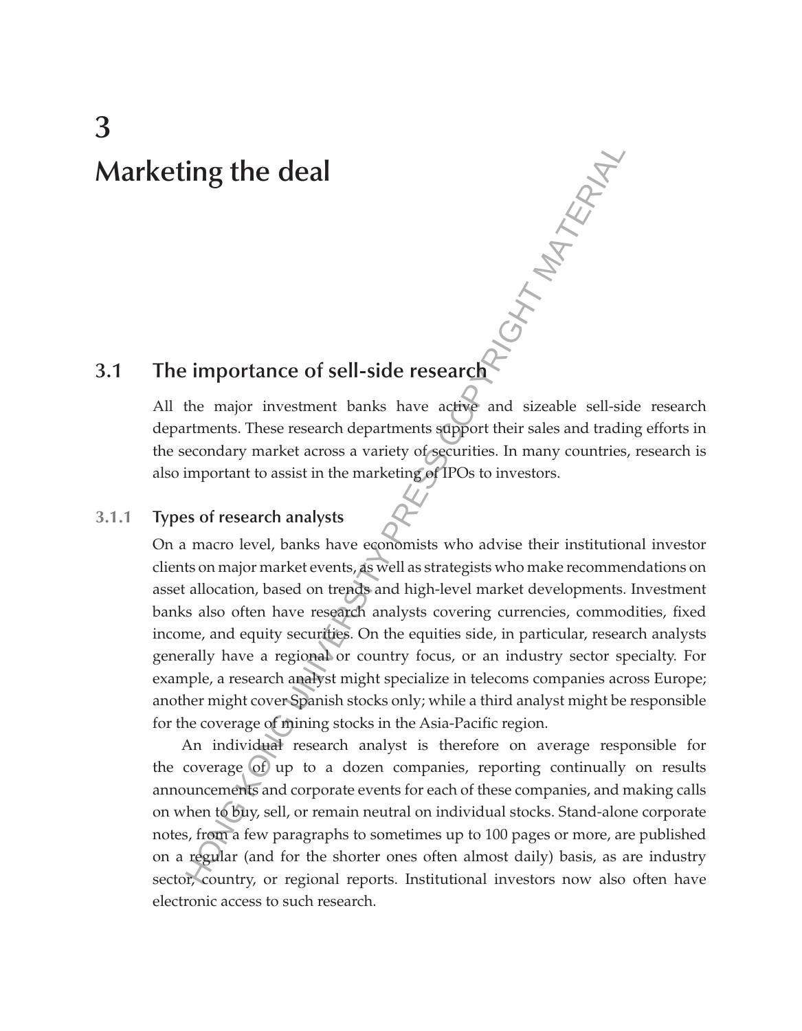# 3 Marketing the deal

## 3.1 The importance of sell-side research

All the major investment banks have active and sizeable sell-side research departments. These research departments support their sales and trading efforts in the secondary market across a variety of securities. In many countries, research is also important to assist in the marketing of IPOs to investors.

### 3.1.1 Types of research analysts

On a macro level, banks have economists who advise their institutional investor clients on major market events, as well as strategists who make recommendations on asset allocation, based on trends and high-level market developments. Investment banks also often have research analysts covering currencies, commodities, fixed income, and equity securities. On the equities side, in particular, research analysts generally have a regional or country focus, or an industry sector specialty. For example, a research analyst might specialize in telecoms companies across Europe; another might cover Spanish stocks only; while a third analyst might be responsible for the coverage of mining stocks in the Asia-Pacific region.

An individual research analyst is therefore on average responsible for the coverage of up to a dozen companies, reporting continually on results announcements and corporate events for each of these companies, and making calls on when to buy, sell, or remain neutral on individual stocks. Stand-alone corporate notes, from a few paragraphs to sometimes up to 100 pages or more, are published on a regular (and for the shorter ones often almost daily) basis, as are industry sector, country, or regional reports. Institutional investors now also often have electronic access to such research.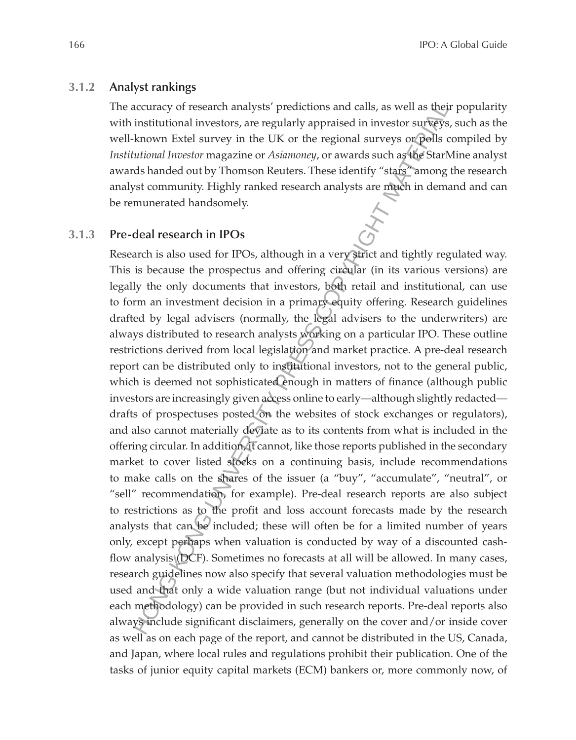### 3.1.2 Analyst rankings

The accuracy of research analysts' predictions and calls, as well as their popularity with institutional investors, are regularly appraised in investor surveys, such as the well-known Extel survey in the UK or the regional surveys or polls compiled by *Institutional Investor* magazine or *Asiamoney*, or awards such as the StarMine analyst awards handed out by Thomson Reuters. These identify "stars" among the research analyst community. Highly ranked research analysts are much in demand and can be remunerated handsomely.

### 3.1.3 Pre-deal research in IPOs

Research is also used for IPOs, although in a very strict and tightly regulated way. This is because the prospectus and offering circular (in its various versions) are legally the only documents that investors, both retail and institutional, can use to form an investment decision in a primary equity offering. Research guidelines drafted by legal advisers (normally, the legal advisers to the underwriters) are always distributed to research analysts working on a particular IPO. These outline restrictions derived from local legislation and market practice. A pre-deal research report can be distributed only to institutional investors, not to the general public, which is deemed not sophisticated enough in matters of finance (although public investors are increasingly given access online to early—although slightly redacted—drafts of prospectuses posted on the websites of stock exchanges or regulators), and also cannot materially deviate as to its contents from what is included in the offering circular. In addition, it cannot, like those reports published in the secondary market to cover listed stocks on a continuing basis, include recommendations to make calls on the shares of the issuer (a "buy", "accumulate", "neutral", or "sell" recommendation, for example). Pre-deal research reports are also subject to restrictions as to the profit and loss account forecasts made by the research analysts that can be included; these will often be for a limited number of years only, except perhaps when valuation is conducted by way of a discounted cash-flow analysis (DCF). Sometimes no forecasts at all will be allowed. In many cases, research guidelines now also specify that several valuation methodologies must be used and that only a wide valuation range (but not individual valuations under each methodology) can be provided in such research reports. Pre-deal reports also always include significant disclaimers, generally on the cover and/or inside cover as well as on each page of the report, and cannot be distributed in the US, Canada, and Japan, where local rules and regulations prohibit their publication. One of the tasks of junior equity capital markets (ECM) bankers or, more commonly now, of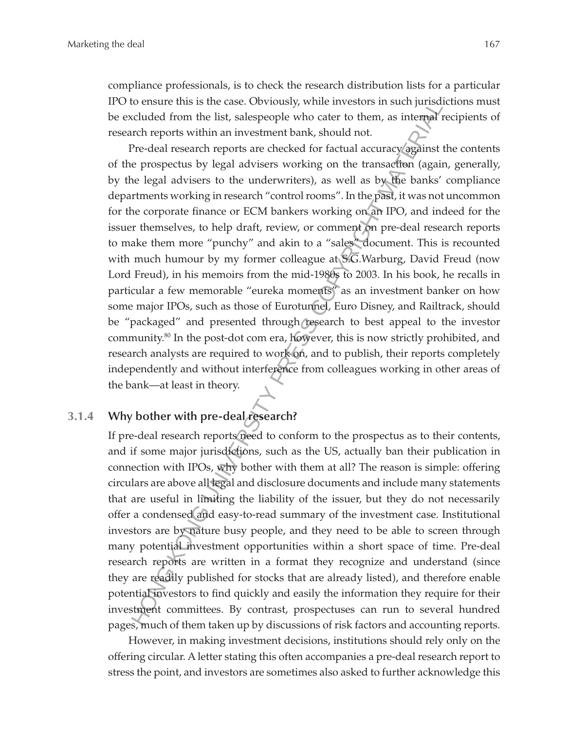compliance professionals, is to check the research distribution lists for a particular IPO to ensure this is the case. Obviously, while investors in such jurisdictions must be excluded from the list, salespeople who cater to them, as internal recipients of research reports within an investment bank, should not.

Pre-deal research reports are checked for factual accuracy against the contents of the prospectus by legal advisers working on the transaction (again, generally, by the legal advisers to the underwriters), as well as by the banks' compliance departments working in research "control rooms". In the past, it was not uncommon for the corporate finance or ECM bankers working on an IPO, and indeed for the issuer themselves, to help draft, review, or comment on pre-deal research reports to make them more "punchy" and akin to a "sales" document. This is recounted with much humour by my former colleague at S.G.Warburg, David Freud (now Lord Freud), in his memoirs from the mid-1980s to 2003. In his book, he recalls in particular a few memorable "eureka moments" as an investment banker on how some major IPOs, such as those of Eurotunnel, Euro Disney, and Railtrack, should be "packaged" and presented through research to best appeal to the investor community.[80] In the post-dot com era, however, this is now strictly prohibited, and research analysts are required to work on, and to publish, their reports completely independently and without interference from colleagues working in other areas of the bank—at least in theory.

### 3.1.4 Why bother with pre-deal research?

If pre-deal research reports need to conform to the prospectus as to their contents, and if some major jurisdictions, such as the US, actually ban their publication in connection with IPOs, why bother with them at all? The reason is simple: offering circulars are above all legal and disclosure documents and include many statements that are useful in limiting the liability of the issuer, but they do not necessarily offer a condensed and easy-to-read summary of the investment case. Institutional investors are by nature busy people, and they need to be able to screen through many potential investment opportunities within a short space of time. Pre-deal research reports are written in a format they recognize and understand (since they are readily published for stocks that are already listed), and therefore enable potential investors to find quickly and easily the information they require for their investment committees. By contrast, prospectuses can run to several hundred pages, much of them taken up by discussions of risk factors and accounting reports.

However, in making investment decisions, institutions should rely only on the offering circular. A letter stating this often accompanies a pre-deal research report to stress the point, and investors are sometimes also asked to further acknowledge this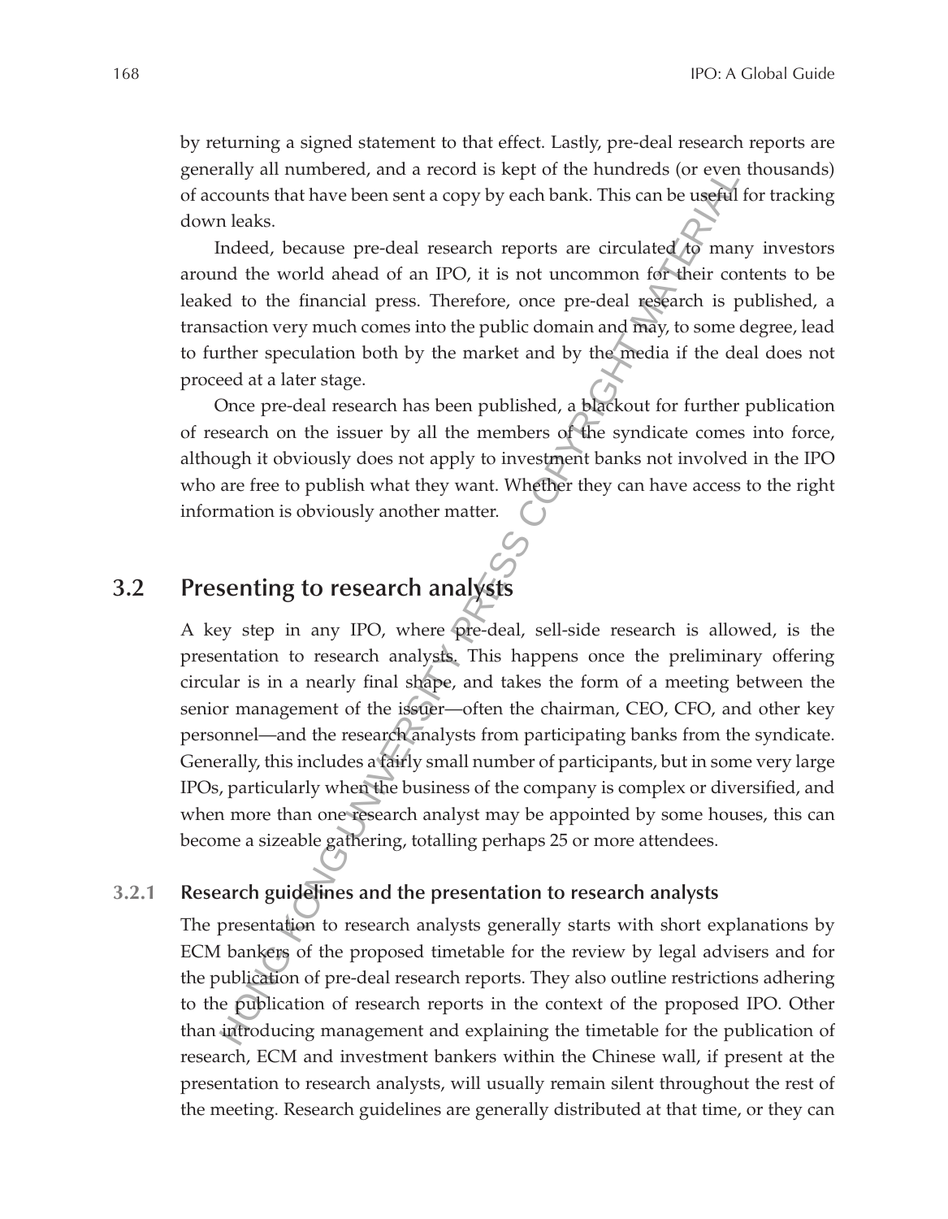by returning a signed statement to that effect. Lastly, pre-deal research reports are generally all numbered, and a record is kept of the hundreds (or even thousands) of accounts that have been sent a copy by each bank. This can be useful for tracking down leaks.

Indeed, because pre-deal research reports are circulated to many investors around the world ahead of an IPO, it is not uncommon for their contents to be leaked to the financial press. Therefore, once pre-deal research is published, a transaction very much comes into the public domain and may, to some degree, lead to further speculation both by the market and by the media if the deal does not proceed at a later stage.

Once pre-deal research has been published, a blackout for further publication of research on the issuer by all the members of the syndicate comes into force, although it obviously does not apply to investment banks not involved in the IPO who are free to publish what they want. Whether they can have access to the right information is obviously another matter.

## 3.2 Presenting to research analysts

A key step in any IPO, where pre-deal, sell-side research is allowed, is the presentation to research analysts. This happens once the preliminary offering circular is in a nearly final shape, and takes the form of a meeting between the senior management of the issuer—often the chairman, CEO, CFO, and other key personnel—and the research analysts from participating banks from the syndicate. Generally, this includes a fairly small number of participants, but in some very large IPOs, particularly when the business of the company is complex or diversified, and when more than one research analyst may be appointed by some houses, this can become a sizeable gathering, totalling perhaps 25 or more attendees.

### 3.2.1 Research guidelines and the presentation to research analysts

The presentation to research analysts generally starts with short explanations by ECM bankers of the proposed timetable for the review by legal advisers and for the publication of pre-deal research reports. They also outline restrictions adhering to the publication of research reports in the context of the proposed IPO. Other than introducing management and explaining the timetable for the publication of research, ECM and investment bankers within the Chinese wall, if present at the presentation to research analysts, will usually remain silent throughout the rest of the meeting. Research guidelines are generally distributed at that time, or they can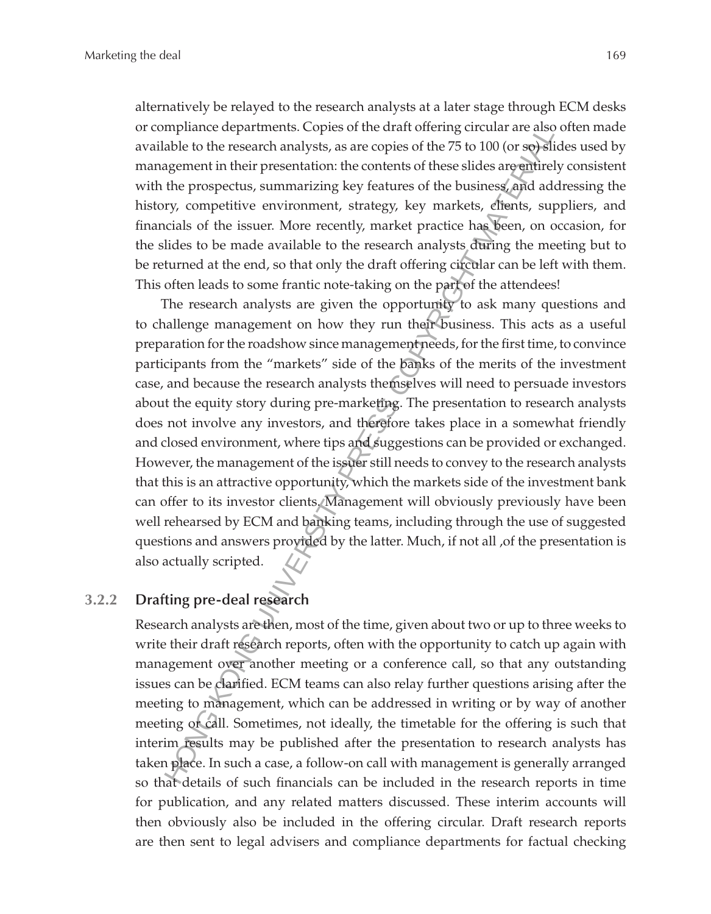alternatively be relayed to the research analysts at a later stage through ECM desks or compliance departments. Copies of the draft offering circular are also often made available to the research analysts, as are copies of the 75 to 100 (or so) slides used by management in their presentation: the contents of these slides are entirely consistent with the prospectus, summarizing key features of the business, and addressing the history, competitive environment, strategy, key markets, clients, suppliers, and financials of the issuer. More recently, market practice has been, on occasion, for the slides to be made available to the research analysts during the meeting but to be returned at the end, so that only the draft offering circular can be left with them. This often leads to some frantic note-taking on the part of the attendees!

The research analysts are given the opportunity to ask many questions and to challenge management on how they run their business. This acts as a useful preparation for the roadshow since management needs, for the first time, to convince participants from the "markets" side of the banks of the merits of the investment case, and because the research analysts themselves will need to persuade investors about the equity story during pre-marketing. The presentation to research analysts does not involve any investors, and therefore takes place in a somewhat friendly and closed environment, where tips and suggestions can be provided or exchanged. However, the management of the issuer still needs to convey to the research analysts that this is an attractive opportunity, which the markets side of the investment bank can offer to its investor clients. Management will obviously previously have been well rehearsed by ECM and banking teams, including through the use of suggested questions and answers provided by the latter. Much, if not all ,of the presentation is also actually scripted.

### 3.2.2 Drafting pre-deal research

Research analysts are then, most of the time, given about two or up to three weeks to write their draft research reports, often with the opportunity to catch up again with management over another meeting or a conference call, so that any outstanding issues can be clarified. ECM teams can also relay further questions arising after the meeting to management, which can be addressed in writing or by way of another meeting or call. Sometimes, not ideally, the timetable for the offering is such that interim results may be published after the presentation to research analysts has taken place. In such a case, a follow-on call with management is generally arranged so that details of such financials can be included in the research reports in time for publication, and any related matters discussed. These interim accounts will then obviously also be included in the offering circular. Draft research reports are then sent to legal advisers and compliance departments for factual checking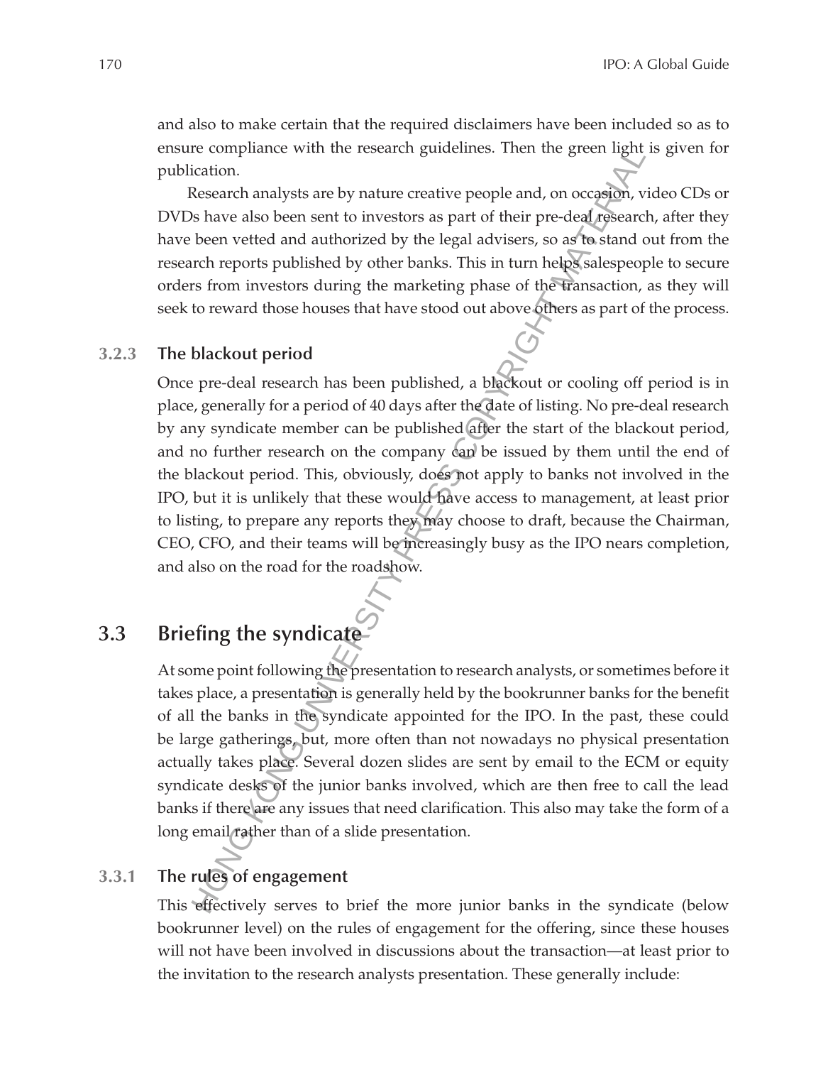and also to make certain that the required disclaimers have been included so as to ensure compliance with the research guidelines. Then the green light is given for publication.

Research analysts are by nature creative people and, on occasion, video CDs or DVDs have also been sent to investors as part of their pre-deal research, after they have been vetted and authorized by the legal advisers, so as to stand out from the research reports published by other banks. This in turn helps salespeople to secure orders from investors during the marketing phase of the transaction, as they will seek to reward those houses that have stood out above others as part of the process.

### 3.2.3 The blackout period

Once pre-deal research has been published, a blackout or cooling off period is in place, generally for a period of 40 days after the date of listing. No pre-deal research by any syndicate member can be published after the start of the blackout period, and no further research on the company can be issued by them until the end of the blackout period. This, obviously, does not apply to banks not involved in the IPO, but it is unlikely that these would have access to management, at least prior to listing, to prepare any reports they may choose to draft, because the Chairman, CEO, CFO, and their teams will be increasingly busy as the IPO nears completion, and also on the road for the roadshow.

## 3.3 Briefing the syndicate

At some point following the presentation to research analysts, or sometimes before it takes place, a presentation is generally held by the bookrunner banks for the benefit of all the banks in the syndicate appointed for the IPO. In the past, these could be large gatherings, but, more often than not nowadays no physical presentation actually takes place. Several dozen slides are sent by email to the ECM or equity syndicate desks of the junior banks involved, which are then free to call the lead banks if there are any issues that need clarification. This also may take the form of a long email rather than of a slide presentation.

### 3.3.1 The rules of engagement

This effectively serves to brief the more junior banks in the syndicate (below bookrunner level) on the rules of engagement for the offering, since these houses will not have been involved in discussions about the transaction—at least prior to the invitation to the research analysts presentation. These generally include: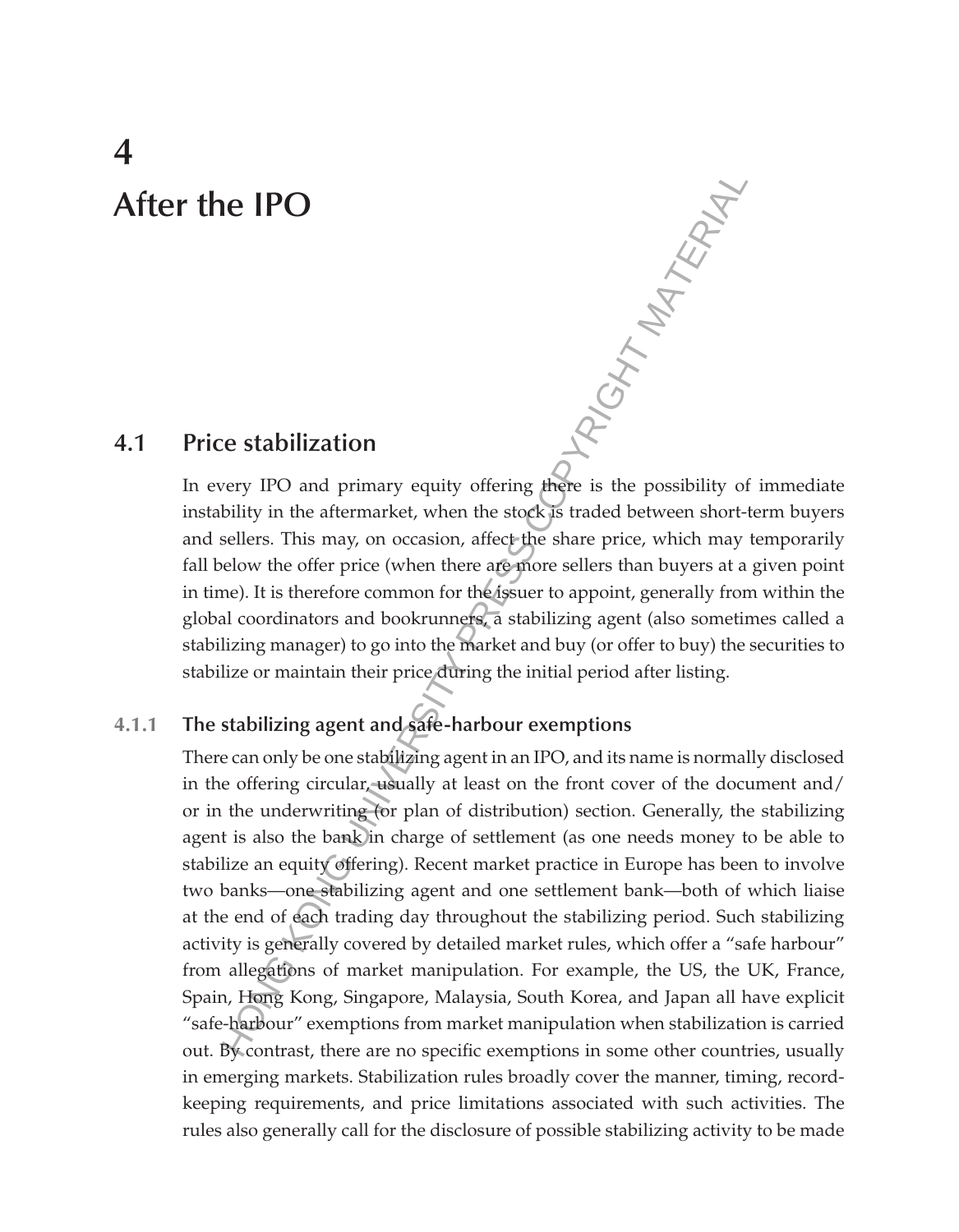# 4

# After the IPO

## 4.1 Price stabilization

In every IPO and primary equity offering there is the possibility of immediate instability in the aftermarket, when the stock is traded between short-term buyers and sellers. This may, on occasion, affect the share price, which may temporarily fall below the offer price (when there are more sellers than buyers at a given point in time). It is therefore common for the issuer to appoint, generally from within the global coordinators and bookrunners, a stabilizing agent (also sometimes called a stabilizing manager) to go into the market and buy (or offer to buy) the securities to stabilize or maintain their price during the initial period after listing.

### 4.1.1 The stabilizing agent and safe-harbour exemptions

There can only be one stabilizing agent in an IPO, and its name is normally disclosed in the offering circular, usually at least on the front cover of the document and/or in the underwriting (or plan of distribution) section. Generally, the stabilizing agent is also the bank in charge of settlement (as one needs money to be able to stabilize an equity offering). Recent market practice in Europe has been to involve two banks—one stabilizing agent and one settlement bank—both of which liaise at the end of each trading day throughout the stabilizing period. Such stabilizing activity is generally covered by detailed market rules, which offer a "safe harbour" from allegations of market manipulation. For example, the US, the UK, France, Spain, Hong Kong, Singapore, Malaysia, South Korea, and Japan all have explicit "safe-harbour" exemptions from market manipulation when stabilization is carried out. By contrast, there are no specific exemptions in some other countries, usually in emerging markets. Stabilization rules broadly cover the manner, timing, record-keeping requirements, and price limitations associated with such activities. The rules also generally call for the disclosure of possible stabilizing activity to be made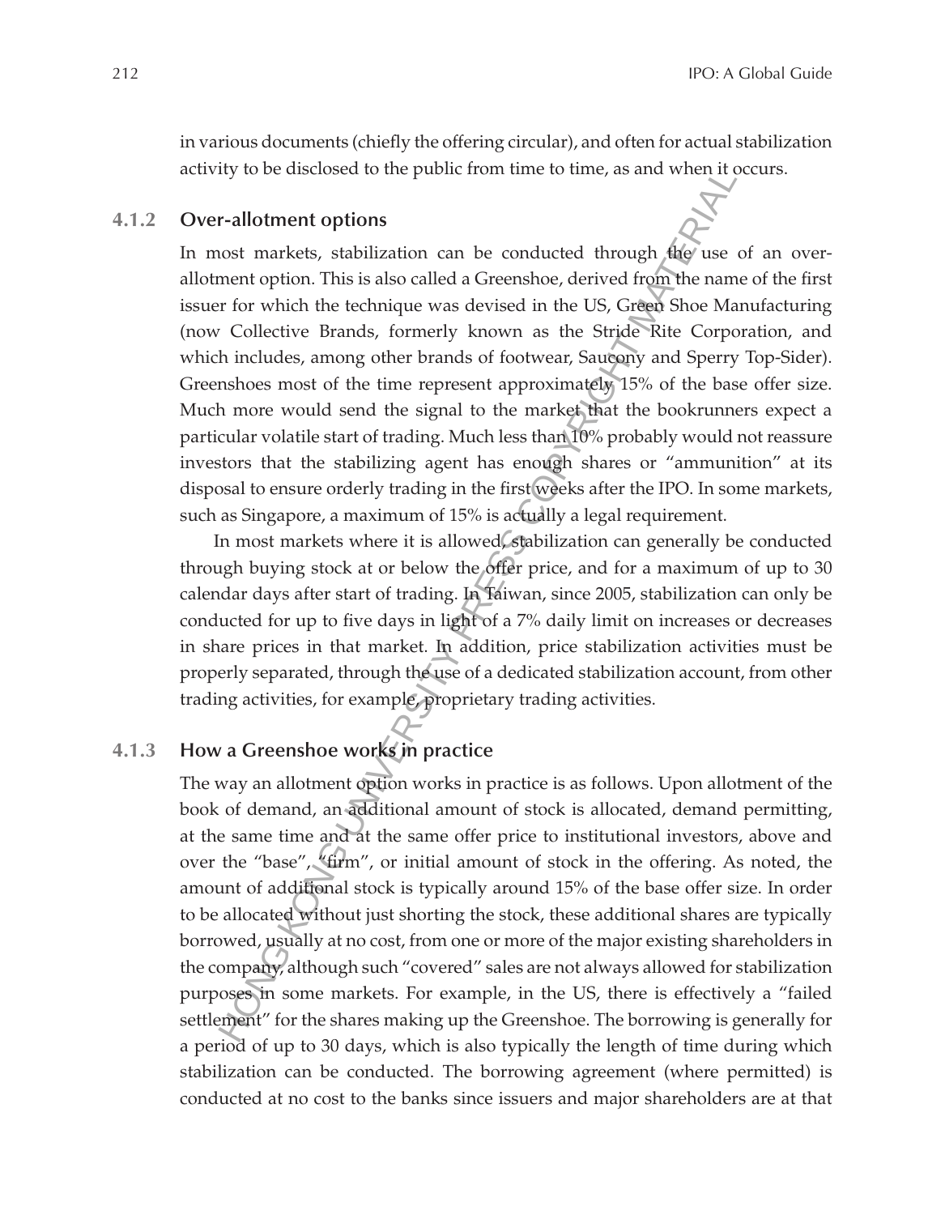in various documents (chiefly the offering circular), and often for actual stabilization activity to be disclosed to the public from time to time, as and when it occurs.

### 4.1.2 Over-allotment options

In most markets, stabilization can be conducted through the use of an over-allotment option. This is also called a Greenshoe, derived from the name of the first issuer for which the technique was devised in the US, Green Shoe Manufacturing (now Collective Brands, formerly known as the Stride Rite Corporation, and which includes, among other brands of footwear, Saucony and Sperry Top-Sider). Greenshoes most of the time represent approximately 15% of the base offer size. Much more would send the signal to the market that the bookrunners expect a particular volatile start of trading. Much less than 10% probably would not reassure investors that the stabilizing agent has enough shares or "ammunition" at its disposal to ensure orderly trading in the first weeks after the IPO. In some markets, such as Singapore, a maximum of 15% is actually a legal requirement.

In most markets where it is allowed, stabilization can generally be conducted through buying stock at or below the offer price, and for a maximum of up to 30 calendar days after start of trading. In Taiwan, since 2005, stabilization can only be conducted for up to five days in light of a 7% daily limit on increases or decreases in share prices in that market. In addition, price stabilization activities must be properly separated, through the use of a dedicated stabilization account, from other trading activities, for example, proprietary trading activities.

### 4.1.3 How a Greenshoe works in practice

The way an allotment option works in practice is as follows. Upon allotment of the book of demand, an additional amount of stock is allocated, demand permitting, at the same time and at the same offer price to institutional investors, above and over the "base", "firm", or initial amount of stock in the offering. As noted, the amount of additional stock is typically around 15% of the base offer size. In order to be allocated without just shorting the stock, these additional shares are typically borrowed, usually at no cost, from one or more of the major existing shareholders in the company, although such "covered" sales are not always allowed for stabilization purposes in some markets. For example, in the US, there is effectively a "failed settlement" for the shares making up the Greenshoe. The borrowing is generally for a period of up to 30 days, which is also typically the length of time during which stabilization can be conducted. The borrowing agreement (where permitted) is conducted at no cost to the banks since issuers and major shareholders are at that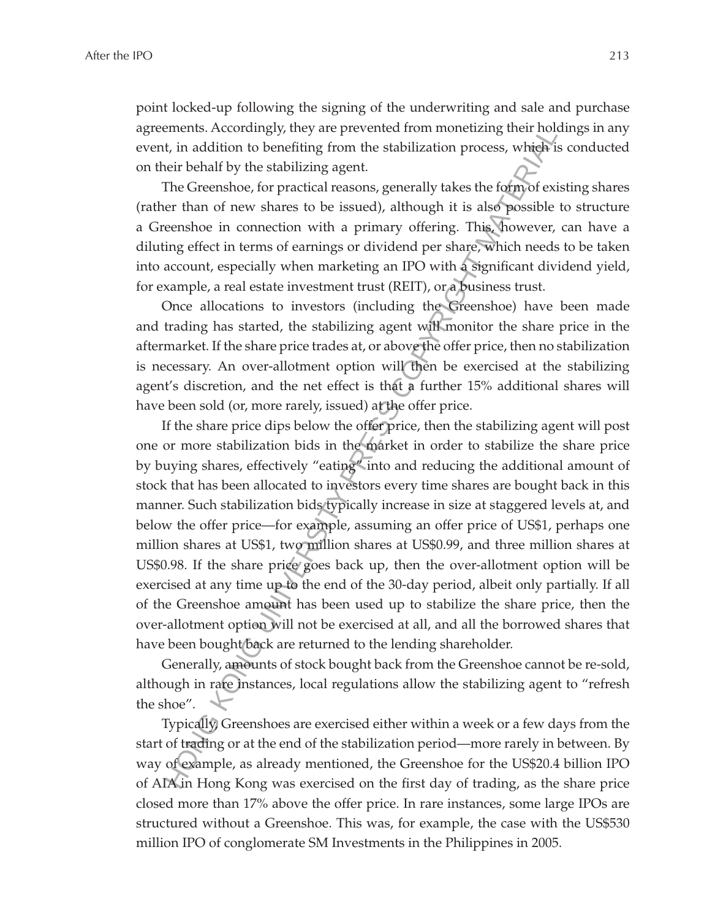point locked-up following the signing of the underwriting and sale and purchase agreements. Accordingly, they are prevented from monetizing their holdings in any event, in addition to benefiting from the stabilization process, which is conducted on their behalf by the stabilizing agent.

The Greenshoe, for practical reasons, generally takes the form of existing shares (rather than of new shares to be issued), although it is also possible to structure a Greenshoe in connection with a primary offering. This, however, can have a diluting effect in terms of earnings or dividend per share, which needs to be taken into account, especially when marketing an IPO with a significant dividend yield, for example, a real estate investment trust (REIT), or a business trust.

Once allocations to investors (including the Greenshoe) have been made and trading has started, the stabilizing agent will monitor the share price in the aftermarket. If the share price trades at, or above the offer price, then no stabilization is necessary. An over-allotment option will then be exercised at the stabilizing agent's discretion, and the net effect is that a further 15% additional shares will have been sold (or, more rarely, issued) at the offer price.

If the share price dips below the offer price, then the stabilizing agent will post one or more stabilization bids in the market in order to stabilize the share price by buying shares, effectively "eating" into and reducing the additional amount of stock that has been allocated to investors every time shares are bought back in this manner. Such stabilization bids typically increase in size at staggered levels at, and below the offer price—for example, assuming an offer price of US$1, perhaps one million shares at US$1, two million shares at US$0.99, and three million shares at US$0.98. If the share price goes back up, then the over-allotment option will be exercised at any time up to the end of the 30-day period, albeit only partially. If all of the Greenshoe amount has been used up to stabilize the share price, then the over-allotment option will not be exercised at all, and all the borrowed shares that have been bought back are returned to the lending shareholder.

Generally, amounts of stock bought back from the Greenshoe cannot be re-sold, although in rare instances, local regulations allow the stabilizing agent to "refresh the shoe".

Typically, Greenshoes are exercised either within a week or a few days from the start of trading or at the end of the stabilization period—more rarely in between. By way of example, as already mentioned, the Greenshoe for the US$20.4 billion IPO of AIA in Hong Kong was exercised on the first day of trading, as the share price closed more than 17% above the offer price. In rare instances, some large IPOs are structured without a Greenshoe. This was, for example, the case with the US$530 million IPO of conglomerate SM Investments in the Philippines in 2005.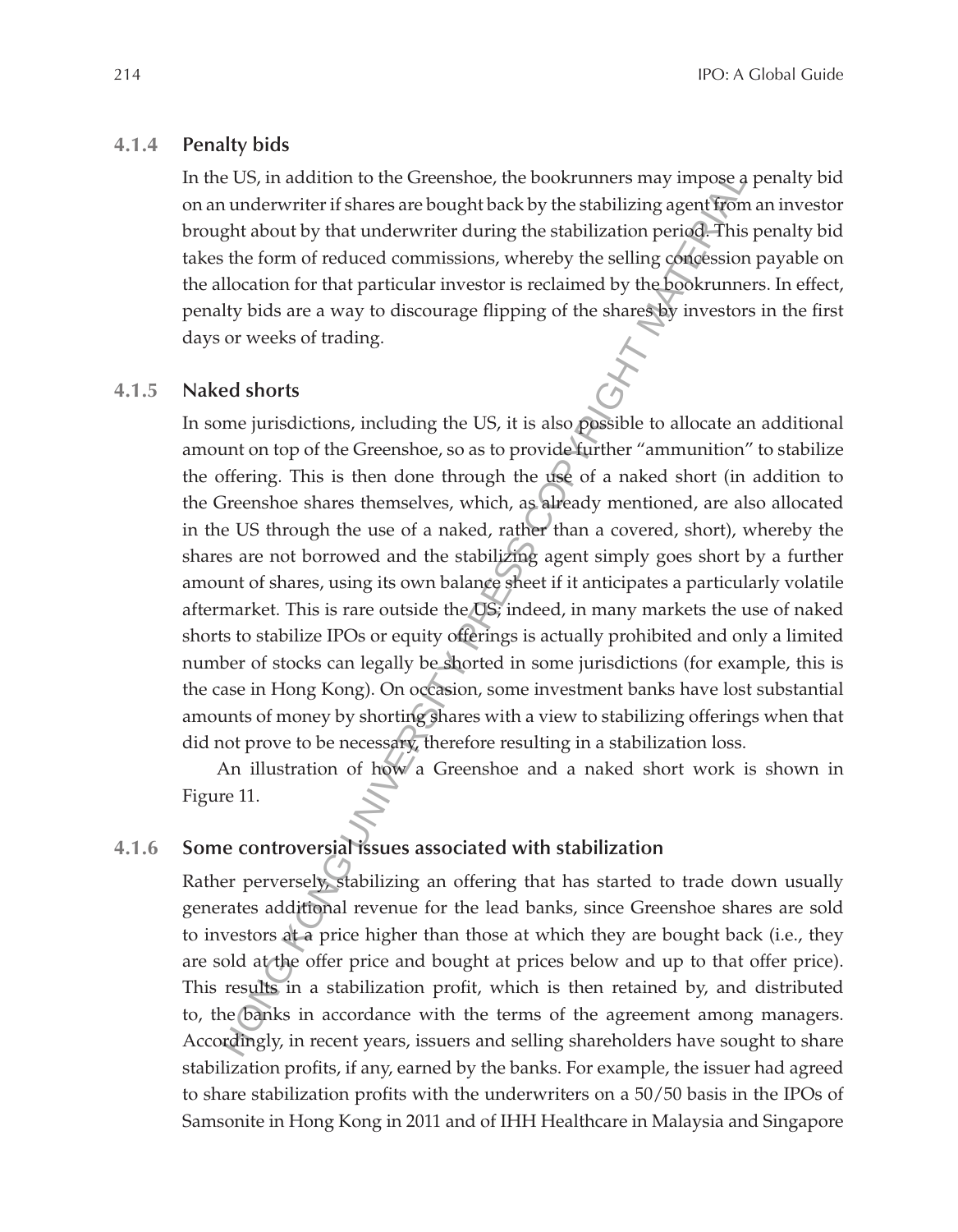#### 4.1.4 Penalty bids

In the US, in addition to the Greenshoe, the bookrunners may impose a penalty bid on an underwriter if shares are bought back by the stabilizing agent from an investor brought about by that underwriter during the stabilization period. This penalty bid takes the form of reduced commissions, whereby the selling concession payable on the allocation for that particular investor is reclaimed by the bookrunners. In effect, penalty bids are a way to discourage flipping of the shares by investors in the first days or weeks of trading.

#### 4.1.5 Naked shorts

In some jurisdictions, including the US, it is also possible to allocate an additional amount on top of the Greenshoe, so as to provide further "ammunition" to stabilize the offering. This is then done through the use of a naked short (in addition to the Greenshoe shares themselves, which, as already mentioned, are also allocated in the US through the use of a naked, rather than a covered, short), whereby the shares are not borrowed and the stabilizing agent simply goes short by a further amount of shares, using its own balance sheet if it anticipates a particularly volatile aftermarket. This is rare outside the US; indeed, in many markets the use of naked shorts to stabilize IPOs or equity offerings is actually prohibited and only a limited number of stocks can legally be shorted in some jurisdictions (for example, this is the case in Hong Kong). On occasion, some investment banks have lost substantial amounts of money by shorting shares with a view to stabilizing offerings when that did not prove to be necessary, therefore resulting in a stabilization loss.

An illustration of how a Greenshoe and a naked short work is shown in Figure 11.

#### 4.1.6 Some controversial issues associated with stabilization

Rather perversely, stabilizing an offering that has started to trade down usually generates additional revenue for the lead banks, since Greenshoe shares are sold to investors at a price higher than those at which they are bought back (i.e., they are sold at the offer price and bought at prices below and up to that offer price). This results in a stabilization profit, which is then retained by, and distributed to, the banks in accordance with the terms of the agreement among managers. Accordingly, in recent years, issuers and selling shareholders have sought to share stabilization profits, if any, earned by the banks. For example, the issuer had agreed to share stabilization profits with the underwriters on a 50/50 basis in the IPOs of Samsonite in Hong Kong in 2011 and of IHH Healthcare in Malaysia and Singapore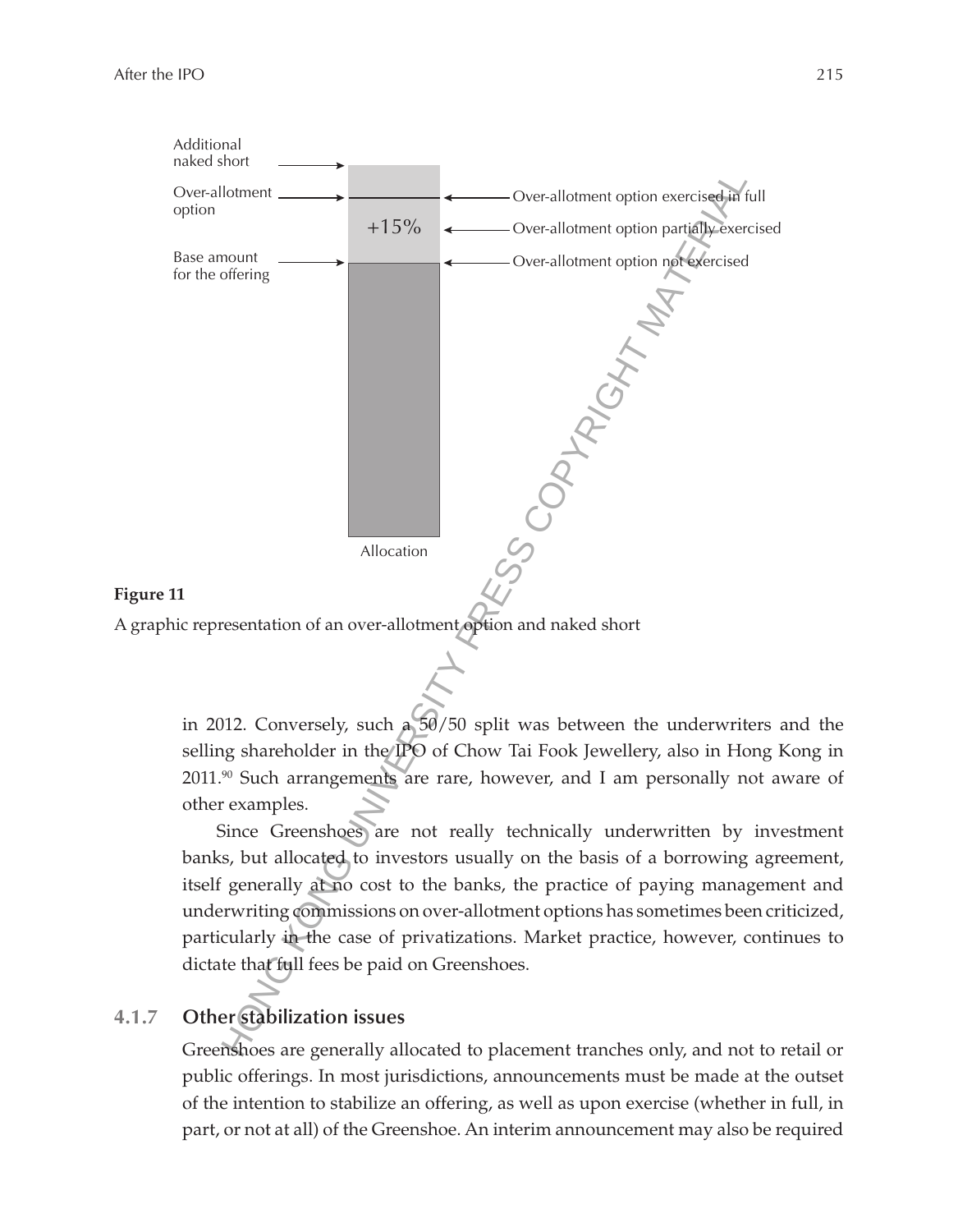Additional naked short

Over-allotment option

+15%

Base amount for the offering

Over-allotment option exercised in full

Over-allotment option partially exercised

Over-allotment option not exercised

Allocation

**Figure 11**

A graphic representation of an over-allotment option and naked short

in 2012. Conversely, such a 50/50 split was between the underwriters and the selling shareholder in the IPO of Chow Tai Fook Jewellery, also in Hong Kong in 2011.[90] Such arrangements are rare, however, and I am personally not aware of other examples.

Since Greenshoes are not really technically underwritten by investment banks, but allocated to investors usually on the basis of a borrowing agreement, itself generally at no cost to the banks, the practice of paying management and underwriting commissions on over-allotment options has sometimes been criticized, particularly in the case of privatizations. Market practice, however, continues to dictate that full fees be paid on Greenshoes.

### 4.1.7 Other stabilization issues

Greenshoes are generally allocated to placement tranches only, and not to retail or public offerings. In most jurisdictions, announcements must be made at the outset of the intention to stabilize an offering, as well as upon exercise (whether in full, in part, or not at all) of the Greenshoe. An interim announcement may also be required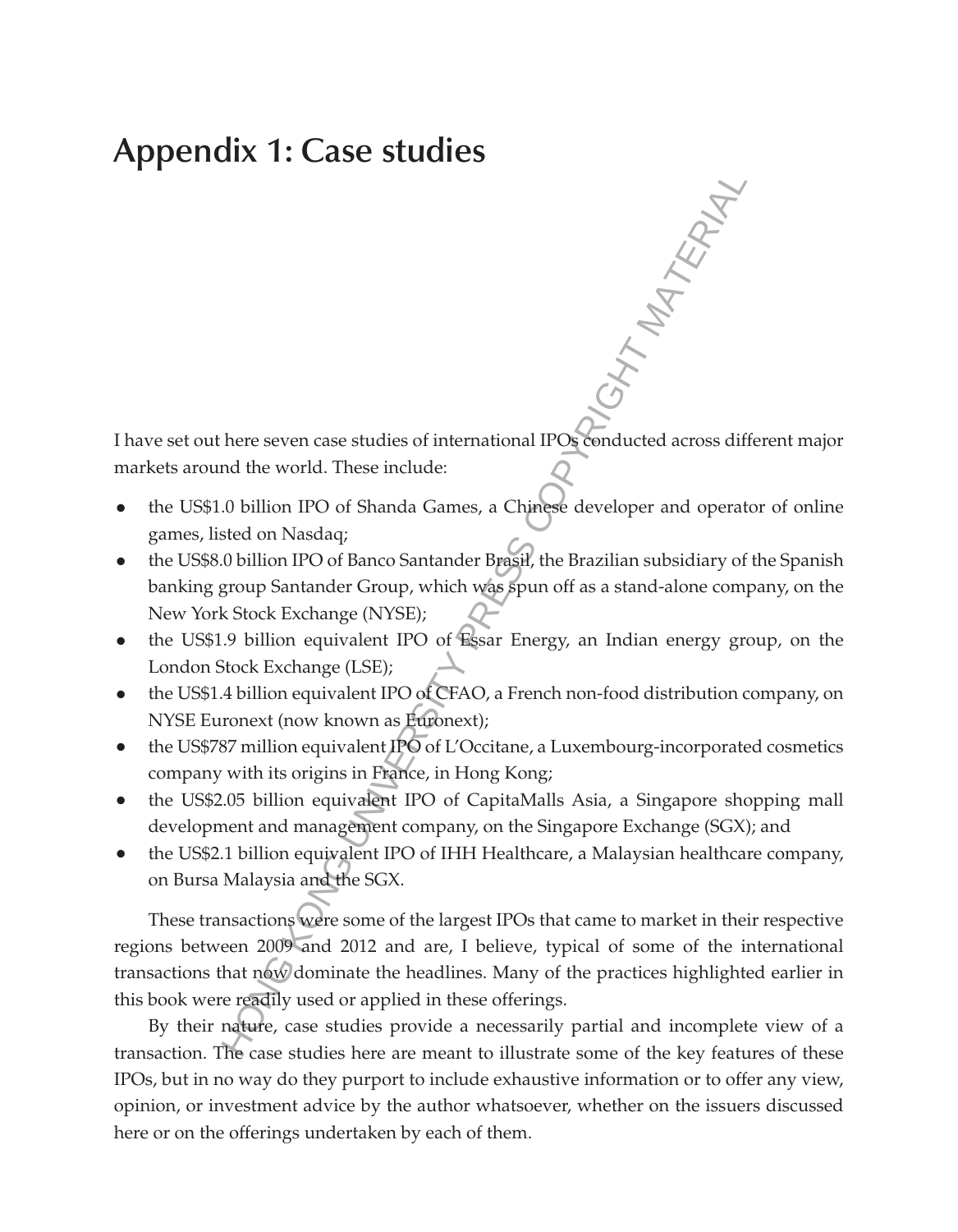# Appendix 1: Case studies

I have set out here seven case studies of international IPOs conducted across different major markets around the world. These include:

- the US$1.0 billion IPO of Shanda Games, a Chinese developer and operator of online games, listed on Nasdaq;
- the US$8.0 billion IPO of Banco Santander Brasil, the Brazilian subsidiary of the Spanish banking group Santander Group, which was spun off as a stand-alone company, on the New York Stock Exchange (NYSE);
- the US$1.9 billion equivalent IPO of Essar Energy, an Indian energy group, on the London Stock Exchange (LSE);
- the US$1.4 billion equivalent IPO of CFAO, a French non-food distribution company, on NYSE Euronext (now known as Euronext);
- the US$787 million equivalent IPO of L'Occitane, a Luxembourg-incorporated cosmetics company with its origins in France, in Hong Kong;
- the US$2.05 billion equivalent IPO of CapitaMalls Asia, a Singapore shopping mall development and management company, on the Singapore Exchange (SGX); and
- the US$2.1 billion equivalent IPO of IHH Healthcare, a Malaysian healthcare company, on Bursa Malaysia and the SGX.

These transactions were some of the largest IPOs that came to market in their respective regions between 2009 and 2012 and are, I believe, typical of some of the international transactions that now dominate the headlines. Many of the practices highlighted earlier in this book were readily used or applied in these offerings.

By their nature, case studies provide a necessarily partial and incomplete view of a transaction. The case studies here are meant to illustrate some of the key features of these IPOs, but in no way do they purport to include exhaustive information or to offer any view, opinion, or investment advice by the author whatsoever, whether on the issuers discussed here or on the offerings undertaken by each of them.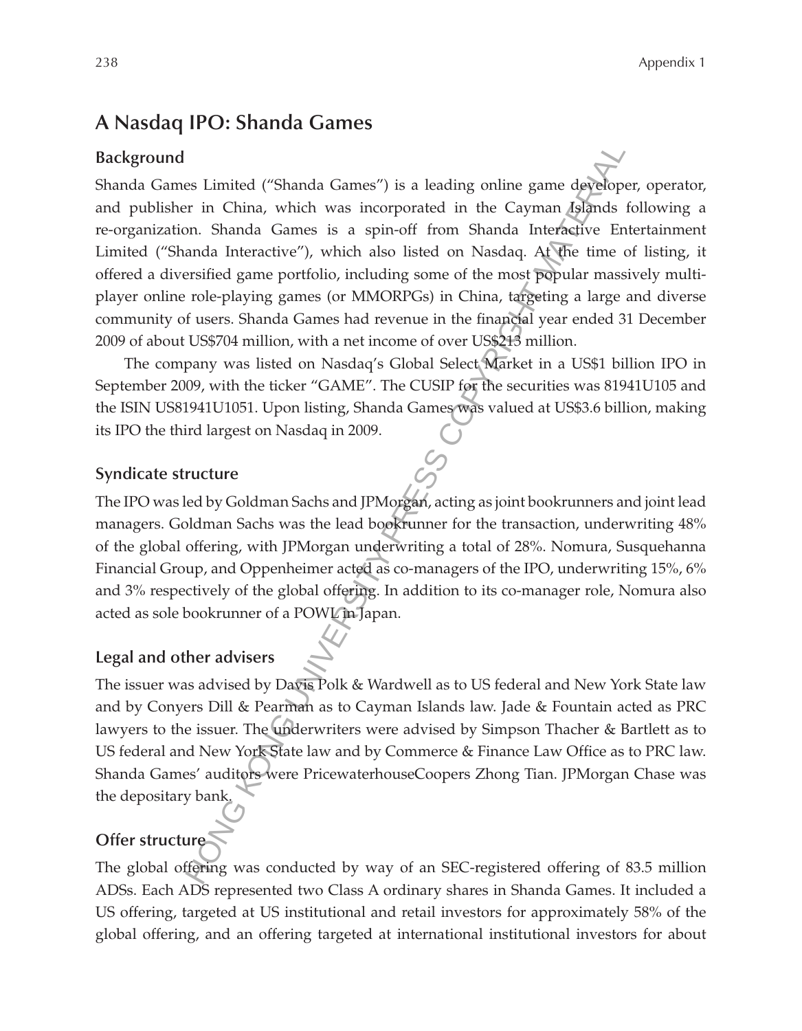## A Nasdaq IPO: Shanda Games

### Background

Shanda Games Limited ("Shanda Games") is a leading online game developer, operator, and publisher in China, which was incorporated in the Cayman Islands following a re-organization. Shanda Games is a spin-off from Shanda Interactive Entertainment Limited ("Shanda Interactive"), which also listed on Nasdaq. At the time of listing, it offered a diversified game portfolio, including some of the most popular massively multi-player online role-playing games (or MMORPGs) in China, targeting a large and diverse community of users. Shanda Games had revenue in the financial year ended 31 December 2009 of about US$704 million, with a net income of over US$213 million.

The company was listed on Nasdaq's Global Select Market in a US$1 billion IPO in September 2009, with the ticker "GAME". The CUSIP for the securities was 81941U105 and the ISIN US81941U1051. Upon listing, Shanda Games was valued at US$3.6 billion, making its IPO the third largest on Nasdaq in 2009.

### Syndicate structure

The IPO was led by Goldman Sachs and JPMorgan, acting as joint bookrunners and joint lead managers. Goldman Sachs was the lead bookrunner for the transaction, underwriting 48% of the global offering, with JPMorgan underwriting a total of 28%. Nomura, Susquehanna Financial Group, and Oppenheimer acted as co-managers of the IPO, underwriting 15%, 6% and 3% respectively of the global offering. In addition to its co-manager role, Nomura also acted as sole bookrunner of a POWL in Japan.

### Legal and other advisers

The issuer was advised by Davis Polk & Wardwell as to US federal and New York State law and by Conyers Dill & Pearman as to Cayman Islands law. Jade & Fountain acted as PRC lawyers to the issuer. The underwriters were advised by Simpson Thacher & Bartlett as to US federal and New York State law and by Commerce & Finance Law Office as to PRC law. Shanda Games' auditors were PricewaterhouseCoopers Zhong Tian. JPMorgan Chase was the depositary bank.

### Offer structure

The global offering was conducted by way of an SEC-registered offering of 83.5 million ADSs. Each ADS represented two Class A ordinary shares in Shanda Games. It included a US offering, targeted at US institutional and retail investors for approximately 58% of the global offering, and an offering targeted at international institutional investors for about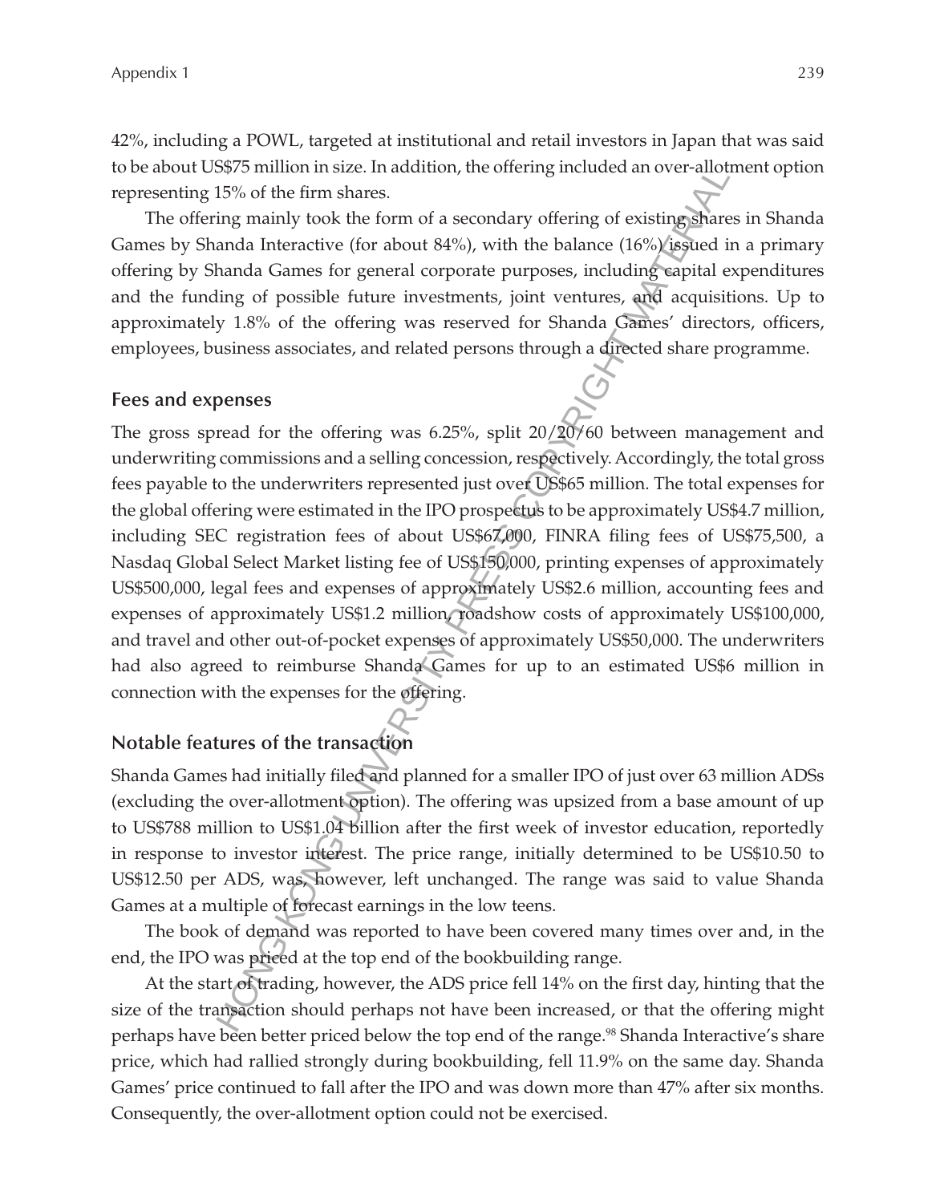42%, including a POWL, targeted at institutional and retail investors in Japan that was said to be about US$75 million in size. In addition, the offering included an over-allotment option representing 15% of the firm shares.

The offering mainly took the form of a secondary offering of existing shares in Shanda Games by Shanda Interactive (for about 84%), with the balance (16%) issued in a primary offering by Shanda Games for general corporate purposes, including capital expenditures and the funding of possible future investments, joint ventures, and acquisitions. Up to approximately 1.8% of the offering was reserved for Shanda Games' directors, officers, employees, business associates, and related persons through a directed share programme.

### Fees and expenses

The gross spread for the offering was 6.25%, split 20/20/60 between management and underwriting commissions and a selling concession, respectively. Accordingly, the total gross fees payable to the underwriters represented just over US$65 million. The total expenses for the global offering were estimated in the IPO prospectus to be approximately US$4.7 million, including SEC registration fees of about US$67,000, FINRA filing fees of US$75,500, a Nasdaq Global Select Market listing fee of US$150,000, printing expenses of approximately US$500,000, legal fees and expenses of approximately US$2.6 million, accounting fees and expenses of approximately US$1.2 million, roadshow costs of approximately US$100,000, and travel and other out-of-pocket expenses of approximately US$50,000. The underwriters had also agreed to reimburse Shanda Games for up to an estimated US$6 million in connection with the expenses for the offering.

### Notable features of the transaction

Shanda Games had initially filed and planned for a smaller IPO of just over 63 million ADSs (excluding the over-allotment option). The offering was upsized from a base amount of up to US$788 million to US$1.04 billion after the first week of investor education, reportedly in response to investor interest. The price range, initially determined to be US$10.50 to US$12.50 per ADS, was, however, left unchanged. The range was said to value Shanda Games at a multiple of forecast earnings in the low teens.

The book of demand was reported to have been covered many times over and, in the end, the IPO was priced at the top end of the bookbuilding range.

At the start of trading, however, the ADS price fell 14% on the first day, hinting that the size of the transaction should perhaps not have been increased, or that the offering might perhaps have been better priced below the top end of the range.[98] Shanda Interactive's share price, which had rallied strongly during bookbuilding, fell 11.9% on the same day. Shanda Games' price continued to fall after the IPO and was down more than 47% after six months. Consequently, the over-allotment option could not be exercised.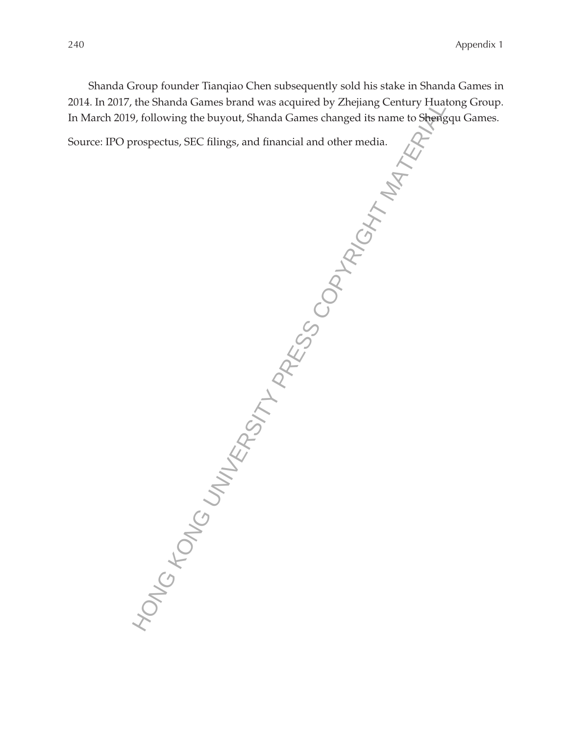Shanda Group founder Tianqiao Chen subsequently sold his stake in Shanda Games in 2014. In 2017, the Shanda Games brand was acquired by Zhejiang Century Huatong Group. In March 2019, following the buyout, Shanda Games changed its name to Shengqu Games.

Source: IPO prospectus, SEC filings, and financial and other media.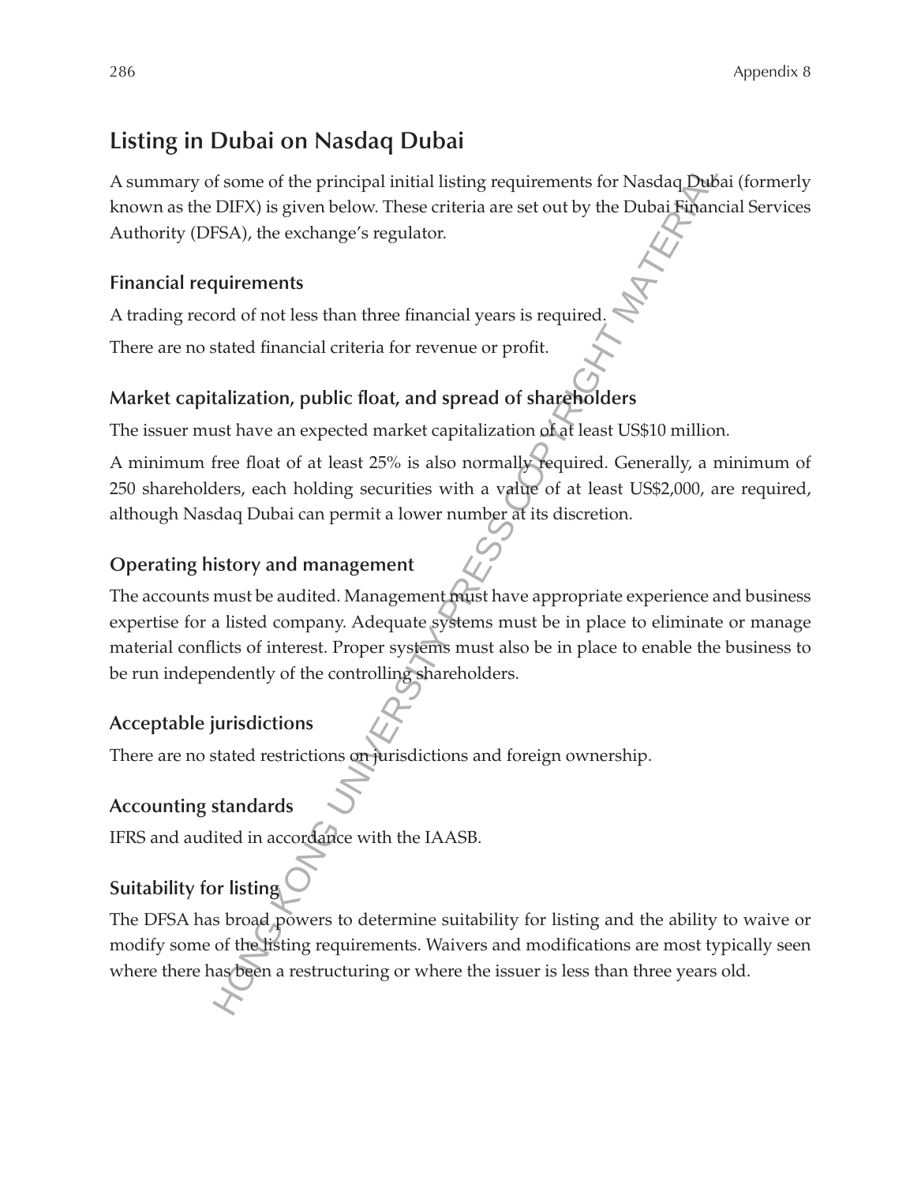## Listing in Dubai on Nasdaq Dubai

A summary of some of the principal initial listing requirements for Nasdaq Dubai (formerly known as the DIFX) is given below. These criteria are set out by the Dubai Financial Services Authority (DFSA), the exchange's regulator.

### Financial requirements

A trading record of not less than three financial years is required.

There are no stated financial criteria for revenue or profit.

### Market capitalization, public float, and spread of shareholders

The issuer must have an expected market capitalization of at least US$10 million.

A minimum free float of at least 25% is also normally required. Generally, a minimum of 250 shareholders, each holding securities with a value of at least US$2,000, are required, although Nasdaq Dubai can permit a lower number at its discretion.

### Operating history and management

The accounts must be audited. Management must have appropriate experience and business expertise for a listed company. Adequate systems must be in place to eliminate or manage material conflicts of interest. Proper systems must also be in place to enable the business to be run independently of the controlling shareholders.

### Acceptable jurisdictions

There are no stated restrictions on jurisdictions and foreign ownership.

### Accounting standards

IFRS and audited in accordance with the IAASB.

### Suitability for listing

The DFSA has broad powers to determine suitability for listing and the ability to waive or modify some of the listing requirements. Waivers and modifications are most typically seen where there has been a restructuring or where the issuer is less than three years old.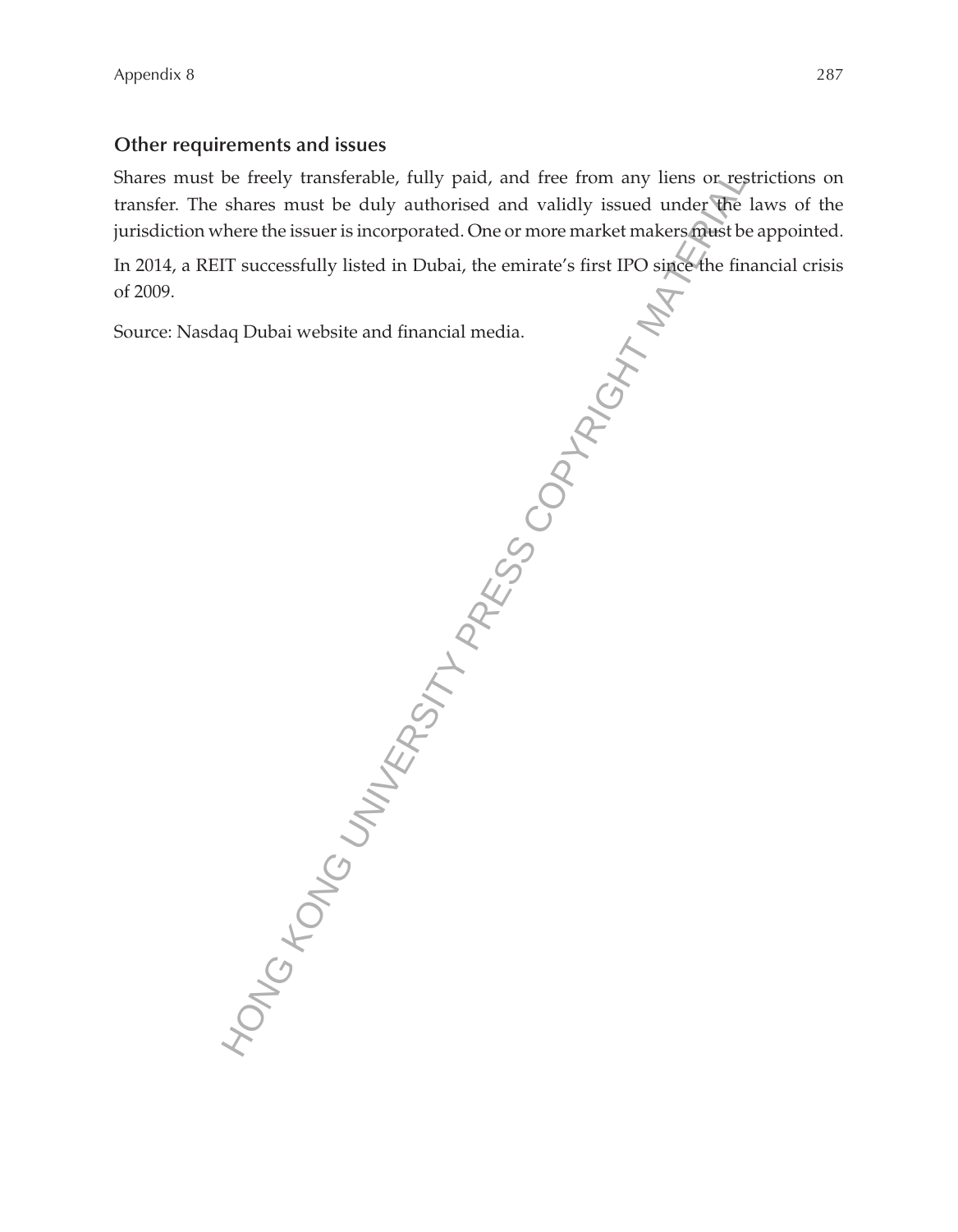### Other requirements and issues

Shares must be freely transferable, fully paid, and free from any liens or restrictions on transfer. The shares must be duly authorised and validly issued under the laws of the jurisdiction where the issuer is incorporated. One or more market makers must be appointed.

In 2014, a REIT successfully listed in Dubai, the emirate's first IPO since the financial crisis of 2009.

Source: Nasdaq Dubai website and financial media.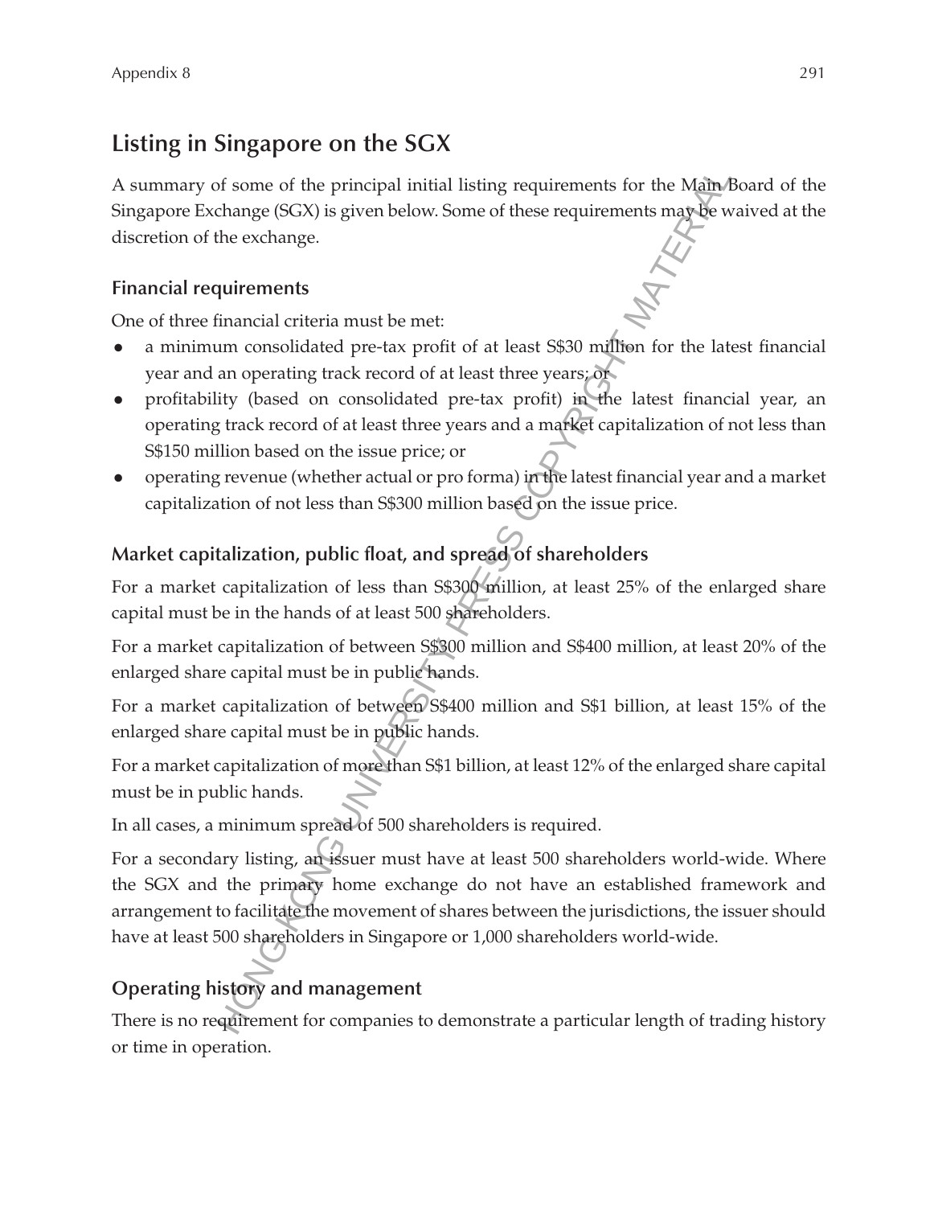## Listing in Singapore on the SGX

A summary of some of the principal initial listing requirements for the Main Board of the Singapore Exchange (SGX) is given below. Some of these requirements may be waived at the discretion of the exchange.

### Financial requirements

One of three financial criteria must be met:

- a minimum consolidated pre-tax profit of at least S$30 million for the latest financial year and an operating track record of at least three years; or
- profitability (based on consolidated pre-tax profit) in the latest financial year, an operating track record of at least three years and a market capitalization of not less than S$150 million based on the issue price; or
- operating revenue (whether actual or pro forma) in the latest financial year and a market capitalization of not less than S$300 million based on the issue price.

### Market capitalization, public float, and spread of shareholders

For a market capitalization of less than S$300 million, at least 25% of the enlarged share capital must be in the hands of at least 500 shareholders.

For a market capitalization of between S$300 million and S$400 million, at least 20% of the enlarged share capital must be in public hands.

For a market capitalization of between S$400 million and S$1 billion, at least 15% of the enlarged share capital must be in public hands.

For a market capitalization of more than S$1 billion, at least 12% of the enlarged share capital must be in public hands.

In all cases, a minimum spread of 500 shareholders is required.

For a secondary listing, an issuer must have at least 500 shareholders world-wide. Where the SGX and the primary home exchange do not have an established framework and arrangement to facilitate the movement of shares between the jurisdictions, the issuer should have at least 500 shareholders in Singapore or 1,000 shareholders world-wide.

### Operating history and management

There is no requirement for companies to demonstrate a particular length of trading history or time in operation.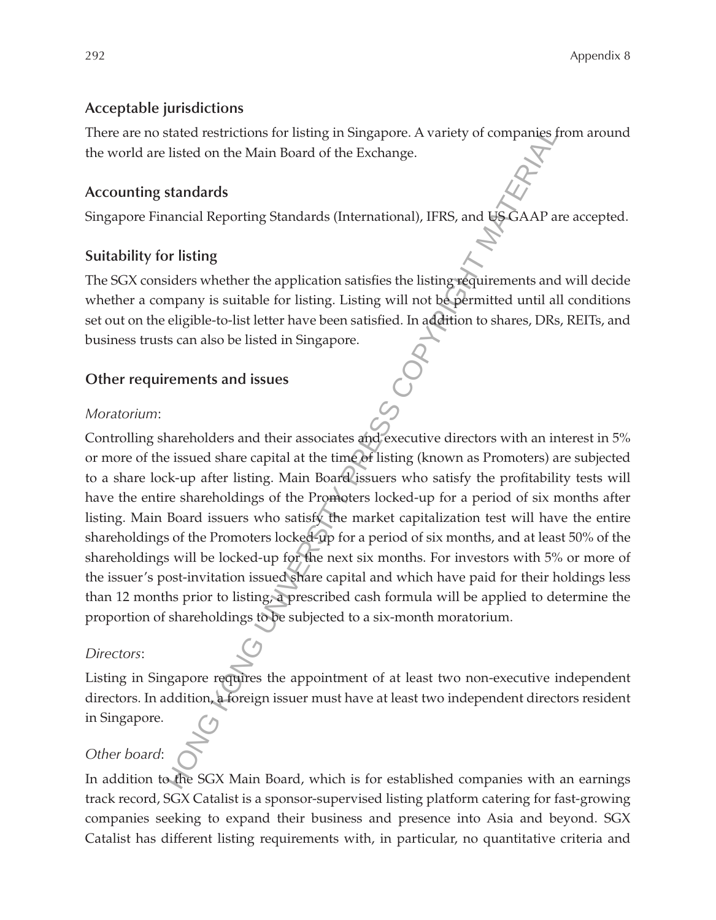## Acceptable jurisdictions

There are no stated restrictions for listing in Singapore. A variety of companies from around the world are listed on the Main Board of the Exchange.

## Accounting standards

Singapore Financial Reporting Standards (International), IFRS, and US GAAP are accepted.

## Suitability for listing

The SGX considers whether the application satisfies the listing requirements and will decide whether a company is suitable for listing. Listing will not be permitted until all conditions set out on the eligible-to-list letter have been satisfied. In addition to shares, DRs, REITs, and business trusts can also be listed in Singapore.

## Other requirements and issues

*Moratorium*:

Controlling shareholders and their associates and executive directors with an interest in 5% or more of the issued share capital at the time of listing (known as Promoters) are subjected to a share lock-up after listing. Main Board issuers who satisfy the profitability tests will have the entire shareholdings of the Promoters locked-up for a period of six months after listing. Main Board issuers who satisfy the market capitalization test will have the entire shareholdings of the Promoters locked-up for a period of six months, and at least 50% of the shareholdings will be locked-up for the next six months. For investors with 5% or more of the issuer's post-invitation issued share capital and which have paid for their holdings less than 12 months prior to listing, a prescribed cash formula will be applied to determine the proportion of shareholdings to be subjected to a six-month moratorium.

*Directors*:

Listing in Singapore requires the appointment of at least two non-executive independent directors. In addition, a foreign issuer must have at least two independent directors resident in Singapore.

*Other board*:

In addition to the SGX Main Board, which is for established companies with an earnings track record, SGX Catalist is a sponsor-supervised listing platform catering for fast-growing companies seeking to expand their business and presence into Asia and beyond. SGX Catalist has different listing requirements with, in particular, no quantitative criteria and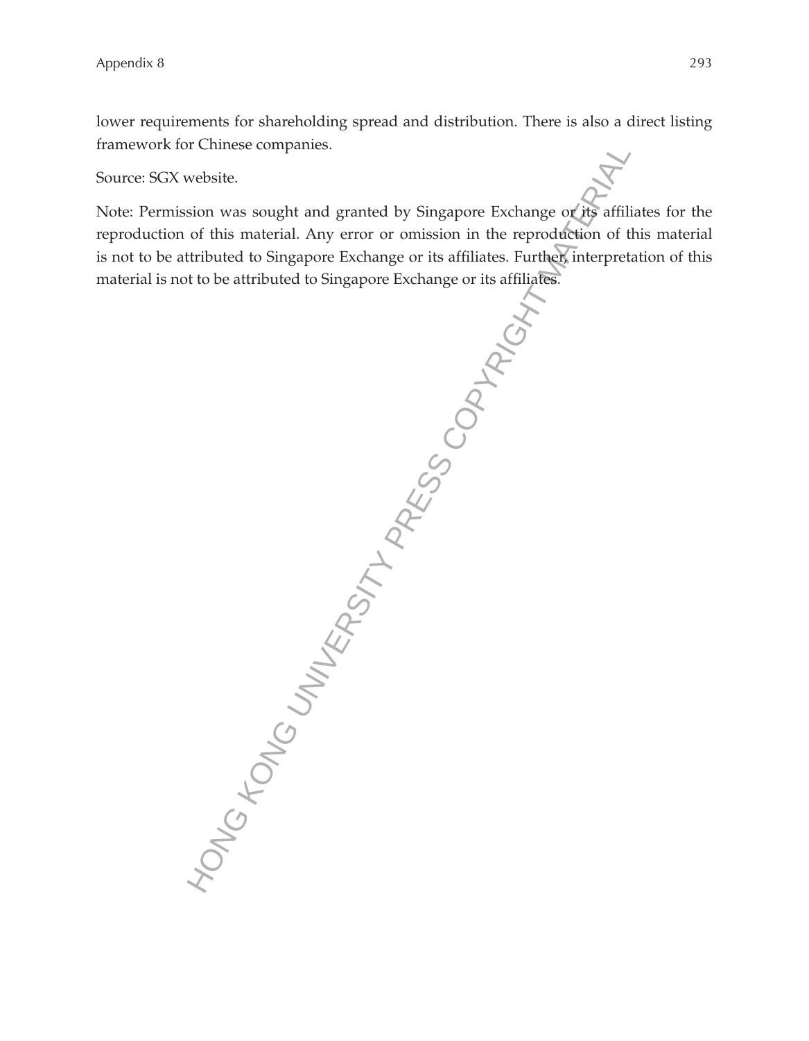lower requirements for shareholding spread and distribution. There is also a direct listing framework for Chinese companies.

Source: SGX website.

Note: Permission was sought and granted by Singapore Exchange or its affiliates for the reproduction of this material. Any error or omission in the reproduction of this material is not to be attributed to Singapore Exchange or its affiliates. Further, interpretation of this material is not to be attributed to Singapore Exchange or its affiliates.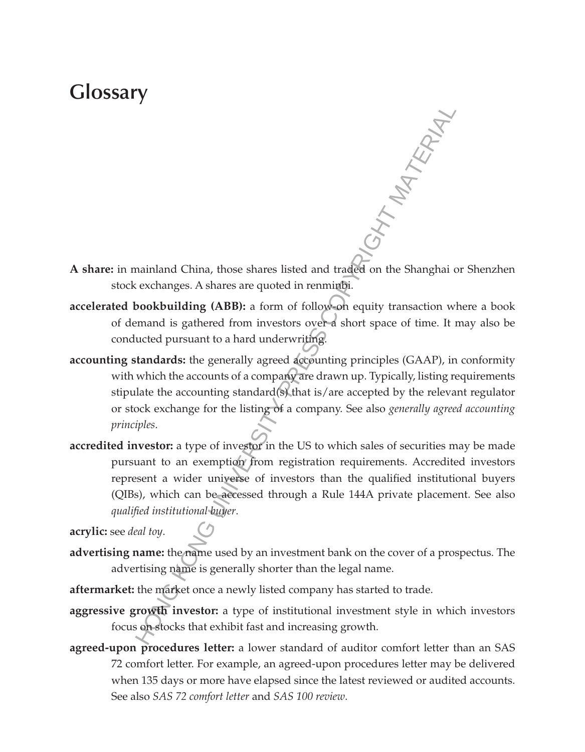# Glossary

**A share:** in mainland China, those shares listed and traded on the Shanghai or Shenzhen stock exchanges. A shares are quoted in renminbi.

**accelerated bookbuilding (ABB):** a form of follow-on equity transaction where a book of demand is gathered from investors over a short space of time. It may also be conducted pursuant to a hard underwriting.

**accounting standards:** the generally agreed accounting principles (GAAP), in conformity with which the accounts of a company are drawn up. Typically, listing requirements stipulate the accounting standard(s) that is/are accepted by the relevant regulator or stock exchange for the listing of a company. See also *generally agreed accounting principles*.

**accredited investor:** a type of investor in the US to which sales of securities may be made pursuant to an exemption from registration requirements. Accredited investors represent a wider universe of investors than the qualified institutional buyers (QIBs), which can be accessed through a Rule 144A private placement. See also *qualified institutional buyer*.

**acrylic:** see *deal toy*.

**advertising name:** the name used by an investment bank on the cover of a prospectus. The advertising name is generally shorter than the legal name.

**aftermarket:** the market once a newly listed company has started to trade.

**aggressive growth investor:** a type of institutional investment style in which investors focus on stocks that exhibit fast and increasing growth.

**agreed-upon procedures letter:** a lower standard of auditor comfort letter than an SAS 72 comfort letter. For example, an agreed-upon procedures letter may be delivered when 135 days or more have elapsed since the latest reviewed or audited accounts. See also *SAS 72 comfort letter* and *SAS 100 review*.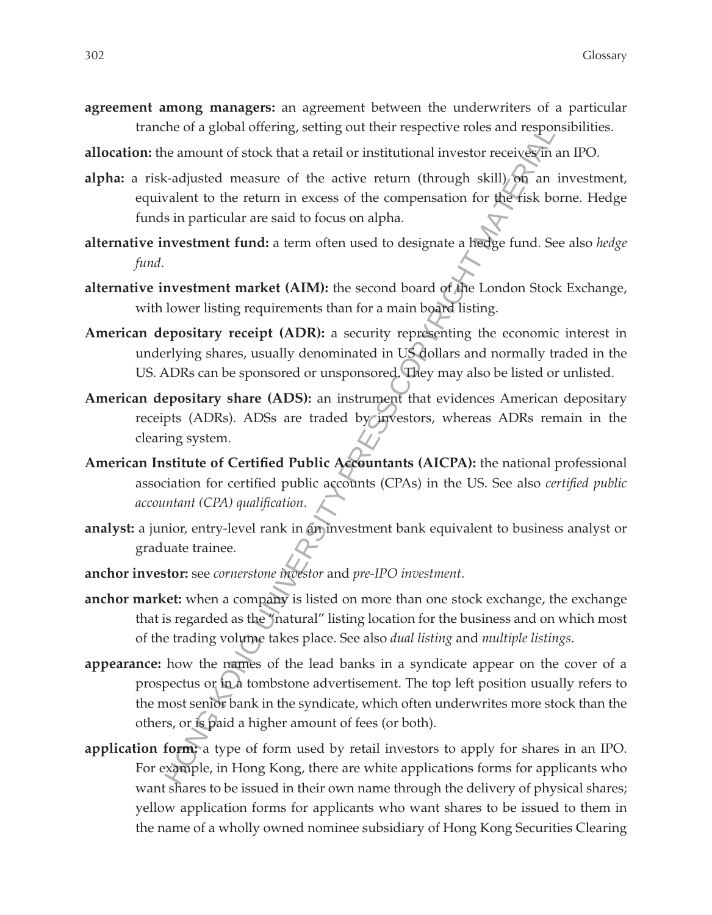**agreement among managers:** an agreement between the underwriters of a particular tranche of a global offering, setting out their respective roles and responsibilities.

**allocation:** the amount of stock that a retail or institutional investor receives in an IPO.

**alpha:** a risk-adjusted measure of the active return (through skill) on an investment, equivalent to the return in excess of the compensation for the risk borne. Hedge funds in particular are said to focus on alpha.

**alternative investment fund:** a term often used to designate a hedge fund. See also *hedge fund*.

**alternative investment market (AIM):** the second board of the London Stock Exchange, with lower listing requirements than for a main board listing.

**American depositary receipt (ADR):** a security representing the economic interest in underlying shares, usually denominated in US dollars and normally traded in the US. ADRs can be sponsored or unsponsored. They may also be listed or unlisted.

**American depositary share (ADS):** an instrument that evidences American depositary receipts (ADRs). ADSs are traded by investors, whereas ADRs remain in the clearing system.

**American Institute of Certified Public Accountants (AICPA):** the national professional association for certified public accounts (CPAs) in the US. See also *certified public accountant (CPA) qualification*.

**analyst:** a junior, entry-level rank in an investment bank equivalent to business analyst or graduate trainee.

**anchor investor:** see *cornerstone investor* and *pre-IPO investment*.

**anchor market:** when a company is listed on more than one stock exchange, the exchange that is regarded as the "natural" listing location for the business and on which most of the trading volume takes place. See also *dual listing* and *multiple listings*.

**appearance:** how the names of the lead banks in a syndicate appear on the cover of a prospectus or in a tombstone advertisement. The top left position usually refers to the most senior bank in the syndicate, which often underwrites more stock than the others, or is paid a higher amount of fees (or both).

**application form:** a type of form used by retail investors to apply for shares in an IPO. For example, in Hong Kong, there are white applications forms for applicants who want shares to be issued in their own name through the delivery of physical shares; yellow application forms for applicants who want shares to be issued to them in the name of a wholly owned nominee subsidiary of Hong Kong Securities Clearing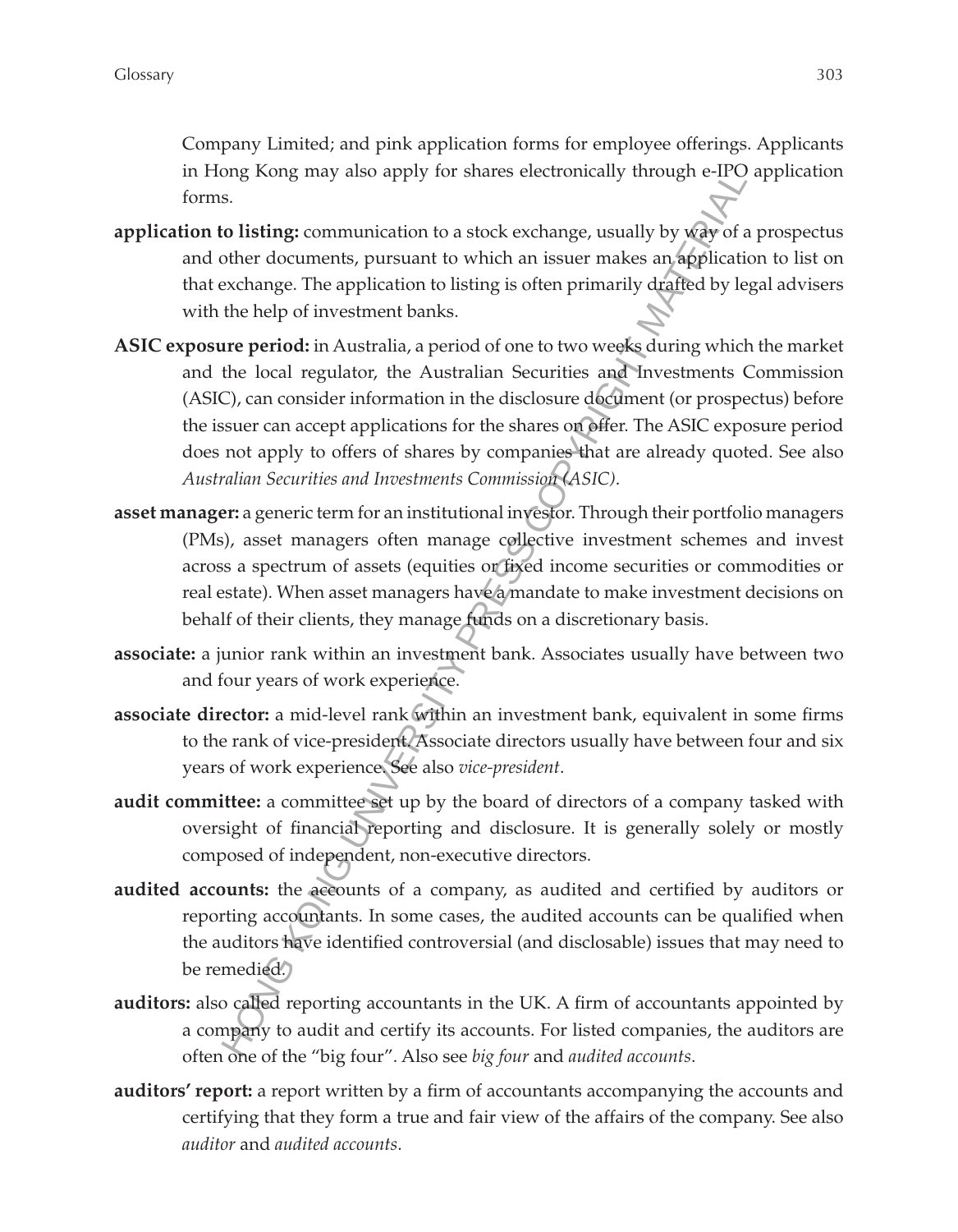Company Limited; and pink application forms for employee offerings. Applicants in Hong Kong may also apply for shares electronically through e-IPO application forms.

**application to listing:** communication to a stock exchange, usually by way of a prospectus and other documents, pursuant to which an issuer makes an application to list on that exchange. The application to listing is often primarily drafted by legal advisers with the help of investment banks.

**ASIC exposure period:** in Australia, a period of one to two weeks during which the market and the local regulator, the Australian Securities and Investments Commission (ASIC), can consider information in the disclosure document (or prospectus) before the issuer can accept applications for the shares on offer. The ASIC exposure period does not apply to offers of shares by companies that are already quoted. See also *Australian Securities and Investments Commission (ASIC)*.

**asset manager:** a generic term for an institutional investor. Through their portfolio managers (PMs), asset managers often manage collective investment schemes and invest across a spectrum of assets (equities or fixed income securities or commodities or real estate). When asset managers have a mandate to make investment decisions on behalf of their clients, they manage funds on a discretionary basis.

**associate:** a junior rank within an investment bank. Associates usually have between two and four years of work experience.

**associate director:** a mid-level rank within an investment bank, equivalent in some firms to the rank of vice-president. Associate directors usually have between four and six years of work experience. See also *vice-president*.

**audit committee:** a committee set up by the board of directors of a company tasked with oversight of financial reporting and disclosure. It is generally solely or mostly composed of independent, non-executive directors.

**audited accounts:** the accounts of a company, as audited and certified by auditors or reporting accountants. In some cases, the audited accounts can be qualified when the auditors have identified controversial (and disclosable) issues that may need to be remedied.

**auditors:** also called reporting accountants in the UK. A firm of accountants appointed by a company to audit and certify its accounts. For listed companies, the auditors are often one of the "big four". Also see *big four* and *audited accounts*.

**auditors' report:** a report written by a firm of accountants accompanying the accounts and certifying that they form a true and fair view of the affairs of the company. See also *auditor* and *audited accounts*.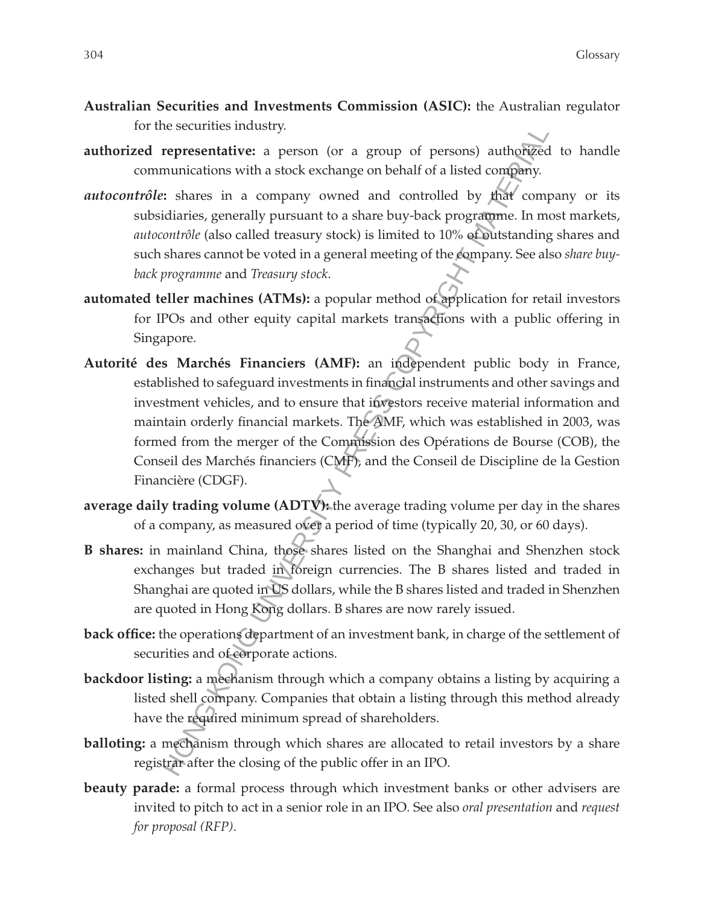**Australian Securities and Investments Commission (ASIC):** the Australian regulator for the securities industry.

**authorized representative:** a person (or a group of persons) authorized to handle communications with a stock exchange on behalf of a listed company.

***autocontrôle*:** shares in a company owned and controlled by that company or its subsidiaries, generally pursuant to a share buy-back programme. In most markets, *autocontrôle* (also called treasury stock) is limited to 10% of outstanding shares and such shares cannot be voted in a general meeting of the company. See also *share buy-back programme* and *Treasury stock*.

**automated teller machines (ATMs):** a popular method of application for retail investors for IPOs and other equity capital markets transactions with a public offering in Singapore.

**Autorité des Marchés Financiers (AMF):** an independent public body in France, established to safeguard investments in financial instruments and other savings and investment vehicles, and to ensure that investors receive material information and maintain orderly financial markets. The AMF, which was established in 2003, was formed from the merger of the Commission des Opérations de Bourse (COB), the Conseil des Marchés financiers (CMF), and the Conseil de Discipline de la Gestion Financière (CDGF).

**average daily trading volume (ADTV):** the average trading volume per day in the shares of a company, as measured over a period of time (typically 20, 30, or 60 days).

**B shares:** in mainland China, those shares listed on the Shanghai and Shenzhen stock exchanges but traded in foreign currencies. The B shares listed and traded in Shanghai are quoted in US dollars, while the B shares listed and traded in Shenzhen are quoted in Hong Kong dollars. B shares are now rarely issued.

**back office:** the operations department of an investment bank, in charge of the settlement of securities and of corporate actions.

**backdoor listing:** a mechanism through which a company obtains a listing by acquiring a listed shell company. Companies that obtain a listing through this method already have the required minimum spread of shareholders.

**balloting:** a mechanism through which shares are allocated to retail investors by a share registrar after the closing of the public offer in an IPO.

**beauty parade:** a formal process through which investment banks or other advisers are invited to pitch to act in a senior role in an IPO. See also *oral presentation* and *request for proposal (RFP)*.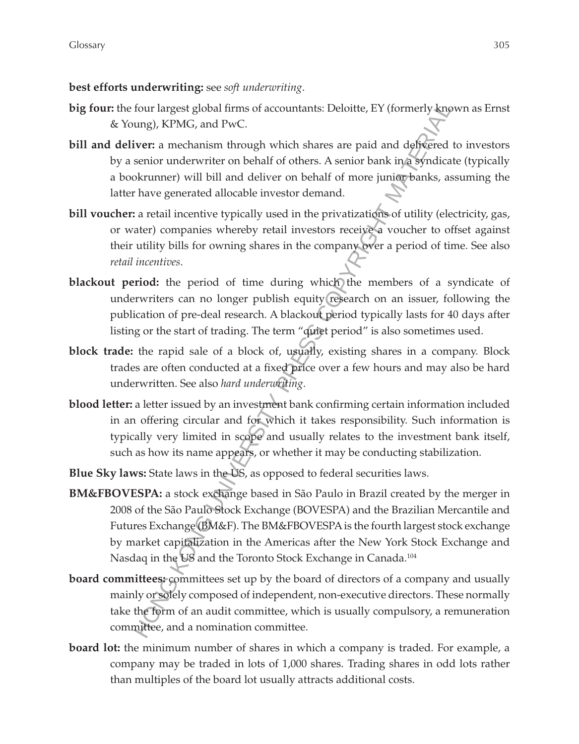**best efforts underwriting:** see *soft underwriting*.

**big four:** the four largest global firms of accountants: Deloitte, EY (formerly known as Ernst & Young), KPMG, and PwC.

**bill and deliver:** a mechanism through which shares are paid and delivered to investors by a senior underwriter on behalf of others. A senior bank in a syndicate (typically a bookrunner) will bill and deliver on behalf of more junior banks, assuming the latter have generated allocable investor demand.

**bill voucher:** a retail incentive typically used in the privatizations of utility (electricity, gas, or water) companies whereby retail investors receive a voucher to offset against their utility bills for owning shares in the company over a period of time. See also *retail incentives*.

**blackout period:** the period of time during which the members of a syndicate of underwriters can no longer publish equity research on an issuer, following the publication of pre-deal research. A blackout period typically lasts for 40 days after listing or the start of trading. The term "quiet period" is also sometimes used.

**block trade:** the rapid sale of a block of, usually, existing shares in a company. Block trades are often conducted at a fixed price over a few hours and may also be hard underwritten. See also *hard underwriting*.

**blood letter:** a letter issued by an investment bank confirming certain information included in an offering circular and for which it takes responsibility. Such information is typically very limited in scope and usually relates to the investment bank itself, such as how its name appears, or whether it may be conducting stabilization.

**Blue Sky laws:** State laws in the US, as opposed to federal securities laws.

**BM&FBOVESPA:** a stock exchange based in São Paulo in Brazil created by the merger in 2008 of the São Paulo Stock Exchange (BOVESPA) and the Brazilian Mercantile and Futures Exchange (BM&F). The BM&FBOVESPA is the fourth largest stock exchange by market capitalization in the Americas after the New York Stock Exchange and Nasdaq in the US and the Toronto Stock Exchange in Canada.[104]

**board committees:** committees set up by the board of directors of a company and usually mainly or solely composed of independent, non-executive directors. These normally take the form of an audit committee, which is usually compulsory, a remuneration committee, and a nomination committee.

**board lot:** the minimum number of shares in which a company is traded. For example, a company may be traded in lots of 1,000 shares. Trading shares in odd lots rather than multiples of the board lot usually attracts additional costs.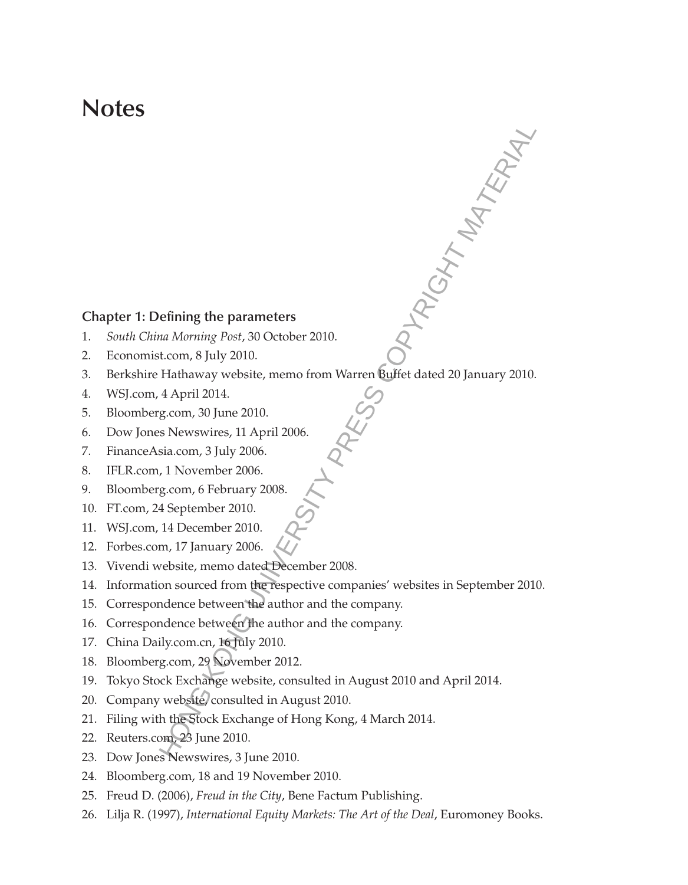# Notes

## Chapter 1: Defining the parameters

1. *South China Morning Post*, 30 October 2010.
2. Economist.com, 8 July 2010.
3. Berkshire Hathaway website, memo from Warren Buffet dated 20 January 2010.
4. WSJ.com, 4 April 2014.
5. Bloomberg.com, 30 June 2010.
6. Dow Jones Newswires, 11 April 2006.
7. FinanceAsia.com, 3 July 2006.
8. IFLR.com, 1 November 2006.
9. Bloomberg.com, 6 February 2008.
10. FT.com, 24 September 2010.
11. WSJ.com, 14 December 2010.
12. Forbes.com, 17 January 2006.
13. Vivendi website, memo dated December 2008.
14. Information sourced from the respective companies' websites in September 2010.
15. Correspondence between the author and the company.
16. Correspondence between the author and the company.
17. China Daily.com.cn, 16 July 2010.
18. Bloomberg.com, 29 November 2012.
19. Tokyo Stock Exchange website, consulted in August 2010 and April 2014.
20. Company website, consulted in August 2010.
21. Filing with the Stock Exchange of Hong Kong, 4 March 2014.
22. Reuters.com, 23 June 2010.
23. Dow Jones Newswires, 3 June 2010.
24. Bloomberg.com, 18 and 19 November 2010.
25. Freud D. (2006), *Freud in the City*, Bene Factum Publishing.
26. Lilja R. (1997), *International Equity Markets: The Art of the Deal*, Euromoney Books.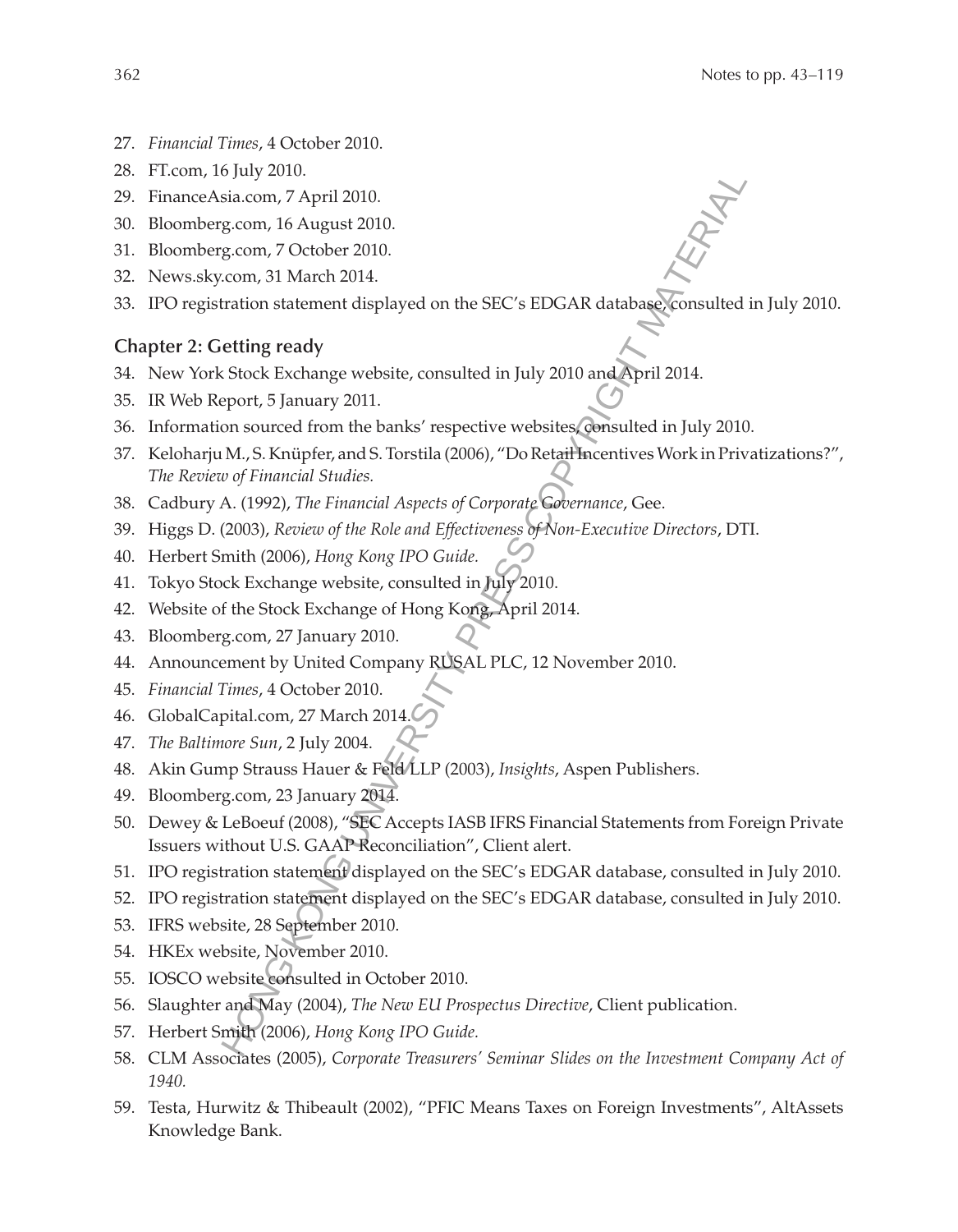27. *Financial Times*, 4 October 2010.
28. FT.com, 16 July 2010.
29. FinanceAsia.com, 7 April 2010.
30. Bloomberg.com, 16 August 2010.
31. Bloomberg.com, 7 October 2010.
32. News.sky.com, 31 March 2014.
33. IPO registration statement displayed on the SEC's EDGAR database, consulted in July 2010.

### Chapter 2: Getting ready

34. New York Stock Exchange website, consulted in July 2010 and April 2014.
35. IR Web Report, 5 January 2011.
36. Information sourced from the banks' respective websites, consulted in July 2010.
37. Keloharju M., S. Knüpfer, and S. Torstila (2006), "Do Retail Incentives Work in Privatizations?", *The Review of Financial Studies.*
38. Cadbury A. (1992), *The Financial Aspects of Corporate Governance*, Gee.
39. Higgs D. (2003), *Review of the Role and Effectiveness of Non-Executive Directors*, DTI.
40. Herbert Smith (2006), *Hong Kong IPO Guide.*
41. Tokyo Stock Exchange website, consulted in July 2010.
42. Website of the Stock Exchange of Hong Kong, April 2014.
43. Bloomberg.com, 27 January 2010.
44. Announcement by United Company RUSAL PLC, 12 November 2010.
45. *Financial Times*, 4 October 2010.
46. GlobalCapital.com, 27 March 2014.
47. *The Baltimore Sun*, 2 July 2004.
48. Akin Gump Strauss Hauer & Feld LLP (2003), *Insights*, Aspen Publishers.
49. Bloomberg.com, 23 January 2014.
50. Dewey & LeBoeuf (2008), "SEC Accepts IASB IFRS Financial Statements from Foreign Private Issuers without U.S. GAAP Reconciliation", Client alert.
51. IPO registration statement displayed on the SEC's EDGAR database, consulted in July 2010.
52. IPO registration statement displayed on the SEC's EDGAR database, consulted in July 2010.
53. IFRS website, 28 September 2010.
54. HKEx website, November 2010.
55. IOSCO website consulted in October 2010.
56. Slaughter and May (2004), *The New EU Prospectus Directive*, Client publication.
57. Herbert Smith (2006), *Hong Kong IPO Guide.*
58. CLM Associates (2005), *Corporate Treasurers' Seminar Slides on the Investment Company Act of 1940.*
59. Testa, Hurwitz & Thibeault (2002), "PFIC Means Taxes on Foreign Investments", AltAssets Knowledge Bank.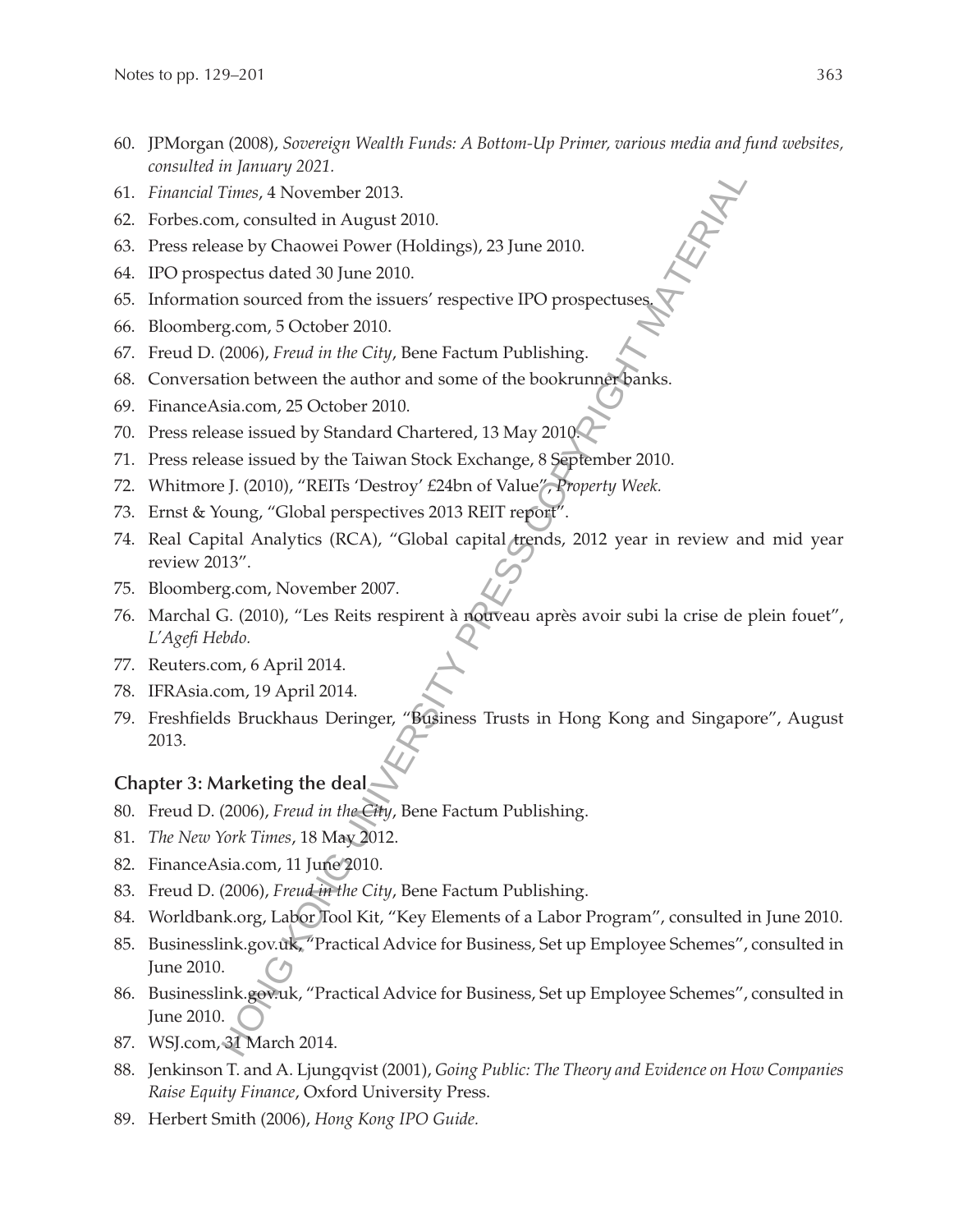60. JPMorgan (2008), *Sovereign Wealth Funds: A Bottom-Up Primer, various media and fund websites, consulted in January 2021.*
61. *Financial Times*, 4 November 2013.
62. Forbes.com, consulted in August 2010.
63. Press release by Chaowei Power (Holdings), 23 June 2010.
64. IPO prospectus dated 30 June 2010.
65. Information sourced from the issuers' respective IPO prospectuses.
66. Bloomberg.com, 5 October 2010.
67. Freud D. (2006), *Freud in the City*, Bene Factum Publishing.
68. Conversation between the author and some of the bookrunner banks.
69. FinanceAsia.com, 25 October 2010.
70. Press release issued by Standard Chartered, 13 May 2010.
71. Press release issued by the Taiwan Stock Exchange, 8 September 2010.
72. Whitmore J. (2010), "REITs 'Destroy' £24bn of Value", *Property Week.*
73. Ernst & Young, "Global perspectives 2013 REIT report".
74. Real Capital Analytics (RCA), "Global capital trends, 2012 year in review and mid year review 2013".
75. Bloomberg.com, November 2007.
76. Marchal G. (2010), "Les Reits respirent à nouveau après avoir subi la crise de plein fouet", *L'Agefi Hebdo.*
77. Reuters.com, 6 April 2014.
78. IFRAsia.com, 19 April 2014.
79. Freshfields Bruckhaus Deringer, "Business Trusts in Hong Kong and Singapore", August 2013.

## Chapter 3: Marketing the deal

80. Freud D. (2006), *Freud in the City*, Bene Factum Publishing.
81. *The New York Times*, 18 May 2012.
82. FinanceAsia.com, 11 June 2010.
83. Freud D. (2006), *Freud in the City*, Bene Factum Publishing.
84. Worldbank.org, Labor Tool Kit, "Key Elements of a Labor Program", consulted in June 2010.
85. Businesslink.gov.uk, "Practical Advice for Business, Set up Employee Schemes", consulted in June 2010.
86. Businesslink.gov.uk, "Practical Advice for Business, Set up Employee Schemes", consulted in June 2010.
87. WSJ.com, 31 March 2014.
88. Jenkinson T. and A. Ljungqvist (2001), *Going Public: The Theory and Evidence on How Companies Raise Equity Finance*, Oxford University Press.
89. Herbert Smith (2006), *Hong Kong IPO Guide.*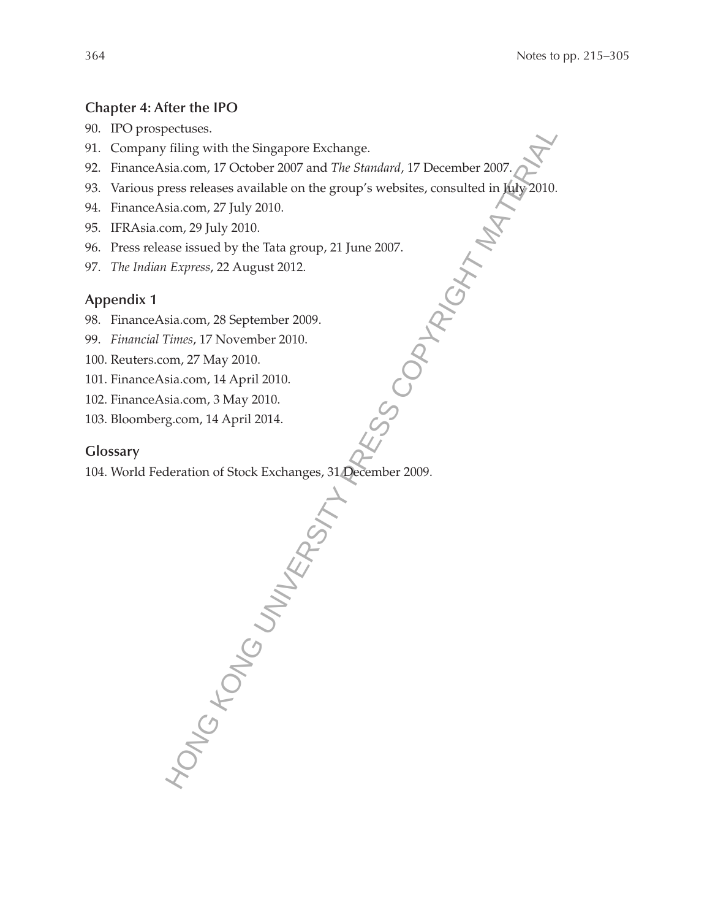## Chapter 4: After the IPO

90. IPO prospectuses.
91. Company filing with the Singapore Exchange.
92. FinanceAsia.com, 17 October 2007 and *The Standard*, 17 December 2007.
93. Various press releases available on the group's websites, consulted in July 2010.
94. FinanceAsia.com, 27 July 2010.
95. IFRAsia.com, 29 July 2010.
96. Press release issued by the Tata group, 21 June 2007.
97. *The Indian Express*, 22 August 2012.

## Appendix 1

98. FinanceAsia.com, 28 September 2009.
99. *Financial Times*, 17 November 2010.
100. Reuters.com, 27 May 2010.
101. FinanceAsia.com, 14 April 2010.
102. FinanceAsia.com, 3 May 2010.
103. Bloomberg.com, 14 April 2014.

## Glossary

104. World Federation of Stock Exchanges, 31 December 2009.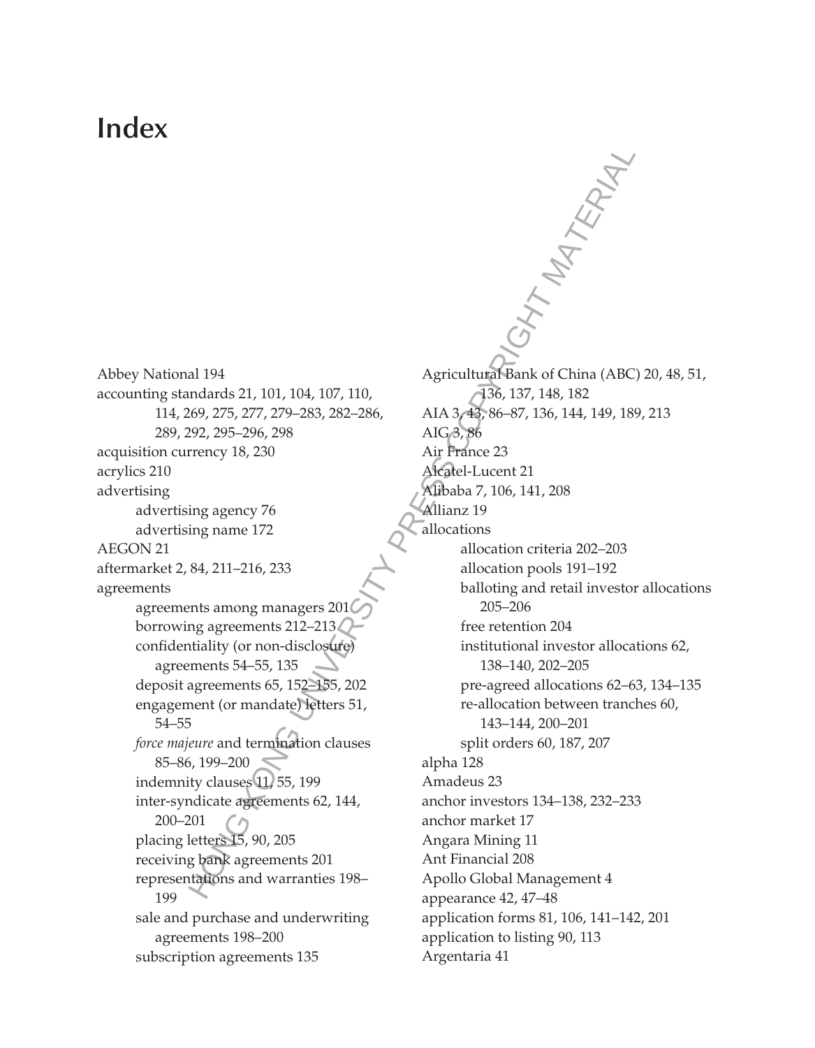# Index

Abbey National 194
accounting standards 21, 101, 104, 107, 110, 114, 269, 275, 277, 279–283, 282–286, 289, 292, 295–296, 298
acquisition currency 18, 230
acrylics 210
advertising
- advertising agency 76
- advertising name 172

AEGON 21
aftermarket 2, 84, 211–216, 233
agreements
- agreements among managers 201
- borrowing agreements 212–213
- confidentiality (or non-disclosure) agreements 54–55, 135
- deposit agreements 65, 152–155, 202
- engagement (or mandate) letters 51, 54–55
- *force majeure* and termination clauses 85–86, 199–200
- indemnity clauses 11, 55, 199
- inter-syndicate agreements 62, 144, 200–201
- placing letters 15, 90, 205
- receiving bank agreements 201
- representations and warranties 198–199
- sale and purchase and underwriting agreements 198–200
- subscription agreements 135

Agricultural Bank of China (ABC) 20, 48, 51, 136, 137, 148, 182
AIA 3, 43, 86–87, 136, 144, 149, 189, 213
AIG 3, 86
Air France 23
Alcatel-Lucent 21
Alibaba 7, 106, 141, 208
Allianz 19
allocations
- allocation criteria 202–203
- allocation pools 191–192
- balloting and retail investor allocations 205–206
- free retention 204
- institutional investor allocations 62, 138–140, 202–205
- pre-agreed allocations 62–63, 134–135
- re-allocation between tranches 60, 143–144, 200–201
- split orders 60, 187, 207

alpha 128
Amadeus 23
anchor investors 134–138, 232–233
anchor market 17
Angara Mining 11
Ant Financial 208
Apollo Global Management 4
appearance 42, 47–48
application forms 81, 106, 141–142, 201
application to listing 90, 113
Argentaria 41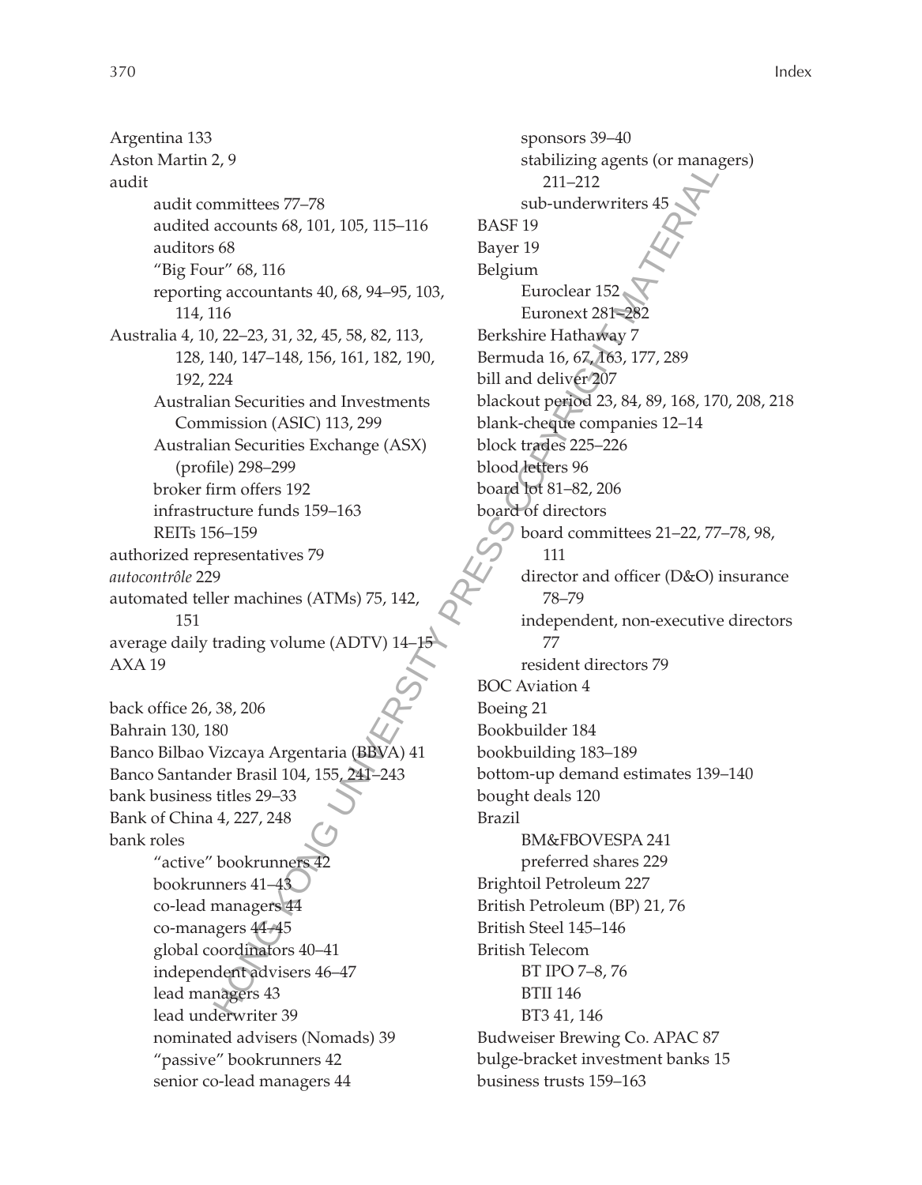Argentina 133
Aston Martin 2, 9
audit
- audit committees 77–78
- audited accounts 68, 101, 105, 115–116
- auditors 68
- "Big Four" 68, 116
- reporting accountants 40, 68, 94–95, 103, 114, 116

Australia 4, 10, 22–23, 31, 32, 45, 58, 82, 113, 128, 140, 147–148, 156, 161, 182, 190, 192, 224
- Australian Securities and Investments Commission (ASIC) 113, 299
- Australian Securities Exchange (ASX) (profile) 298–299
- broker firm offers 192
- infrastructure funds 159–163
- REITs 156–159

authorized representatives 79
*autocontrôle* 229
automated teller machines (ATMs) 75, 142, 151
average daily trading volume (ADTV) 14–15
AXA 19

back office 26, 38, 206
Bahrain 130, 180
Banco Bilbao Vizcaya Argentaria (BBVA) 41
Banco Santander Brasil 104, 155, 241–243
bank business titles 29–33
Bank of China 4, 227, 248
bank roles
- "active" bookrunners 42
- bookrunners 41–43
- co-lead managers 44
- co-managers 44–45
- global coordinators 40–41
- independent advisers 46–47
- lead managers 43
- lead underwriter 39
- nominated advisers (Nomads) 39
- "passive" bookrunners 42
- senior co-lead managers 44
- sponsors 39–40
- stabilizing agents (or managers) 211–212
- sub-underwriters 45

BASF 19
Bayer 19
Belgium
- Euroclear 152
- Euronext 281–282

Berkshire Hathaway 7
Bermuda 16, 67, 163, 177, 289
bill and deliver 207
blackout period 23, 84, 89, 168, 170, 208, 218
blank-cheque companies 12–14
block trades 225–226
blood letters 96
board lot 81–82, 206
board of directors
- board committees 21–22, 77–78, 98, 111
- director and officer (D&O) insurance 78–79
- independent, non-executive directors 77
- resident directors 79

BOC Aviation 4
Boeing 21
Bookbuilder 184
bookbuilding 183–189
bottom-up demand estimates 139–140
bought deals 120
Brazil
- BM&FBOVESPA 241
- preferred shares 229

Brightoil Petroleum 227
British Petroleum (BP) 21, 76
British Steel 145–146
British Telecom
- BT IPO 7–8, 76
- BTII 146
- BT3 41, 146

Budweiser Brewing Co. APAC 87
bulge-bracket investment banks 15
business trusts 159–163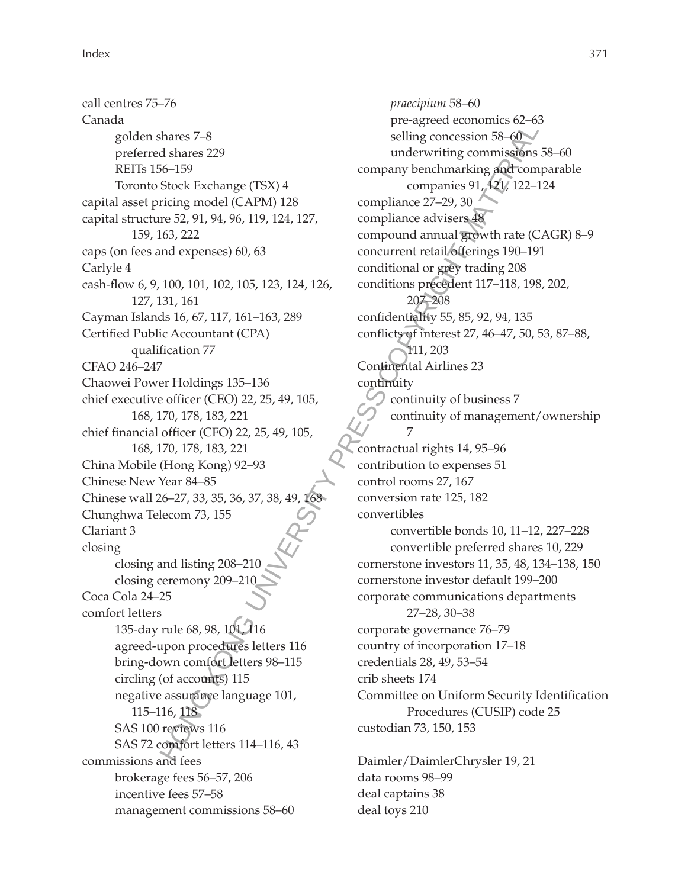call centres 75–76
Canada
  - golden shares 7–8
  - preferred shares 229
  - REITs 156–159
  - Toronto Stock Exchange (TSX) 4

capital asset pricing model (CAPM) 128
capital structure 52, 91, 94, 96, 119, 124, 127, 159, 163, 222
caps (on fees and expenses) 60, 63
Carlyle 4
cash-flow 6, 9, 100, 101, 102, 105, 123, 124, 126, 127, 131, 161
Cayman Islands 16, 67, 117, 161–163, 289
Certified Public Accountant (CPA) qualification 77
CFAO 246–247
Chaowei Power Holdings 135–136
chief executive officer (CEO) 22, 25, 49, 105, 168, 170, 178, 183, 221
chief financial officer (CFO) 22, 25, 49, 105, 168, 170, 178, 183, 221
China Mobile (Hong Kong) 92–93
Chinese New Year 84–85
Chinese wall 26–27, 33, 35, 36, 37, 38, 49, 168
Chunghwa Telecom 73, 155
Clariant 3
closing
  - closing and listing 208–210
  - closing ceremony 209–210

Coca Cola 24–25
comfort letters
  - 135-day rule 68, 98, 101, 116
  - agreed-upon procedures letters 116
  - bring-down comfort letters 98–115
  - circling (of accounts) 115
  - negative assurance language 101, 115–116, 118
  - SAS 100 reviews 116
  - SAS 72 comfort letters 114–116, 43

commissions and fees
  - brokerage fees 56–57, 206
  - incentive fees 57–58
  - management commissions 58–60
  - *praecipium* 58–60
  - pre-agreed economics 62–63
  - selling concession 58–60
  - underwriting commissions 58–60

company benchmarking and comparable companies 91, 121, 122–124
compliance 27–29, 30
compliance advisers 48
compound annual growth rate (CAGR) 8–9
concurrent retail offerings 190–191
conditional or grey trading 208
conditions precedent 117–118, 198, 202, 207–208
confidentiality 55, 85, 92, 94, 135
conflicts of interest 27, 46–47, 50, 53, 87–88, 111, 203
Continental Airlines 23
continuity
  - continuity of business 7
  - continuity of management/ownership 7

contractual rights 14, 95–96
contribution to expenses 51
control rooms 27, 167
conversion rate 125, 182
convertibles
  - convertible bonds 10, 11–12, 227–228
  - convertible preferred shares 10, 229

cornerstone investors 11, 35, 48, 134–138, 150
cornerstone investor default 199–200
corporate communications departments 27–28, 30–38
corporate governance 76–79
country of incorporation 17–18
credentials 28, 49, 53–54
crib sheets 174
Committee on Uniform Security Identification Procedures (CUSIP) code 25
custodian 73, 150, 153

Daimler/DaimlerChrysler 19, 21
data rooms 98–99
deal captains 38
deal toys 210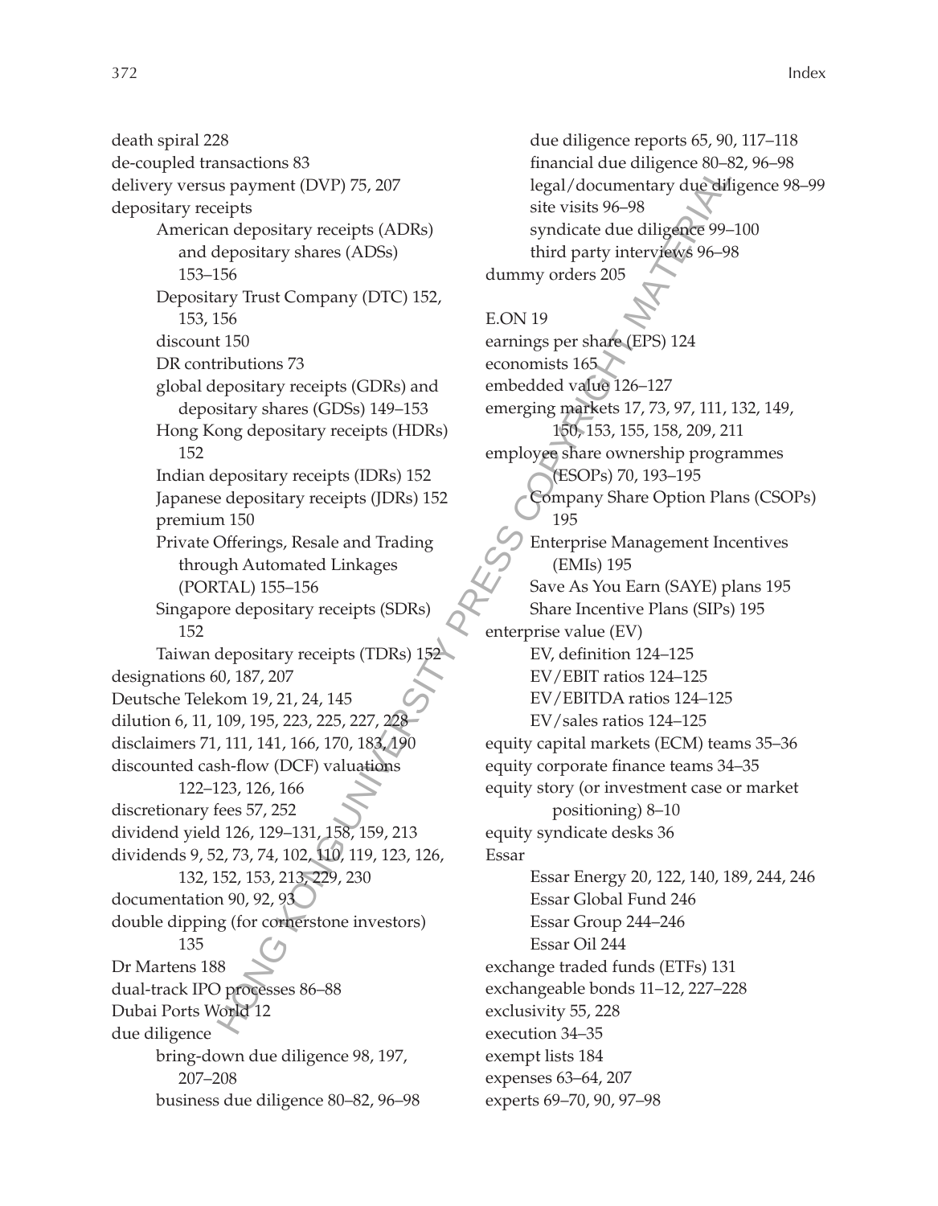death spiral 228
de-coupled transactions 83
delivery versus payment (DVP) 75, 207
depositary receipts
- American depositary receipts (ADRs) and depositary shares (ADSs) 153–156
- Depositary Trust Company (DTC) 152, 153, 156
- discount 150
- DR contributions 73
- global depositary receipts (GDRs) and depositary shares (GDSs) 149–153
- Hong Kong depositary receipts (HDRs) 152
- Indian depositary receipts (IDRs) 152
- Japanese depositary receipts (JDRs) 152
- premium 150
- Private Offerings, Resale and Trading through Automated Linkages (PORTAL) 155–156
- Singapore depositary receipts (SDRs) 152
- Taiwan depositary receipts (TDRs) 152

designations 60, 187, 207
Deutsche Telekom 19, 21, 24, 145
dilution 6, 11, 109, 195, 223, 225, 227, 228
disclaimers 71, 111, 141, 166, 170, 183, 190
discounted cash-flow (DCF) valuations 122–123, 126, 166
discretionary fees 57, 252
dividend yield 126, 129–131, 158, 159, 213
dividends 9, 52, 73, 74, 102, 110, 119, 123, 126, 132, 152, 153, 213, 229, 230
documentation 90, 92, 93
double dipping (for cornerstone investors) 135
Dr Martens 188
dual-track IPO processes 86–88
Dubai Ports World 12
due diligence
- bring-down due diligence 98, 197, 207–208
- business due diligence 80–82, 96–98
- due diligence reports 65, 90, 117–118
- financial due diligence 80–82, 96–98
- legal/documentary due diligence 98–99
- site visits 96–98
- syndicate due diligence 99–100
- third party interviews 96–98

dummy orders 205

E.ON 19
earnings per share (EPS) 124
economists 165
embedded value 126–127
emerging markets 17, 73, 97, 111, 132, 149, 150, 153, 155, 158, 209, 211
employee share ownership programmes (ESOPs) 70, 193–195
- Company Share Option Plans (CSOPs) 195
- Enterprise Management Incentives (EMIs) 195
- Save As You Earn (SAYE) plans 195
- Share Incentive Plans (SIPs) 195

enterprise value (EV)
- EV, definition 124–125
- EV/EBIT ratios 124–125
- EV/EBITDA ratios 124–125
- EV/sales ratios 124–125

equity capital markets (ECM) teams 35–36
equity corporate finance teams 34–35
equity story (or investment case or market positioning) 8–10
equity syndicate desks 36
Essar
- Essar Energy 20, 122, 140, 189, 244, 246
- Essar Global Fund 246
- Essar Group 244–246
- Essar Oil 244

exchange traded funds (ETFs) 131
exchangeable bonds 11–12, 227–228
exclusivity 55, 228
execution 34–35
exempt lists 184
expenses 63–64, 207
experts 69–70, 90, 97–98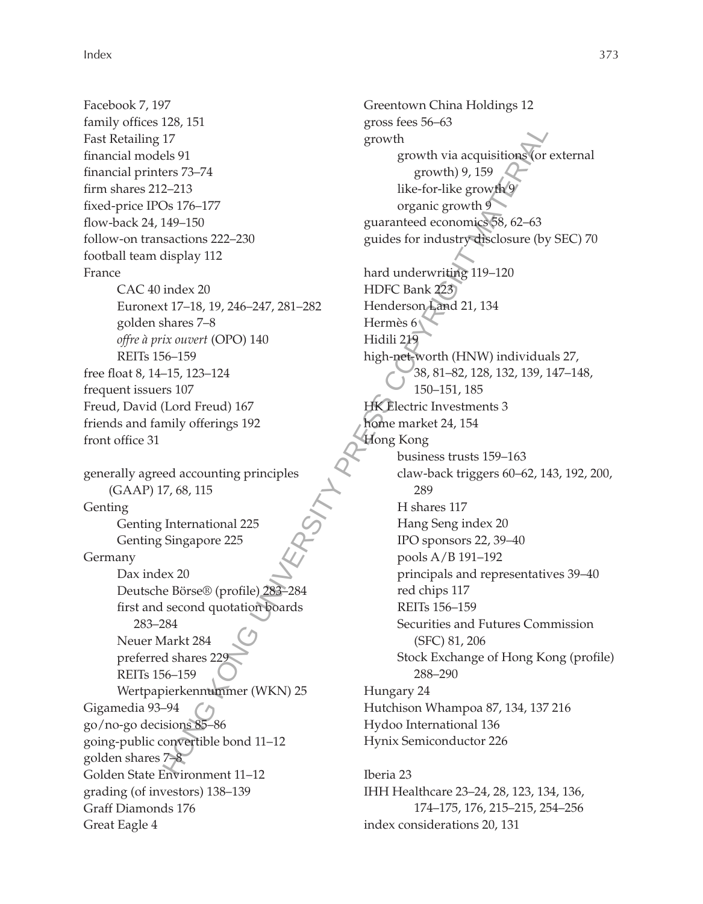Facebook 7, 197
family offices 128, 151
Fast Retailing 17
financial models 91
financial printers 73–74
firm shares 212–213
fixed-price IPOs 176–177
flow-back 24, 149–150
follow-on transactions 222–230
football team display 112
France
- CAC 40 index 20
- Euronext 17–18, 19, 246–247, 281–282
- golden shares 7–8
- *offre à prix ouvert* (OPO) 140
- REITs 156–159

free float 8, 14–15, 123–124
frequent issuers 107
Freud, David (Lord Freud) 167
friends and family offerings 192
front office 31

generally agreed accounting principles (GAAP) 17, 68, 115
Genting
- Genting International 225
- Genting Singapore 225

Germany
- Dax index 20
- Deutsche Börse® (profile) 283–284
- first and second quotation boards 283–284
- Neuer Markt 284
- preferred shares 229
- REITs 156–159
- Wertpapierkennummer (WKN) 25

Gigamedia 93–94
go/no-go decisions 85–86
going-public convertible bond 11–12
golden shares 7–8
Golden State Environment 11–12
grading (of investors) 138–139
Graff Diamonds 176
Great Eagle 4
Greentown China Holdings 12
gross fees 56–63
growth
- growth via acquisitions (or external growth) 9, 159
- like-for-like growth 9
- organic growth 9

guaranteed economics 58, 62–63
guides for industry disclosure (by SEC) 70

hard underwriting 119–120
HDFC Bank 223
Henderson Land 21, 134
Hermès 6
Hidili 219
high-net-worth (HNW) individuals 27, 38, 81–82, 128, 132, 139, 147–148, 150–151, 185
HK Electric Investments 3
home market 24, 154
Hong Kong
- business trusts 159–163
- claw-back triggers 60–62, 143, 192, 200, 289
- H shares 117
- Hang Seng index 20
- IPO sponsors 22, 39–40
- pools A/B 191–192
- principals and representatives 39–40
- red chips 117
- REITs 156–159
- Securities and Futures Commission (SFC) 81, 206
- Stock Exchange of Hong Kong (profile) 288–290

Hungary 24
Hutchison Whampoa 87, 134, 137 216
Hydoo International 136
Hynix Semiconductor 226

Iberia 23
IHH Healthcare 23–24, 28, 123, 134, 136, 174–175, 176, 215–215, 254–256
index considerations 20, 131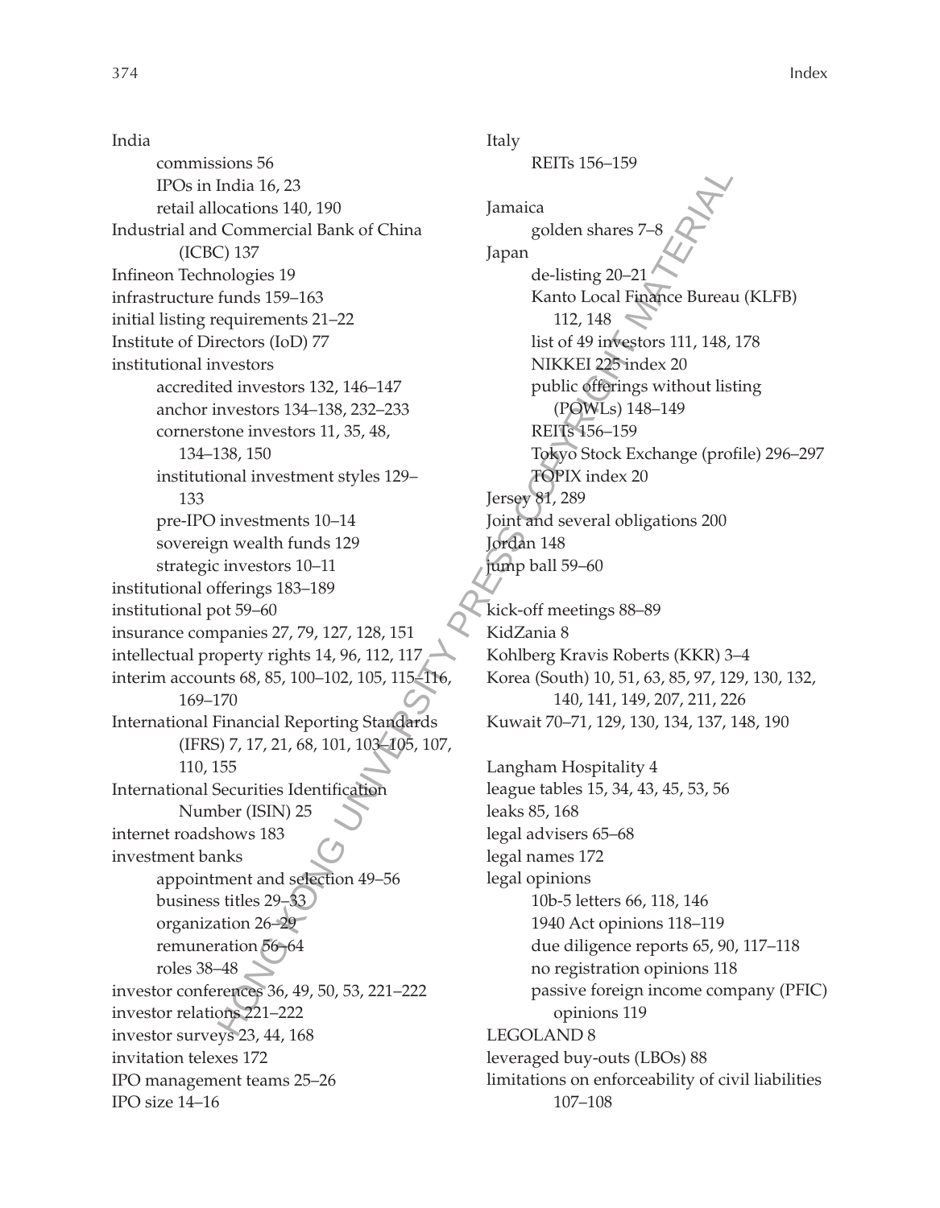India
- commissions 56
- IPOs in India 16, 23
- retail allocations 140, 190

Industrial and Commercial Bank of China (ICBC) 137
Infineon Technologies 19
infrastructure funds 159–163
initial listing requirements 21–22
Institute of Directors (IoD) 77
institutional investors
- accredited investors 132, 146–147
- anchor investors 134–138, 232–233
- cornerstone investors 11, 35, 48, 134–138, 150
- institutional investment styles 129–133
- pre-IPO investments 10–14
- sovereign wealth funds 129
- strategic investors 10–11

institutional offerings 183–189
institutional pot 59–60
insurance companies 27, 79, 127, 128, 151
intellectual property rights 14, 96, 112, 117
interim accounts 68, 85, 100–102, 105, 115–116, 169–170
International Financial Reporting Standards (IFRS) 7, 17, 21, 68, 101, 103–105, 107, 110, 155
International Securities Identification Number (ISIN) 25
internet roadshows 183
investment banks
- appointment and selection 49–56
- business titles 29–33
- organization 26–29
- remuneration 56–64
- roles 38–48

investor conferences 36, 49, 50, 53, 221–222
investor relations 221–222
investor surveys 23, 44, 168
invitation telexes 172
IPO management teams 25–26
IPO size 14–16

Italy
- REITs 156–159

Jamaica
- golden shares 7–8

Japan
- de-listing 20–21
- Kanto Local Finance Bureau (KLFB) 112, 148
- list of 49 investors 111, 148, 178
- NIKKEI 225 index 20
- public offerings without listing (POWLs) 148–149
- REITs 156–159
- Tokyo Stock Exchange (profile) 296–297
- TOPIX index 20

Jersey 81, 289
Joint and several obligations 200
Jordan 148
jump ball 59–60

kick-off meetings 88–89
KidZania 8
Kohlberg Kravis Roberts (KKR) 3–4
Korea (South) 10, 51, 63, 85, 97, 129, 130, 132, 140, 141, 149, 207, 211, 226
Kuwait 70–71, 129, 130, 134, 137, 148, 190

Langham Hospitality 4
league tables 15, 34, 43, 45, 53, 56
leaks 85, 168
legal advisers 65–68
legal names 172
legal opinions
- 10b-5 letters 66, 118, 146
- 1940 Act opinions 118–119
- due diligence reports 65, 90, 117–118
- no registration opinions 118
- passive foreign income company (PFIC) opinions 119

LEGOLAND 8
leveraged buy-outs (LBOs) 88
limitations on enforceability of civil liabilities 107–108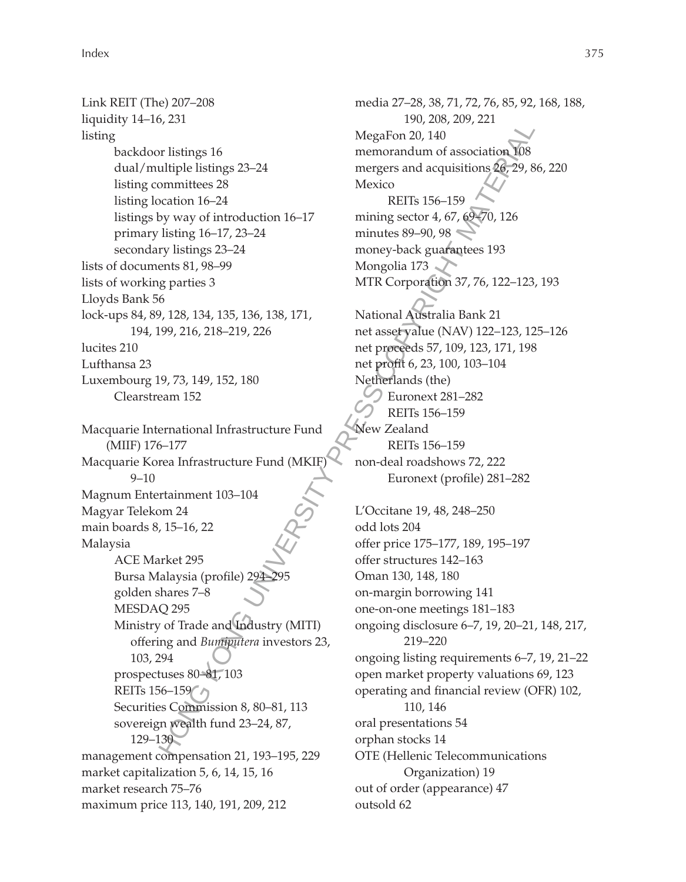Link REIT (The) 207–208
liquidity 14–16, 231
listing
- backdoor listings 16
- dual/multiple listings 23–24
- listing committees 28
- listing location 16–24
- listings by way of introduction 16–17
- primary listing 16–17, 23–24
- secondary listings 23–24

lists of documents 81, 98–99
lists of working parties 3
Lloyds Bank 56
lock-ups 84, 89, 128, 134, 135, 136, 138, 171, 194, 199, 216, 218–219, 226
lucites 210
Lufthansa 23
Luxembourg 19, 73, 149, 152, 180
- Clearstream 152

Macquarie International Infrastructure Fund (MIIF) 176–177
Macquarie Korea Infrastructure Fund (MKIF) 9–10
Magnum Entertainment 103–104
Magyar Telekom 24
main boards 8, 15–16, 22
Malaysia
- ACE Market 295
- Bursa Malaysia (profile) 294–295
- golden shares 7–8
- MESDAQ 295
- Ministry of Trade and Industry (MITI) offering and *Bumiputera* investors 23, 103, 294
- prospectuses 80–81, 103
- REITs 156–159
- Securities Commission 8, 80–81, 113
- sovereign wealth fund 23–24, 87, 129–130

management compensation 21, 193–195, 229
market capitalization 5, 6, 14, 15, 16
market research 75–76
maximum price 113, 140, 191, 209, 212
media 27–28, 38, 71, 72, 76, 85, 92, 168, 188, 190, 208, 209, 221
MegaFon 20, 140
memorandum of association 108
mergers and acquisitions 26, 29, 86, 220
Mexico
- REITs 156–159

mining sector 4, 67, 69–70, 126
minutes 89–90, 98
money-back guarantees 193
Mongolia 173
MTR Corporation 37, 76, 122–123, 193

National Australia Bank 21
net asset value (NAV) 122–123, 125–126
net proceeds 57, 109, 123, 171, 198
net profit 6, 23, 100, 103–104
Netherlands (the)
- Euronext 281–282
- REITs 156–159

New Zealand
- REITs 156–159

non-deal roadshows 72, 222
- Euronext (profile) 281–282

L'Occitane 19, 48, 248–250
odd lots 204
offer price 175–177, 189, 195–197
offer structures 142–163
Oman 130, 148, 180
on-margin borrowing 141
one-on-one meetings 181–183
ongoing disclosure 6–7, 19, 20–21, 148, 217, 219–220
ongoing listing requirements 6–7, 19, 21–22
open market property valuations 69, 123
operating and financial review (OFR) 102, 110, 146
oral presentations 54
orphan stocks 14
OTE (Hellenic Telecommunications Organization) 19
out of order (appearance) 47
outsold 62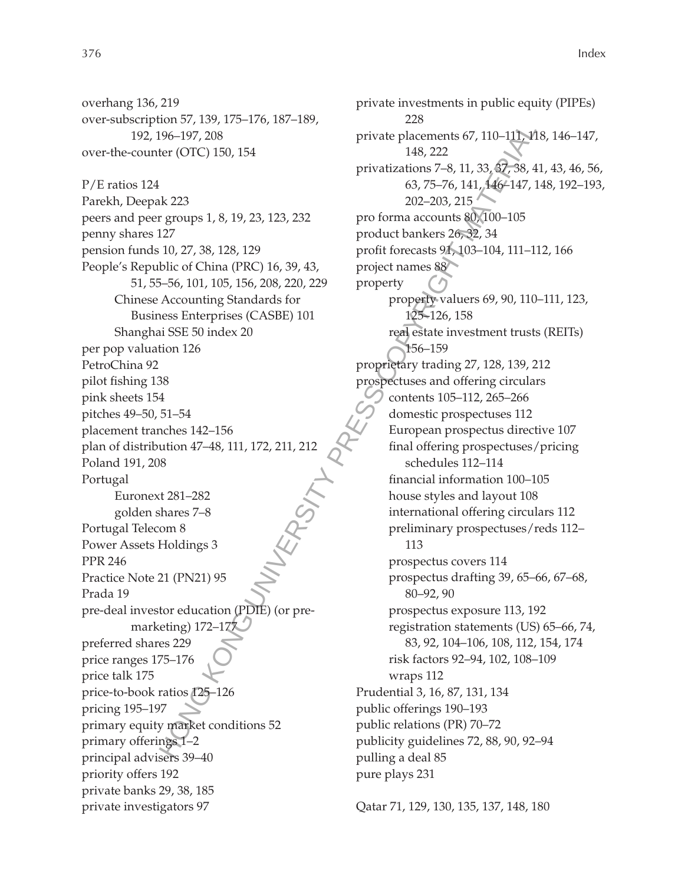overhang 136, 219
over-subscription 57, 139, 175–176, 187–189, 192, 196–197, 208
over-the-counter (OTC) 150, 154

P/E ratios 124
Parekh, Deepak 223
peers and peer groups 1, 8, 19, 23, 123, 232
penny shares 127
pension funds 10, 27, 38, 128, 129
People's Republic of China (PRC) 16, 39, 43, 51, 55–56, 101, 105, 156, 208, 220, 229
    Chinese Accounting Standards for Business Enterprises (CASBE) 101
    Shanghai SSE 50 index 20
per pop valuation 126
PetroChina 92
pilot fishing 138
pink sheets 154
pitches 49–50, 51–54
placement tranches 142–156
plan of distribution 47–48, 111, 172, 211, 212
Poland 191, 208
Portugal
    Euronext 281–282
    golden shares 7–8
Portugal Telecom 8
Power Assets Holdings 3
PPR 246
Practice Note 21 (PN21) 95
Prada 19
pre-deal investor education (PDIE) (or pre-marketing) 172–177
preferred shares 229
price ranges 175–176
price talk 175
price-to-book ratios 125–126
pricing 195–197
primary equity market conditions 52
primary offerings 1–2
principal advisers 39–40
priority offers 192
private banks 29, 38, 185
private investigators 97
private investments in public equity (PIPEs) 228
private placements 67, 110–111, 118, 146–147, 148, 222
privatizations 7–8, 11, 33, 37, 38, 41, 43, 46, 56, 63, 75–76, 141, 146–147, 148, 192–193, 202–203, 215
pro forma accounts 80, 100–105
product bankers 26, 32, 34
profit forecasts 91, 103–104, 111–112, 166
project names 88
property
    property valuers 69, 90, 110–111, 123, 125–126, 158
    real estate investment trusts (REITs) 156–159
proprietary trading 27, 128, 139, 212
prospectuses and offering circulars
    contents 105–112, 265–266
    domestic prospectuses 112
    European prospectus directive 107
    final offering prospectuses/pricing schedules 112–114
    financial information 100–105
    house styles and layout 108
    international offering circulars 112
    preliminary prospectuses/reds 112–113
    prospectus covers 114
    prospectus drafting 39, 65–66, 67–68, 80–92, 90
    prospectus exposure 113, 192
    registration statements (US) 65–66, 74, 83, 92, 104–106, 108, 112, 154, 174
    risk factors 92–94, 102, 108–109
    wraps 112
Prudential 3, 16, 87, 131, 134
public offerings 190–193
public relations (PR) 70–72
publicity guidelines 72, 88, 90, 92–94
pulling a deal 85
pure plays 231

Qatar 71, 129, 130, 135, 137, 148, 180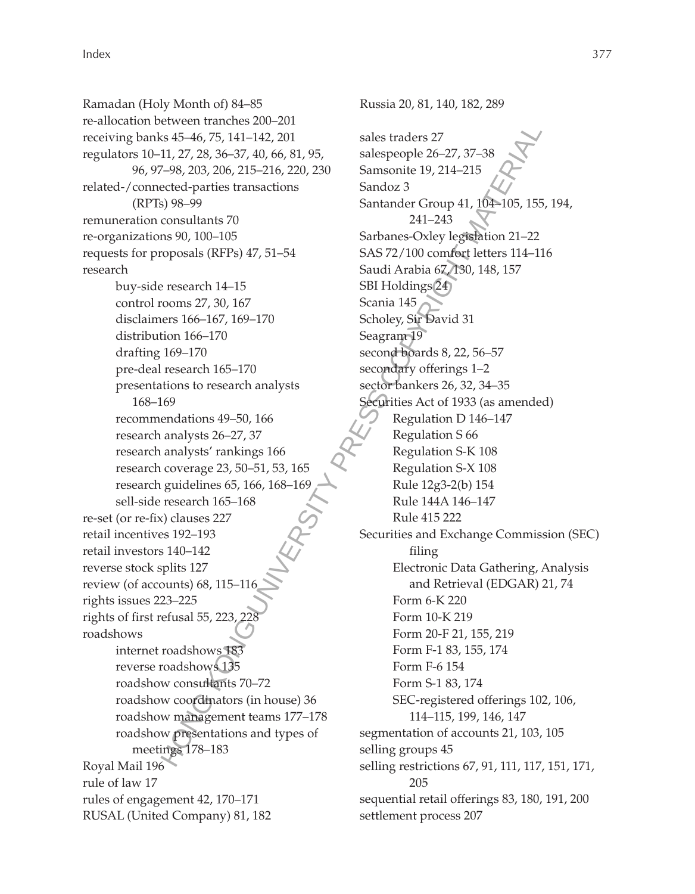Ramadan (Holy Month of) 84–85
re-allocation between tranches 200–201
receiving banks 45–46, 75, 141–142, 201
regulators 10–11, 27, 28, 36–37, 40, 66, 81, 95, 96, 97–98, 203, 206, 215–216, 220, 230
related-/connected-parties transactions (RPTs) 98–99
remuneration consultants 70
re-organizations 90, 100–105
requests for proposals (RFPs) 47, 51–54
research
- buy-side research 14–15
- control rooms 27, 30, 167
- disclaimers 166–167, 169–170
- distribution 166–170
- drafting 169–170
- pre-deal research 165–170
- presentations to research analysts 168–169
- recommendations 49–50, 166
- research analysts 26–27, 37
- research analysts' rankings 166
- research coverage 23, 50–51, 53, 165
- research guidelines 65, 166, 168–169
- sell-side research 165–168

re-set (or re-fix) clauses 227
retail incentives 192–193
retail investors 140–142
reverse stock splits 127
review (of accounts) 68, 115–116
rights issues 223–225
rights of first refusal 55, 223, 228
roadshows
- internet roadshows 183
- reverse roadshows 135
- roadshow consultants 70–72
- roadshow coordinators (in house) 36
- roadshow management teams 177–178
- roadshow presentations and types of meetings 178–183

Royal Mail 196
rule of law 17
rules of engagement 42, 170–171
RUSAL (United Company) 81, 182
Russia 20, 81, 140, 182, 289

sales traders 27
salespeople 26–27, 37–38
Samsonite 19, 214–215
Sandoz 3
Santander Group 41, 104–105, 155, 194, 241–243
Sarbanes-Oxley legislation 21–22
SAS 72/100 comfort letters 114–116
Saudi Arabia 67, 130, 148, 157
SBI Holdings 24
Scania 145
Scholey, Sir David 31
Seagram 19
second boards 8, 22, 56–57
secondary offerings 1–2
sector bankers 26, 32, 34–35
Securities Act of 1933 (as amended)
- Regulation D 146–147
- Regulation S 66
- Regulation S-K 108
- Regulation S-X 108
- Rule 12g3-2(b) 154
- Rule 144A 146–147
- Rule 415 222

Securities and Exchange Commission (SEC) filing
- Electronic Data Gathering, Analysis and Retrieval (EDGAR) 21, 74
- Form 6-K 220
- Form 10-K 219
- Form 20-F 21, 155, 219
- Form F-1 83, 155, 174
- Form F-6 154
- Form S-1 83, 174
- SEC-registered offerings 102, 106, 114–115, 199, 146, 147

segmentation of accounts 21, 103, 105
selling groups 45
selling restrictions 67, 91, 111, 117, 151, 171, 205
sequential retail offerings 83, 180, 191, 200
settlement process 207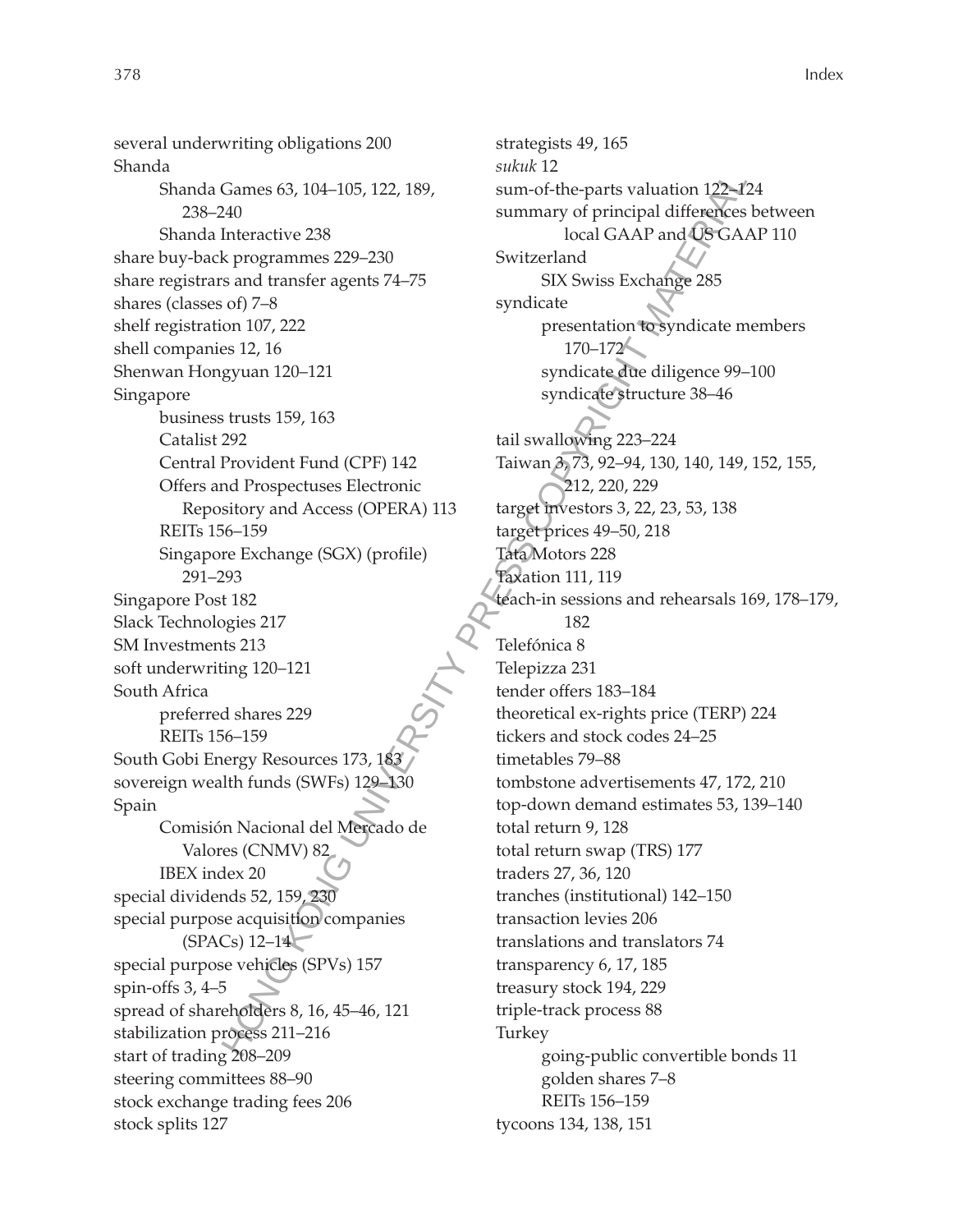several underwriting obligations 200
Shanda
  - Shanda Games 63, 104–105, 122, 189, 238–240
  - Shanda Interactive 238

share buy-back programmes 229–230
share registrars and transfer agents 74–75
shares (classes of) 7–8
shelf registration 107, 222
shell companies 12, 16
Shenwan Hongyuan 120–121
Singapore
  - business trusts 159, 163
  - Catalist 292
  - Central Provident Fund (CPF) 142
  - Offers and Prospectuses Electronic Repository and Access (OPERA) 113
  - REITs 156–159
  - Singapore Exchange (SGX) (profile) 291–293

Singapore Post 182
Slack Technologies 217
SM Investments 213
soft underwriting 120–121
South Africa
  - preferred shares 229
  - REITs 156–159

South Gobi Energy Resources 173, 183
sovereign wealth funds (SWFs) 129–130
Spain
  - Comisión Nacional del Mercado de Valores (CNMV) 82
  - IBEX index 20

special dividends 52, 159, 230
special purpose acquisition companies (SPACs) 12–14
special purpose vehicles (SPVs) 157
spin-offs 3, 4–5
spread of shareholders 8, 16, 45–46, 121
stabilization process 211–216
start of trading 208–209
steering committees 88–90
stock exchange trading fees 206
stock splits 127
strategists 49, 165
*sukuk* 12
sum-of-the-parts valuation 122–124
summary of principal differences between local GAAP and US GAAP 110
Switzerland
  - SIX Swiss Exchange 285

syndicate
  - presentation to syndicate members 170–172
  - syndicate due diligence 99–100
  - syndicate structure 38–46

tail swallowing 223–224
Taiwan 3, 73, 92–94, 130, 140, 149, 152, 155, 212, 220, 229
target investors 3, 22, 23, 53, 138
target prices 49–50, 218
Tata Motors 228
Taxation 111, 119
teach-in sessions and rehearsals 169, 178–179, 182
Telefónica 8
Telepizza 231
tender offers 183–184
theoretical ex-rights price (TERP) 224
tickers and stock codes 24–25
timetables 79–88
tombstone advertisements 47, 172, 210
top-down demand estimates 53, 139–140
total return 9, 128
total return swap (TRS) 177
traders 27, 36, 120
tranches (institutional) 142–150
transaction levies 206
translations and translators 74
transparency 6, 17, 185
treasury stock 194, 229
triple-track process 88
Turkey
  - going-public convertible bonds 11
  - golden shares 7–8
  - REITs 156–159

tycoons 134, 138, 151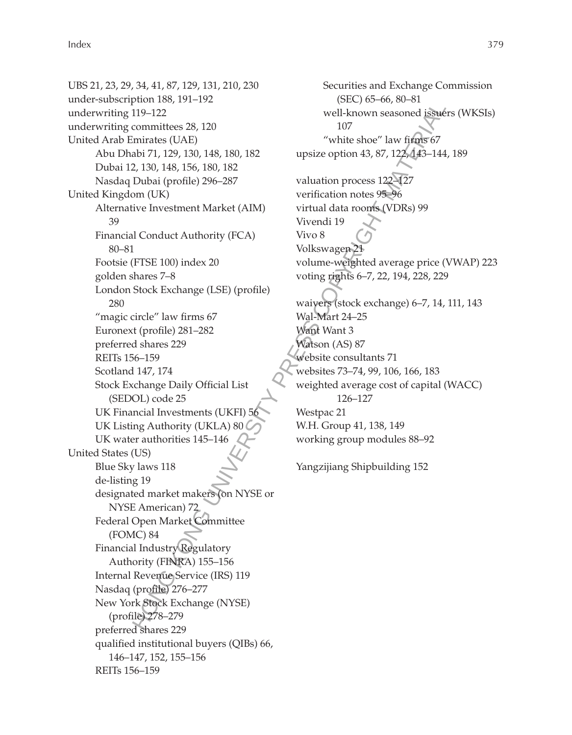UBS 21, 23, 29, 34, 41, 87, 129, 131, 210, 230
under-subscription 188, 191–192
underwriting 119–122
underwriting committees 28, 120
United Arab Emirates (UAE)
- Abu Dhabi 71, 129, 130, 148, 180, 182
- Dubai 12, 130, 148, 156, 180, 182
- Nasdaq Dubai (profile) 296–287

United Kingdom (UK)
- Alternative Investment Market (AIM) 39
- Financial Conduct Authority (FCA) 80–81
- Footsie (FTSE 100) index 20
- golden shares 7–8
- London Stock Exchange (LSE) (profile) 280
- "magic circle" law firms 67
- Euronext (profile) 281–282
- preferred shares 229
- REITs 156–159
- Scotland 147, 174
- Stock Exchange Daily Official List (SEDOL) code 25
- UK Financial Investments (UKFI) 56
- UK Listing Authority (UKLA) 80
- UK water authorities 145–146

United States (US)
- Blue Sky laws 118
- de-listing 19
- designated market makers (on NYSE or NYSE American) 72
- Federal Open Market Committee (FOMC) 84
- Financial Industry Regulatory Authority (FINRA) 155–156
- Internal Revenue Service (IRS) 119
- Nasdaq (profile) 276–277
- New York Stock Exchange (NYSE) (profile) 278–279
- preferred shares 229
- qualified institutional buyers (QIBs) 66, 146–147, 152, 155–156
- REITs 156–159
- Securities and Exchange Commission (SEC) 65–66, 80–81
- well-known seasoned issuers (WKSIs) 107
- "white shoe" law firms 67

upsize option 43, 87, 122, 143–144, 189

valuation process 122–127
verification notes 95–96
virtual data rooms (VDRs) 99
Vivendi 19
Vivo 8
Volkswagen 21
volume-weighted average price (VWAP) 223
voting rights 6–7, 22, 194, 228, 229

waivers (stock exchange) 6–7, 14, 111, 143
Wal-Mart 24–25
Want Want 3
Watson (AS) 87
website consultants 71
websites 73–74, 99, 106, 166, 183
weighted average cost of capital (WACC) 126–127
Westpac 21
W.H. Group 41, 138, 149
working group modules 88–92

Yangzijiang Shipbuilding 152